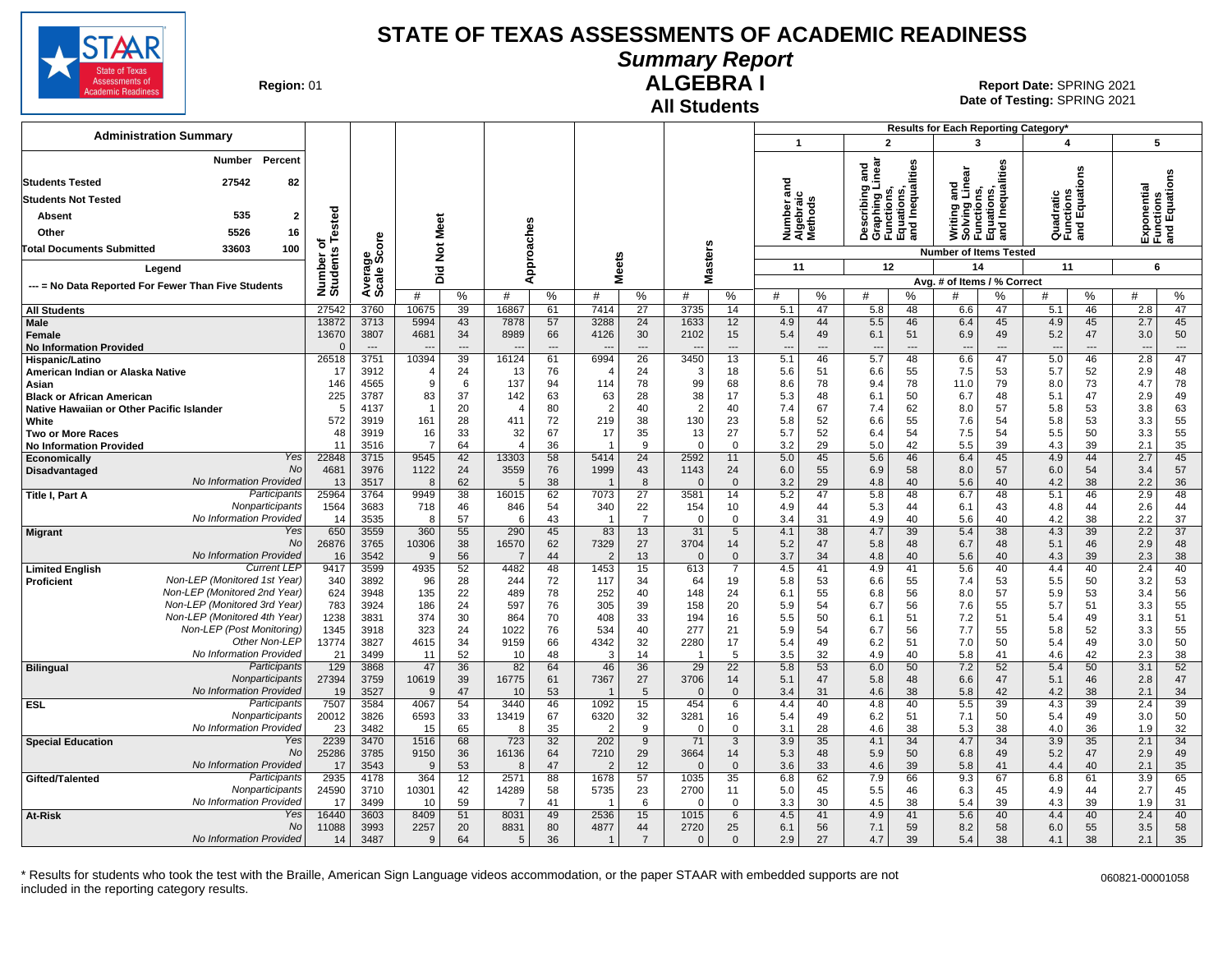# STATE OF TEXAS ASSESSMENTS OF ACADEMIC READINESS

## Summary Report

## ALGEBRA I

### All Students

**Region:** 01

**Report Date:** SPRING 2021
**Date of Testing:** SPRING 2021

**Administration Summary**

| | Number | Percent |
|---|---|---|
| Students Tested | 27542 | 82 |
| Students Not Tested | | |
| Absent | 535 | 2 |
| Other | 5526 | 16 |
| Total Documents Submitted | 33603 | 100 |

Legend: --- = No Data Reported For Fewer Than Five Students

Results for Each Reporting Category*: 1 = Number and Algebraic Methods (11 items); 2 = Describing and Graphing Linear Functions, Equations, and Inequalities (12 items); 3 = Writing and Solving Linear Functions, Equations, and Inequalities (14 items); 4 = Quadratic Functions and Equations (11 items); 5 = Exponential Functions and Equations (6 items). Avg. # of Items / % Correct.

| Group | | Number of Students Tested | Average Scale Score | Did Not Meet # | Did Not Meet % | Approaches # | Approaches % | Meets # | Meets % | Masters # | Masters % | Cat 1 # | Cat 1 % | Cat 2 # | Cat 2 % | Cat 3 # | Cat 3 % | Cat 4 # | Cat 4 % | Cat 5 # | Cat 5 % |
|---|---|---|---|---|---|---|---|---|---|---|---|---|---|---|---|---|---|---|---|---|---|
| All Students | | 27542 | 3760 | 10675 | 39 | 16867 | 61 | 7414 | 27 | 3735 | 14 | 5.1 | 47 | 5.8 | 48 | 6.6 | 47 | 5.1 | 46 | 2.8 | 47 |
| Male | | 13872 | 3713 | 5994 | 43 | 7878 | 57 | 3288 | 24 | 1633 | 12 | 4.9 | 44 | 5.5 | 46 | 6.4 | 45 | 4.9 | 45 | 2.7 | 45 |
| Female | | 13670 | 3807 | 4681 | 34 | 8989 | 66 | 4126 | 30 | 2102 | 15 | 5.4 | 49 | 6.1 | 51 | 6.9 | 49 | 5.2 | 47 | 3.0 | 50 |
| No Information Provided | | 0 | --- | --- | --- | --- | --- | --- | --- | --- | --- | --- | --- | --- | --- | --- | --- | --- | --- | --- | --- |
| Hispanic/Latino | | 26518 | 3751 | 10394 | 39 | 16124 | 61 | 6994 | 26 | 3450 | 13 | 5.1 | 46 | 5.7 | 48 | 6.6 | 47 | 5.0 | 46 | 2.8 | 47 |
| American Indian or Alaska Native | | 17 | 3912 | 4 | 24 | 13 | 76 | 4 | 24 | 3 | 18 | 5.6 | 51 | 6.6 | 55 | 7.5 | 53 | 5.7 | 52 | 2.9 | 48 |
| Asian | | 146 | 4565 | 9 | 6 | 137 | 94 | 114 | 78 | 99 | 68 | 8.6 | 78 | 9.4 | 78 | 11.0 | 79 | 8.0 | 73 | 4.7 | 78 |
| Black or African American | | 225 | 3787 | 83 | 37 | 142 | 63 | 63 | 28 | 38 | 17 | 5.3 | 48 | 6.1 | 50 | 6.7 | 48 | 5.1 | 47 | 2.9 | 49 |
| Native Hawaiian or Other Pacific Islander | | 5 | 4137 | 1 | 20 | 4 | 80 | 2 | 40 | 2 | 40 | 7.4 | 67 | 7.4 | 62 | 8.0 | 57 | 5.8 | 53 | 3.8 | 63 |
| White | | 572 | 3919 | 161 | 28 | 411 | 72 | 219 | 38 | 130 | 23 | 5.8 | 52 | 6.6 | 55 | 7.6 | 54 | 5.8 | 53 | 3.3 | 55 |
| Two or More Races | | 48 | 3919 | 16 | 33 | 32 | 67 | 17 | 35 | 13 | 27 | 5.7 | 52 | 6.4 | 54 | 7.5 | 54 | 5.5 | 50 | 3.3 | 55 |
| No Information Provided | | 11 | 3516 | 7 | 64 | 4 | 36 | 1 | 9 | 0 | 0 | 3.2 | 29 | 5.0 | 42 | 5.5 | 39 | 4.3 | 39 | 2.1 | 35 |
| Economically Disadvantaged | Yes | 22848 | 3715 | 9545 | 42 | 13303 | 58 | 5414 | 24 | 2592 | 11 | 5.0 | 45 | 5.6 | 46 | 6.4 | 45 | 4.9 | 44 | 2.7 | 45 |
| | No | 4681 | 3976 | 1122 | 24 | 3559 | 76 | 1999 | 43 | 1143 | 24 | 6.0 | 55 | 6.9 | 58 | 8.0 | 57 | 6.0 | 54 | 3.4 | 57 |
| | No Information Provided | 13 | 3517 | 8 | 62 | 5 | 38 | 1 | 8 | 0 | 0 | 3.2 | 29 | 4.8 | 40 | 5.6 | 40 | 4.2 | 38 | 2.2 | 36 |
| Title I, Part A | Participants | 25964 | 3764 | 9949 | 38 | 16015 | 62 | 7073 | 27 | 3581 | 14 | 5.2 | 47 | 5.8 | 48 | 6.7 | 48 | 5.1 | 46 | 2.9 | 48 |
| | Nonparticipants | 1564 | 3683 | 718 | 46 | 846 | 54 | 340 | 22 | 154 | 10 | 4.9 | 44 | 5.3 | 44 | 6.1 | 43 | 4.8 | 44 | 2.6 | 44 |
| | No Information Provided | 14 | 3535 | 8 | 57 | 6 | 43 | 1 | 7 | 0 | 0 | 3.4 | 31 | 4.9 | 40 | 5.6 | 40 | 4.2 | 38 | 2.2 | 37 |
| Migrant | Yes | 650 | 3559 | 360 | 55 | 290 | 45 | 83 | 13 | 31 | 5 | 4.1 | 38 | 4.7 | 39 | 5.4 | 38 | 4.3 | 39 | 2.2 | 37 |
| | No | 26876 | 3765 | 10306 | 38 | 16570 | 62 | 7329 | 27 | 3704 | 14 | 5.2 | 47 | 5.8 | 48 | 6.7 | 48 | 5.1 | 46 | 2.9 | 48 |
| | No Information Provided | 16 | 3542 | 9 | 56 | 7 | 44 | 2 | 13 | 0 | 0 | 3.7 | 34 | 4.8 | 40 | 5.6 | 40 | 4.3 | 39 | 2.3 | 38 |
| Limited English Proficient | Current LEP | 9417 | 3599 | 4935 | 52 | 4482 | 48 | 1453 | 15 | 613 | 7 | 4.5 | 41 | 4.9 | 41 | 5.6 | 40 | 4.4 | 40 | 2.4 | 40 |
| | Non-LEP (Monitored 1st Year) | 340 | 3892 | 96 | 28 | 244 | 72 | 117 | 34 | 64 | 19 | 5.8 | 53 | 6.6 | 55 | 7.4 | 53 | 5.5 | 50 | 3.2 | 53 |
| | Non-LEP (Monitored 2nd Year) | 624 | 3948 | 135 | 22 | 489 | 78 | 252 | 40 | 148 | 24 | 6.1 | 55 | 6.8 | 56 | 8.0 | 57 | 5.9 | 53 | 3.4 | 56 |
| | Non-LEP (Monitored 3rd Year) | 783 | 3924 | 186 | 24 | 597 | 76 | 305 | 39 | 158 | 20 | 5.9 | 54 | 6.7 | 56 | 7.6 | 55 | 5.7 | 51 | 3.3 | 55 |
| | Non-LEP (Monitored 4th Year) | 1238 | 3831 | 374 | 30 | 864 | 70 | 408 | 33 | 194 | 16 | 5.5 | 50 | 6.1 | 51 | 7.2 | 51 | 5.4 | 49 | 3.1 | 51 |
| | Non-LEP (Post Monitoring) | 1345 | 3918 | 323 | 24 | 1022 | 76 | 534 | 40 | 277 | 21 | 5.9 | 54 | 6.7 | 56 | 7.7 | 55 | 5.8 | 52 | 3.3 | 55 |
| | Other Non-LEP | 13774 | 3827 | 4615 | 34 | 9159 | 66 | 4342 | 32 | 2280 | 17 | 5.4 | 49 | 6.2 | 51 | 7.0 | 50 | 5.4 | 49 | 3.0 | 50 |
| | No Information Provided | 21 | 3499 | 11 | 52 | 10 | 48 | 3 | 14 | 1 | 5 | 3.5 | 32 | 4.9 | 40 | 5.8 | 41 | 4.6 | 42 | 2.3 | 38 |
| Bilingual | Participants | 129 | 3868 | 47 | 36 | 82 | 64 | 46 | 36 | 29 | 22 | 5.8 | 53 | 6.0 | 50 | 7.2 | 52 | 5.4 | 50 | 3.1 | 52 |
| | Nonparticipants | 27394 | 3759 | 10619 | 39 | 16775 | 61 | 7367 | 27 | 3706 | 14 | 5.1 | 47 | 5.8 | 48 | 6.6 | 47 | 5.1 | 46 | 2.8 | 47 |
| | No Information Provided | 19 | 3527 | 9 | 47 | 10 | 53 | 1 | 5 | 0 | 0 | 3.4 | 31 | 4.6 | 38 | 5.8 | 42 | 4.2 | 38 | 2.1 | 34 |
| ESL | Participants | 7507 | 3584 | 4067 | 54 | 3440 | 46 | 1092 | 15 | 454 | 6 | 4.4 | 40 | 4.8 | 40 | 5.5 | 39 | 4.3 | 39 | 2.4 | 39 |
| | Nonparticipants | 20012 | 3826 | 6593 | 33 | 13419 | 67 | 6320 | 32 | 3281 | 16 | 5.4 | 49 | 6.2 | 51 | 7.1 | 50 | 5.4 | 49 | 3.0 | 50 |
| | No Information Provided | 23 | 3482 | 15 | 65 | 8 | 35 | 2 | 9 | 0 | 0 | 3.1 | 28 | 4.6 | 38 | 5.3 | 38 | 4.0 | 36 | 1.9 | 32 |
| Special Education | Yes | 2239 | 3470 | 1516 | 68 | 723 | 32 | 202 | 9 | 71 | 3 | 3.9 | 35 | 4.1 | 34 | 4.7 | 34 | 3.9 | 35 | 2.1 | 34 |
| | No | 25286 | 3785 | 9150 | 36 | 16136 | 64 | 7210 | 29 | 3664 | 14 | 5.3 | 48 | 5.9 | 50 | 6.8 | 49 | 5.2 | 47 | 2.9 | 49 |
| | No Information Provided | 17 | 3543 | 9 | 53 | 8 | 47 | 2 | 12 | 0 | 0 | 3.6 | 33 | 4.6 | 39 | 5.8 | 41 | 4.4 | 40 | 2.1 | 35 |
| Gifted/Talented | Participants | 2935 | 4178 | 364 | 12 | 2571 | 88 | 1678 | 57 | 1035 | 35 | 6.8 | 62 | 7.9 | 66 | 9.3 | 67 | 6.8 | 61 | 3.9 | 65 |
| | Nonparticipants | 24590 | 3710 | 10301 | 42 | 14289 | 58 | 5735 | 23 | 2700 | 11 | 5.0 | 45 | 5.5 | 46 | 6.3 | 45 | 4.9 | 44 | 2.7 | 45 |
| | No Information Provided | 17 | 3499 | 10 | 59 | 7 | 41 | 1 | 6 | 0 | 0 | 3.3 | 30 | 4.5 | 38 | 5.4 | 39 | 4.3 | 39 | 1.9 | 31 |
| At-Risk | Yes | 16440 | 3603 | 8409 | 51 | 8031 | 49 | 2536 | 15 | 1015 | 6 | 4.5 | 41 | 4.9 | 41 | 5.6 | 40 | 4.4 | 40 | 2.4 | 40 |
| | No | 11088 | 3993 | 2257 | 20 | 8831 | 80 | 4877 | 44 | 2720 | 25 | 6.1 | 56 | 7.1 | 59 | 8.2 | 58 | 6.0 | 55 | 3.5 | 58 |
| | No Information Provided | 14 | 3487 | 9 | 64 | 5 | 36 | 1 | 7 | 0 | 0 | 2.9 | 27 | 4.7 | 39 | 5.4 | 38 | 4.1 | 38 | 2.1 | 35 |

* Results for students who took the test with the Braille, American Sign Language videos accommodation, or the paper STAAR with embedded supports are not included in the reporting category results.

060821-00001058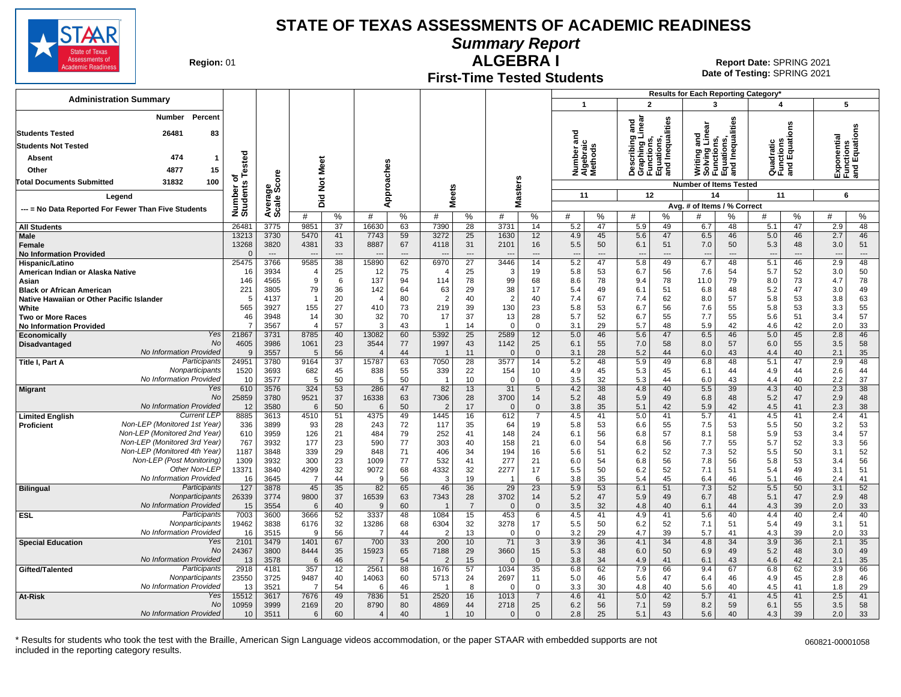# STATE OF TEXAS ASSESSMENTS OF ACADEMIC READINESS

## Summary Report

## ALGEBRA I

### First-Time Tested Students

**Region:** 01

**Report Date:** SPRING 2021
**Date of Testing:** SPRING 2021

**Administration Summary**

| | Number | Percent |
|---|---|---|
| Students Tested | 26481 | 83 |
| Students Not Tested | | |
| Absent | 474 | 1 |
| Other | 4877 | 15 |
| Total Documents Submitted | 31832 | 100 |

Legend: --- = No Data Reported For Fewer Than Five Students

Results for Each Reporting Category*: 1 = Number and Algebraic Methods (11 items); 2 = Describing and Graphing Linear Functions, Equations, and Inequalities (12 items); 3 = Writing and Solving Linear Functions, Equations, and Inequalities (14 items); 4 = Quadratic Functions and Equations (11 items); 5 = Exponential Functions and Equations (6 items). Values are Avg. # of Items / % Correct.

| Group | | Number of Students Tested | Average Scale Score | Did Not Meet # | Did Not Meet % | Approaches # | Approaches % | Meets # | Meets % | Masters # | Masters % | 1 # | 1 % | 2 # | 2 % | 3 # | 3 % | 4 # | 4 % | 5 # | 5 % |
|---|---|---|---|---|---|---|---|---|---|---|---|---|---|---|---|---|---|---|---|---|---|
| All Students | | 26481 | 3775 | 9851 | 37 | 16630 | 63 | 7390 | 28 | 3731 | 14 | 5.2 | 47 | 5.9 | 49 | 6.7 | 48 | 5.1 | 47 | 2.9 | 48 |
| Male | | 13213 | 3730 | 5470 | 41 | 7743 | 59 | 3272 | 25 | 1630 | 12 | 4.9 | 45 | 5.6 | 47 | 6.5 | 46 | 5.0 | 46 | 2.7 | 46 |
| Female | | 13268 | 3820 | 4381 | 33 | 8887 | 67 | 4118 | 31 | 2101 | 16 | 5.5 | 50 | 6.1 | 51 | 7.0 | 50 | 5.3 | 48 | 3.0 | 51 |
| No Information Provided | | 0 | --- | --- | --- | --- | --- | --- | --- | --- | --- | --- | --- | --- | --- | --- | --- | --- | --- | --- | --- |
| Hispanic/Latino | | 25475 | 3766 | 9585 | 38 | 15890 | 62 | 6970 | 27 | 3446 | 14 | 5.2 | 47 | 5.8 | 49 | 6.7 | 48 | 5.1 | 46 | 2.9 | 48 |
| American Indian or Alaska Native | | 16 | 3934 | 4 | 25 | 12 | 75 | 4 | 25 | 3 | 19 | 5.8 | 53 | 6.7 | 56 | 7.6 | 54 | 5.7 | 52 | 3.0 | 50 |
| Asian | | 146 | 4565 | 9 | 6 | 137 | 94 | 114 | 78 | 99 | 68 | 8.6 | 78 | 9.4 | 78 | 11.0 | 79 | 8.0 | 73 | 4.7 | 78 |
| Black or African American | | 221 | 3805 | 79 | 36 | 142 | 64 | 63 | 29 | 38 | 17 | 5.4 | 49 | 6.1 | 51 | 6.8 | 48 | 5.2 | 47 | 3.0 | 49 |
| Native Hawaiian or Other Pacific Islander | | 5 | 4137 | 1 | 20 | 4 | 80 | 2 | 40 | 2 | 40 | 7.4 | 67 | 7.4 | 62 | 8.0 | 57 | 5.8 | 53 | 3.8 | 63 |
| White | | 565 | 3927 | 155 | 27 | 410 | 73 | 219 | 39 | 130 | 23 | 5.8 | 53 | 6.7 | 56 | 7.6 | 55 | 5.8 | 53 | 3.3 | 55 |
| Two or More Races | | 46 | 3948 | 14 | 30 | 32 | 70 | 17 | 37 | 13 | 28 | 5.7 | 52 | 6.7 | 55 | 7.7 | 55 | 5.6 | 51 | 3.4 | 57 |
| No Information Provided | | 7 | 3567 | 4 | 57 | 3 | 43 | 1 | 14 | 0 | 0 | 3.1 | 29 | 5.7 | 48 | 5.9 | 42 | 4.6 | 42 | 2.0 | 33 |
| Economically Disadvantaged | Yes | 21867 | 3731 | 8785 | 40 | 13082 | 60 | 5392 | 25 | 2589 | 12 | 5.0 | 46 | 5.6 | 47 | 6.5 | 46 | 5.0 | 45 | 2.8 | 46 |
| | No | 4605 | 3986 | 1061 | 23 | 3544 | 77 | 1997 | 43 | 1142 | 25 | 6.1 | 55 | 7.0 | 58 | 8.0 | 57 | 6.0 | 55 | 3.5 | 58 |
| | No Information Provided | 9 | 3557 | 5 | 56 | 4 | 44 | 1 | 11 | 0 | 0 | 3.1 | 28 | 5.2 | 44 | 6.0 | 43 | 4.4 | 40 | 2.1 | 35 |
| Title I, Part A | Participants | 24951 | 3780 | 9164 | 37 | 15787 | 63 | 7050 | 28 | 3577 | 14 | 5.2 | 48 | 5.9 | 49 | 6.8 | 48 | 5.1 | 47 | 2.9 | 48 |
| | Nonparticipants | 1520 | 3693 | 682 | 45 | 838 | 55 | 339 | 22 | 154 | 10 | 4.9 | 45 | 5.3 | 45 | 6.1 | 44 | 4.9 | 44 | 2.6 | 44 |
| | No Information Provided | 10 | 3577 | 5 | 50 | 5 | 50 | 1 | 10 | 0 | 0 | 3.5 | 32 | 5.3 | 44 | 6.0 | 43 | 4.4 | 40 | 2.2 | 37 |
| Migrant | Yes | 610 | 3576 | 324 | 53 | 286 | 47 | 82 | 13 | 31 | 5 | 4.2 | 38 | 4.8 | 40 | 5.5 | 39 | 4.3 | 40 | 2.3 | 38 |
| | No | 25859 | 3780 | 9521 | 37 | 16338 | 63 | 7306 | 28 | 3700 | 14 | 5.2 | 48 | 5.9 | 49 | 6.8 | 48 | 5.2 | 47 | 2.9 | 48 |
| | No Information Provided | 12 | 3580 | 6 | 50 | 6 | 50 | 2 | 17 | 0 | 0 | 3.8 | 35 | 5.1 | 42 | 5.9 | 42 | 4.5 | 41 | 2.3 | 38 |
| Limited English Proficient | Current LEP | 8885 | 3613 | 4510 | 51 | 4375 | 49 | 1445 | 16 | 612 | 7 | 4.5 | 41 | 5.0 | 41 | 5.7 | 41 | 4.5 | 41 | 2.4 | 41 |
| | Non-LEP (Monitored 1st Year) | 336 | 3899 | 93 | 28 | 243 | 72 | 117 | 35 | 64 | 19 | 5.8 | 53 | 6.6 | 55 | 7.5 | 53 | 5.5 | 50 | 3.2 | 53 |
| | Non-LEP (Monitored 2nd Year) | 610 | 3959 | 126 | 21 | 484 | 79 | 252 | 41 | 148 | 24 | 6.1 | 56 | 6.8 | 57 | 8.1 | 58 | 5.9 | 53 | 3.4 | 57 |
| | Non-LEP (Monitored 3rd Year) | 767 | 3932 | 177 | 23 | 590 | 77 | 303 | 40 | 158 | 21 | 6.0 | 54 | 6.8 | 56 | 7.7 | 55 | 5.7 | 52 | 3.3 | 56 |
| | Non-LEP (Monitored 4th Year) | 1187 | 3848 | 339 | 29 | 848 | 71 | 406 | 34 | 194 | 16 | 5.6 | 51 | 6.2 | 52 | 7.3 | 52 | 5.5 | 50 | 3.1 | 52 |
| | Non-LEP (Post Monitoring) | 1309 | 3932 | 300 | 23 | 1009 | 77 | 532 | 41 | 277 | 21 | 6.0 | 54 | 6.8 | 56 | 7.8 | 56 | 5.8 | 53 | 3.4 | 56 |
| | Other Non-LEP | 13371 | 3840 | 4299 | 32 | 9072 | 68 | 4332 | 32 | 2277 | 17 | 5.5 | 50 | 6.2 | 52 | 7.1 | 51 | 5.4 | 49 | 3.1 | 51 |
| | No Information Provided | 16 | 3645 | 7 | 44 | 9 | 56 | 3 | 19 | 1 | 6 | 3.8 | 35 | 5.4 | 45 | 6.4 | 46 | 5.1 | 46 | 2.4 | 41 |
| Bilingual | Participants | 127 | 3878 | 45 | 35 | 82 | 65 | 46 | 36 | 29 | 23 | 5.9 | 53 | 6.1 | 51 | 7.3 | 52 | 5.5 | 50 | 3.1 | 52 |
| | Nonparticipants | 26339 | 3774 | 9800 | 37 | 16539 | 63 | 7343 | 28 | 3702 | 14 | 5.2 | 47 | 5.9 | 49 | 6.7 | 48 | 5.1 | 47 | 2.9 | 48 |
| | No Information Provided | 15 | 3554 | 6 | 40 | 9 | 60 | 1 | 7 | 0 | 0 | 3.5 | 32 | 4.8 | 40 | 6.1 | 44 | 4.3 | 39 | 2.0 | 33 |
| ESL | Participants | 7003 | 3600 | 3666 | 52 | 3337 | 48 | 1084 | 15 | 453 | 6 | 4.5 | 41 | 4.9 | 41 | 5.6 | 40 | 4.4 | 40 | 2.4 | 40 |
| | Nonparticipants | 19462 | 3838 | 6176 | 32 | 13286 | 68 | 6304 | 32 | 3278 | 17 | 5.5 | 50 | 6.2 | 52 | 7.1 | 51 | 5.4 | 49 | 3.1 | 51 |
| | No Information Provided | 16 | 3515 | 9 | 56 | 7 | 44 | 2 | 13 | 0 | 0 | 3.2 | 29 | 4.7 | 39 | 5.7 | 41 | 4.3 | 39 | 2.0 | 33 |
| Special Education | Yes | 2101 | 3479 | 1401 | 67 | 700 | 33 | 200 | 10 | 71 | 3 | 3.9 | 36 | 4.1 | 34 | 4.8 | 34 | 3.9 | 36 | 2.1 | 35 |
| | No | 24367 | 3800 | 8444 | 35 | 15923 | 65 | 7188 | 29 | 3660 | 15 | 5.3 | 48 | 6.0 | 50 | 6.9 | 49 | 5.2 | 48 | 3.0 | 49 |
| | No Information Provided | 13 | 3578 | 6 | 46 | 7 | 54 | 2 | 15 | 0 | 0 | 3.8 | 34 | 4.9 | 41 | 6.1 | 43 | 4.6 | 42 | 2.1 | 35 |
| Gifted/Talented | Participants | 2918 | 4181 | 357 | 12 | 2561 | 88 | 1676 | 57 | 1034 | 35 | 6.8 | 62 | 7.9 | 66 | 9.4 | 67 | 6.8 | 62 | 3.9 | 66 |
| | Nonparticipants | 23550 | 3725 | 9487 | 40 | 14063 | 60 | 5713 | 24 | 2697 | 11 | 5.0 | 46 | 5.6 | 47 | 6.4 | 46 | 4.9 | 45 | 2.8 | 46 |
| | No Information Provided | 13 | 3521 | 7 | 54 | 6 | 46 | 1 | 8 | 0 | 0 | 3.3 | 30 | 4.8 | 40 | 5.6 | 40 | 4.5 | 41 | 1.8 | 29 |
| At-Risk | Yes | 15512 | 3617 | 7676 | 49 | 7836 | 51 | 2520 | 16 | 1013 | 7 | 4.6 | 41 | 5.0 | 42 | 5.7 | 41 | 4.5 | 41 | 2.5 | 41 |
| | No | 10959 | 3999 | 2169 | 20 | 8790 | 80 | 4869 | 44 | 2718 | 25 | 6.2 | 56 | 7.1 | 59 | 8.2 | 59 | 6.1 | 55 | 3.5 | 58 |
| | No Information Provided | 10 | 3511 | 6 | 60 | 4 | 40 | 1 | 10 | 0 | 0 | 2.8 | 25 | 5.1 | 43 | 5.6 | 40 | 4.3 | 39 | 2.0 | 33 |

\* Results for students who took the test with the Braille, American Sign Language videos accommodation, or the paper STAAR with embedded supports are not included in the reporting category results.

060821-00001058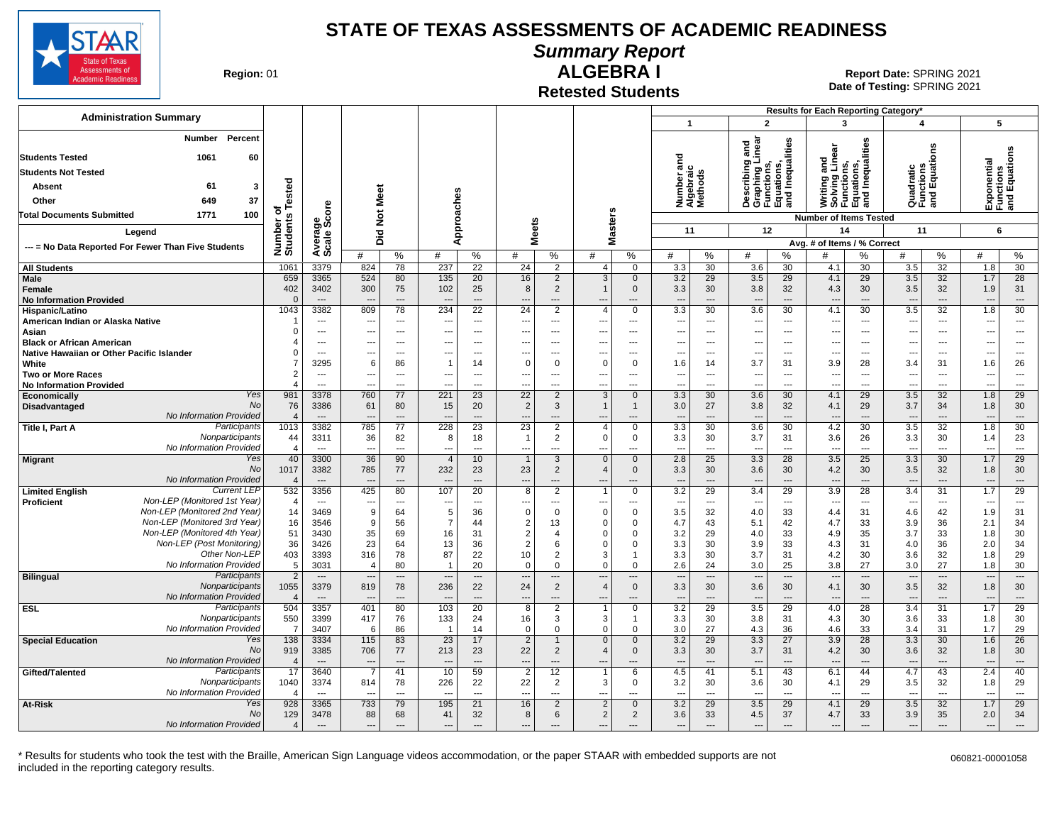# STATE OF TEXAS ASSESSMENTS OF ACADEMIC READINESS

## Summary Report

## ALGEBRA I

### Retested Students

**Region:** 01

**Report Date:** SPRING 2021
**Date of Testing:** SPRING 2021

### Administration Summary

| | Number | Percent |
|---|---|---|
| Students Tested | 1061 | 60 |
| Students Not Tested | | |
| Absent | 61 | 3 |
| Other | 649 | 37 |
| Total Documents Submitted | 1771 | 100 |

Legend: --- = No Data Reported For Fewer Than Five Students

Results for Each Reporting Category*:
1 = Number and Algebraic Methods (Number of Items Tested: 11)
2 = Describing and Graphing Linear Functions, Equations, and Inequalities (Number of Items Tested: 12)
3 = Writing and Solving Linear Functions, Equations, and Inequalities (Number of Items Tested: 14)
4 = Quadratic Functions and Equations (Number of Items Tested: 11)
5 = Exponential Functions and Equations (Number of Items Tested: 6)

Avg. # of Items / % Correct

| Group | | Number of Students Tested | Average Scale Score | Did Not Meet # | Did Not Meet % | Approaches # | Approaches % | Meets # | Meets % | Masters # | Masters % | 1 # | 1 % | 2 # | 2 % | 3 # | 3 % | 4 # | 4 % | 5 # | 5 % |
|---|---|---|---|---|---|---|---|---|---|---|---|---|---|---|---|---|---|---|---|---|---|
| All Students | | 1061 | 3379 | 824 | 78 | 237 | 22 | 24 | 2 | 4 | 0 | 3.3 | 30 | 3.6 | 30 | 4.1 | 30 | 3.5 | 32 | 1.8 | 30 |
| Male | | 659 | 3365 | 524 | 80 | 135 | 20 | 16 | 2 | 3 | 0 | 3.2 | 29 | 3.5 | 29 | 4.1 | 29 | 3.5 | 32 | 1.7 | 28 |
| Female | | 402 | 3402 | 300 | 75 | 102 | 25 | 8 | 2 | 1 | 0 | 3.3 | 30 | 3.8 | 32 | 4.3 | 30 | 3.5 | 32 | 1.9 | 31 |
| No Information Provided | | 0 | --- | --- | --- | --- | --- | --- | --- | --- | --- | --- | --- | --- | --- | --- | --- | --- | --- | --- | --- |
| Hispanic/Latino | | 1043 | 3382 | 809 | 78 | 234 | 22 | 24 | 2 | 4 | 0 | 3.3 | 30 | 3.6 | 30 | 4.1 | 30 | 3.5 | 32 | 1.8 | 30 |
| American Indian or Alaska Native | | 1 | --- | --- | --- | --- | --- | --- | --- | --- | --- | --- | --- | --- | --- | --- | --- | --- | --- | --- | --- |
| Asian | | 0 | --- | --- | --- | --- | --- | --- | --- | --- | --- | --- | --- | --- | --- | --- | --- | --- | --- | --- | --- |
| Black or African American | | 4 | --- | --- | --- | --- | --- | --- | --- | --- | --- | --- | --- | --- | --- | --- | --- | --- | --- | --- | --- |
| Native Hawaiian or Other Pacific Islander | | 0 | --- | --- | --- | --- | --- | --- | --- | --- | --- | --- | --- | --- | --- | --- | --- | --- | --- | --- | --- |
| White | | 7 | 3295 | 6 | 86 | 1 | 14 | 0 | 0 | 0 | 0 | 1.6 | 14 | 3.7 | 31 | 3.9 | 28 | 3.4 | 31 | 1.6 | 26 |
| Two or More Races | | 2 | --- | --- | --- | --- | --- | --- | --- | --- | --- | --- | --- | --- | --- | --- | --- | --- | --- | --- | --- |
| No Information Provided | | 4 | --- | --- | --- | --- | --- | --- | --- | --- | --- | --- | --- | --- | --- | --- | --- | --- | --- | --- | --- |
| Economically Disadvantaged | Yes | 981 | 3378 | 760 | 77 | 221 | 23 | 22 | 2 | 3 | 0 | 3.3 | 30 | 3.6 | 30 | 4.1 | 29 | 3.5 | 32 | 1.8 | 29 |
| | No | 76 | 3386 | 61 | 80 | 15 | 20 | 2 | 3 | 1 | 1 | 3.0 | 27 | 3.8 | 32 | 4.1 | 29 | 3.7 | 34 | 1.8 | 30 |
| | No Information Provided | 4 | --- | --- | --- | --- | --- | --- | --- | --- | --- | --- | --- | --- | --- | --- | --- | --- | --- | --- | --- |
| Title I, Part A | Participants | 1013 | 3382 | 785 | 77 | 228 | 23 | 23 | 2 | 4 | 0 | 3.3 | 30 | 3.6 | 30 | 4.2 | 30 | 3.5 | 32 | 1.8 | 30 |
| | Nonparticipants | 44 | 3311 | 36 | 82 | 8 | 18 | 1 | 2 | 0 | 0 | 3.3 | 30 | 3.7 | 31 | 3.6 | 26 | 3.3 | 30 | 1.4 | 23 |
| | No Information Provided | 4 | --- | --- | --- | --- | --- | --- | --- | --- | --- | --- | --- | --- | --- | --- | --- | --- | --- | --- | --- |
| Migrant | Yes | 40 | 3300 | 36 | 90 | 4 | 10 | 1 | 3 | 0 | 0 | 2.8 | 25 | 3.3 | 28 | 3.5 | 25 | 3.3 | 30 | 1.7 | 29 |
| | No | 1017 | 3382 | 785 | 77 | 232 | 23 | 23 | 2 | 4 | 0 | 3.3 | 30 | 3.6 | 30 | 4.2 | 30 | 3.5 | 32 | 1.8 | 30 |
| | No Information Provided | 4 | --- | --- | --- | --- | --- | --- | --- | --- | --- | --- | --- | --- | --- | --- | --- | --- | --- | --- | --- |
| Limited English Proficient | Current LEP | 532 | 3356 | 425 | 80 | 107 | 20 | 8 | 2 | 1 | 0 | 3.2 | 29 | 3.4 | 29 | 3.9 | 28 | 3.4 | 31 | 1.7 | 29 |
| | Non-LEP (Monitored 1st Year) | 4 | --- | --- | --- | --- | --- | --- | --- | --- | --- | --- | --- | --- | --- | --- | --- | --- | --- | --- | --- |
| | Non-LEP (Monitored 2nd Year) | 14 | 3469 | 9 | 64 | 5 | 36 | 0 | 0 | 0 | 0 | 3.5 | 32 | 4.0 | 33 | 4.4 | 31 | 4.6 | 42 | 1.9 | 31 |
| | Non-LEP (Monitored 3rd Year) | 16 | 3546 | 9 | 56 | 7 | 44 | 2 | 13 | 0 | 0 | 4.7 | 43 | 5.1 | 42 | 4.7 | 33 | 3.9 | 36 | 2.1 | 34 |
| | Non-LEP (Monitored 4th Year) | 51 | 3430 | 35 | 69 | 16 | 31 | 2 | 4 | 0 | 0 | 3.2 | 29 | 4.0 | 33 | 4.9 | 35 | 3.7 | 33 | 1.8 | 30 |
| | Non-LEP (Post Monitoring) | 36 | 3426 | 23 | 64 | 13 | 36 | 2 | 6 | 0 | 0 | 3.3 | 30 | 3.9 | 33 | 4.3 | 31 | 4.0 | 36 | 2.0 | 34 |
| | Other Non-LEP | 403 | 3393 | 316 | 78 | 87 | 22 | 10 | 2 | 3 | 1 | 3.3 | 30 | 3.7 | 31 | 4.2 | 30 | 3.6 | 32 | 1.8 | 29 |
| | No Information Provided | 5 | 3031 | 4 | 80 | 1 | 20 | 0 | 0 | 0 | 0 | 2.6 | 24 | 3.0 | 25 | 3.8 | 27 | 3.0 | 27 | 1.8 | 30 |
| Bilingual | Participants | 2 | --- | --- | --- | --- | --- | --- | --- | --- | --- | --- | --- | --- | --- | --- | --- | --- | --- | --- | --- |
| | Nonparticipants | 1055 | 3379 | 819 | 78 | 236 | 22 | 24 | 2 | 4 | 0 | 3.3 | 30 | 3.6 | 30 | 4.1 | 30 | 3.5 | 32 | 1.8 | 30 |
| | No Information Provided | 4 | --- | --- | --- | --- | --- | --- | --- | --- | --- | --- | --- | --- | --- | --- | --- | --- | --- | --- | --- |
| ESL | Participants | 504 | 3357 | 401 | 80 | 103 | 20 | 8 | 2 | 1 | 0 | 3.2 | 29 | 3.5 | 29 | 4.0 | 28 | 3.4 | 31 | 1.7 | 29 |
| | Nonparticipants | 550 | 3399 | 417 | 76 | 133 | 24 | 16 | 3 | 3 | 1 | 3.3 | 30 | 3.8 | 31 | 4.3 | 30 | 3.6 | 33 | 1.8 | 30 |
| | No Information Provided | 7 | 3407 | 6 | 86 | 1 | 14 | 0 | 0 | 0 | 0 | 3.0 | 27 | 4.3 | 36 | 4.6 | 33 | 3.4 | 31 | 1.7 | 29 |
| Special Education | Yes | 138 | 3334 | 115 | 83 | 23 | 17 | 2 | 1 | 0 | 0 | 3.2 | 29 | 3.3 | 27 | 3.9 | 28 | 3.3 | 30 | 1.6 | 26 |
| | No | 919 | 3385 | 706 | 77 | 213 | 23 | 22 | 2 | 4 | 0 | 3.3 | 30 | 3.7 | 31 | 4.2 | 30 | 3.6 | 32 | 1.8 | 30 |
| | No Information Provided | 4 | --- | --- | --- | --- | --- | --- | --- | --- | --- | --- | --- | --- | --- | --- | --- | --- | --- | --- | --- |
| Gifted/Talented | Participants | 17 | 3640 | 7 | 41 | 10 | 59 | 2 | 12 | 1 | 6 | 4.5 | 41 | 5.1 | 43 | 6.1 | 44 | 4.7 | 43 | 2.4 | 40 |
| | Nonparticipants | 1040 | 3374 | 814 | 78 | 226 | 22 | 22 | 2 | 3 | 0 | 3.2 | 30 | 3.6 | 30 | 4.1 | 29 | 3.5 | 32 | 1.8 | 29 |
| | No Information Provided | 4 | --- | --- | --- | --- | --- | --- | --- | --- | --- | --- | --- | --- | --- | --- | --- | --- | --- | --- | --- |
| At-Risk | Yes | 928 | 3365 | 733 | 79 | 195 | 21 | 16 | 2 | 2 | 0 | 3.2 | 29 | 3.5 | 29 | 4.1 | 29 | 3.5 | 32 | 1.7 | 29 |
| | No | 129 | 3478 | 88 | 68 | 41 | 32 | 8 | 6 | 2 | 2 | 3.6 | 33 | 4.5 | 37 | 4.7 | 33 | 3.9 | 35 | 2.0 | 34 |
| | No Information Provided | 4 | --- | --- | --- | --- | --- | --- | --- | --- | --- | --- | --- | --- | --- | --- | --- | --- | --- | --- | --- |

\* Results for students who took the test with the Braille, American Sign Language videos accommodation, or the paper STAAR with embedded supports are not included in the reporting category results.

060821-00001058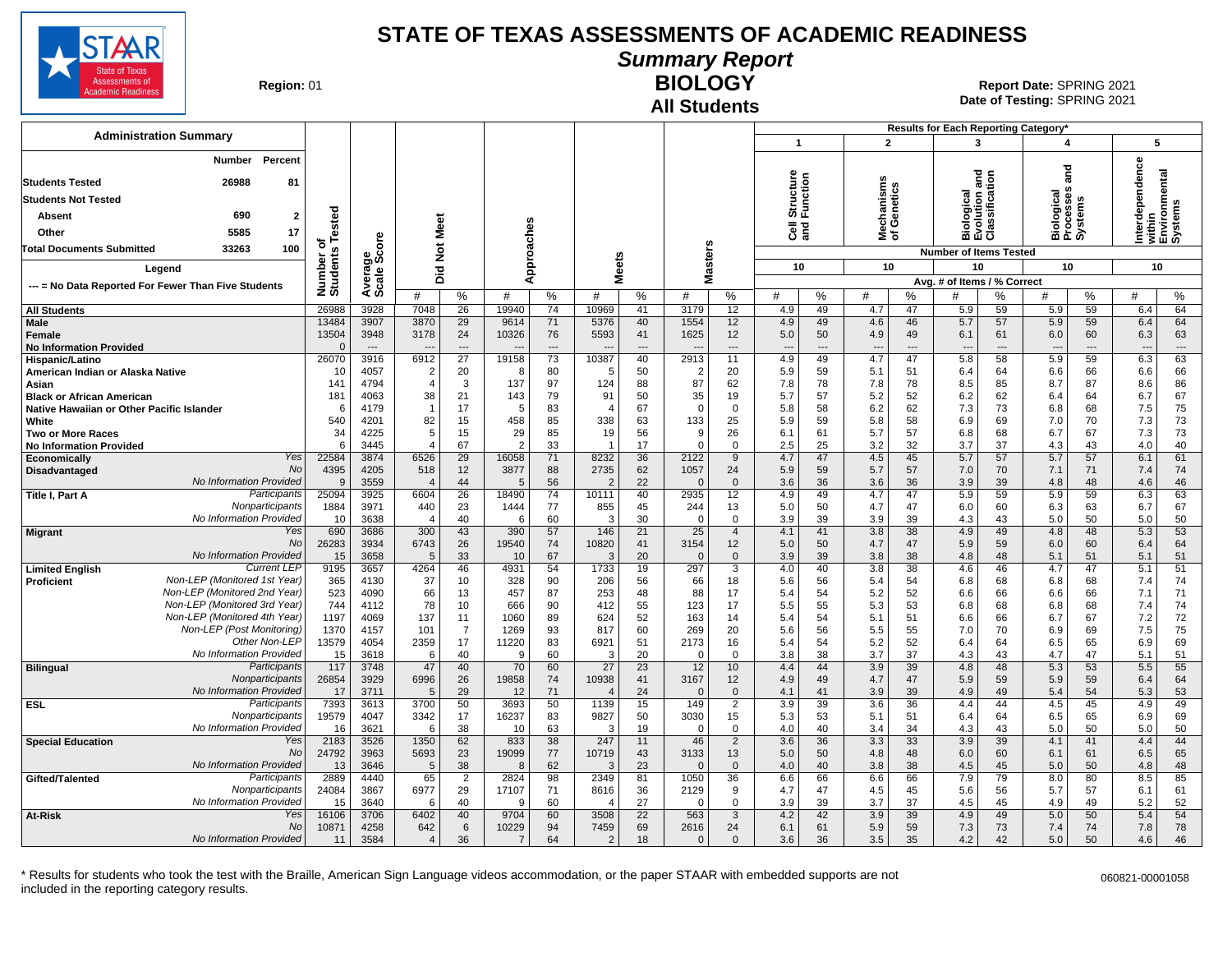# STATE OF TEXAS ASSESSMENTS OF ACADEMIC READINESS

## Summary Report

## BIOLOGY

### All Students

**Region:** 01

**Report Date:** SPRING 2021
**Date of Testing:** SPRING 2021

**Administration Summary**

| | Number | Percent |
|---|---|---|
| Students Tested | 26988 | 81 |
| Students Not Tested | | |
| Absent | 690 | 2 |
| Other | 5585 | 17 |
| Total Documents Submitted | 33263 | 100 |

Legend: --- = No Data Reported For Fewer Than Five Students

Results for Each Reporting Category*: 1 = Cell Structure and Function (10 items); 2 = Mechanisms of Genetics (10 items); 3 = Biological Evolution and Classification (10 items); 4 = Biological Processes and Systems (10 items); 5 = Interdependence within Environmental Systems (10 items). Avg. # of Items / % Correct.

| Group | | Number of Students Tested | Average Scale Score | Did Not Meet # | Did Not Meet % | Approaches # | Approaches % | Meets # | Meets % | Masters # | Masters % | Cat 1 # | Cat 1 % | Cat 2 # | Cat 2 % | Cat 3 # | Cat 3 % | Cat 4 # | Cat 4 % | Cat 5 # | Cat 5 % |
|---|---|---|---|---|---|---|---|---|---|---|---|---|---|---|---|---|---|---|---|---|---|
| All Students | | 26988 | 3928 | 7048 | 26 | 19940 | 74 | 10969 | 41 | 3179 | 12 | 4.9 | 49 | 4.7 | 47 | 5.9 | 59 | 5.9 | 59 | 6.4 | 64 |
| Male | | 13484 | 3907 | 3870 | 29 | 9614 | 71 | 5376 | 40 | 1554 | 12 | 4.9 | 49 | 4.6 | 46 | 5.7 | 57 | 5.9 | 59 | 6.4 | 64 |
| Female | | 13504 | 3948 | 3178 | 24 | 10326 | 76 | 5593 | 41 | 1625 | 12 | 5.0 | 50 | 4.9 | 49 | 6.1 | 61 | 6.0 | 60 | 6.3 | 63 |
| No Information Provided | | 0 | --- | --- | --- | --- | --- | --- | --- | --- | --- | --- | --- | --- | --- | --- | --- | --- | --- | --- | --- |
| Hispanic/Latino | | 26070 | 3916 | 6912 | 27 | 19158 | 73 | 10387 | 40 | 2913 | 11 | 4.9 | 49 | 4.7 | 47 | 5.8 | 58 | 5.9 | 59 | 6.3 | 63 |
| American Indian or Alaska Native | | 10 | 4057 | 2 | 20 | 8 | 80 | 5 | 50 | 2 | 20 | 5.9 | 59 | 5.1 | 51 | 6.4 | 64 | 6.6 | 66 | 6.6 | 66 |
| Asian | | 141 | 4794 | 4 | 3 | 137 | 97 | 124 | 88 | 87 | 62 | 7.8 | 78 | 7.8 | 78 | 8.5 | 85 | 8.7 | 87 | 8.6 | 86 |
| Black or African American | | 181 | 4063 | 38 | 21 | 143 | 79 | 91 | 50 | 35 | 19 | 5.7 | 57 | 5.2 | 52 | 6.2 | 62 | 6.4 | 64 | 6.7 | 67 |
| Native Hawaiian or Other Pacific Islander | | 6 | 4179 | 1 | 17 | 5 | 83 | 4 | 67 | 0 | 0 | 5.8 | 58 | 6.2 | 62 | 7.3 | 73 | 6.8 | 68 | 7.5 | 75 |
| White | | 540 | 4201 | 82 | 15 | 458 | 85 | 338 | 63 | 133 | 25 | 5.9 | 59 | 5.8 | 58 | 6.9 | 69 | 7.0 | 70 | 7.3 | 73 |
| Two or More Races | | 34 | 4225 | 5 | 15 | 29 | 85 | 19 | 56 | 9 | 26 | 6.1 | 61 | 5.7 | 57 | 6.8 | 68 | 6.7 | 67 | 7.3 | 73 |
| No Information Provided | | 6 | 3445 | 4 | 67 | 2 | 33 | 1 | 17 | 0 | 0 | 2.5 | 25 | 3.2 | 32 | 3.7 | 37 | 4.3 | 43 | 4.0 | 40 |
| Economically Disadvantaged | Yes | 22584 | 3874 | 6526 | 29 | 16058 | 71 | 8232 | 36 | 2122 | 9 | 4.7 | 47 | 4.5 | 45 | 5.7 | 57 | 5.7 | 57 | 6.1 | 61 |
| | No | 4395 | 4205 | 518 | 12 | 3877 | 88 | 2735 | 62 | 1057 | 24 | 5.9 | 59 | 5.7 | 57 | 7.0 | 70 | 7.1 | 71 | 7.4 | 74 |
| | No Information Provided | 9 | 3559 | 4 | 44 | 5 | 56 | 2 | 22 | 0 | 0 | 3.6 | 36 | 3.6 | 36 | 3.9 | 39 | 4.8 | 48 | 4.6 | 46 |
| Title I, Part A | Participants | 25094 | 3925 | 6604 | 26 | 18490 | 74 | 10111 | 40 | 2935 | 12 | 4.9 | 49 | 4.7 | 47 | 5.9 | 59 | 5.9 | 59 | 6.3 | 63 |
| | Nonparticipants | 1884 | 3971 | 440 | 23 | 1444 | 77 | 855 | 45 | 244 | 13 | 5.0 | 50 | 4.7 | 47 | 6.0 | 60 | 6.3 | 63 | 6.7 | 67 |
| | No Information Provided | 10 | 3638 | 4 | 40 | 6 | 60 | 3 | 30 | 0 | 0 | 3.9 | 39 | 3.9 | 39 | 4.3 | 43 | 5.0 | 50 | 5.0 | 50 |
| Migrant | Yes | 690 | 3686 | 300 | 43 | 390 | 57 | 146 | 21 | 25 | 4 | 4.1 | 41 | 3.8 | 38 | 4.9 | 49 | 4.8 | 48 | 5.3 | 53 |
| | No | 26283 | 3934 | 6743 | 26 | 19540 | 74 | 10820 | 41 | 3154 | 12 | 5.0 | 50 | 4.7 | 47 | 5.9 | 59 | 6.0 | 60 | 6.4 | 64 |
| | No Information Provided | 15 | 3658 | 5 | 33 | 10 | 67 | 3 | 20 | 0 | 0 | 3.9 | 39 | 3.8 | 38 | 4.8 | 48 | 5.1 | 51 | 5.1 | 51 |
| Limited English Proficient | Current LEP | 9195 | 3657 | 4264 | 46 | 4931 | 54 | 1733 | 19 | 297 | 3 | 4.0 | 40 | 3.8 | 38 | 4.6 | 46 | 4.7 | 47 | 5.1 | 51 |
| | Non-LEP (Monitored 1st Year) | 365 | 4130 | 37 | 10 | 328 | 90 | 206 | 56 | 66 | 18 | 5.6 | 56 | 5.4 | 54 | 6.8 | 68 | 6.8 | 68 | 7.4 | 74 |
| | Non-LEP (Monitored 2nd Year) | 523 | 4090 | 66 | 13 | 457 | 87 | 253 | 48 | 88 | 17 | 5.4 | 54 | 5.2 | 52 | 6.6 | 66 | 6.6 | 66 | 7.1 | 71 |
| | Non-LEP (Monitored 3rd Year) | 744 | 4112 | 78 | 10 | 666 | 90 | 412 | 55 | 123 | 17 | 5.5 | 55 | 5.3 | 53 | 6.8 | 68 | 6.8 | 68 | 7.4 | 74 |
| | Non-LEP (Monitored 4th Year) | 1197 | 4069 | 137 | 11 | 1060 | 89 | 624 | 52 | 163 | 14 | 5.4 | 54 | 5.1 | 51 | 6.6 | 66 | 6.7 | 67 | 7.2 | 72 |
| | Non-LEP (Post Monitoring) | 1370 | 4157 | 101 | 7 | 1269 | 93 | 817 | 60 | 269 | 20 | 5.6 | 56 | 5.5 | 55 | 7.0 | 70 | 6.9 | 69 | 7.5 | 75 |
| | Other Non-LEP | 13579 | 4054 | 2359 | 17 | 11220 | 83 | 6921 | 51 | 2173 | 16 | 5.4 | 54 | 5.2 | 52 | 6.4 | 64 | 6.5 | 65 | 6.9 | 69 |
| | No Information Provided | 15 | 3618 | 6 | 40 | 9 | 60 | 3 | 20 | 0 | 0 | 3.8 | 38 | 3.7 | 37 | 4.3 | 43 | 4.7 | 47 | 5.1 | 51 |
| Bilingual | Participants | 117 | 3748 | 47 | 40 | 70 | 60 | 27 | 23 | 12 | 10 | 4.4 | 44 | 3.9 | 39 | 4.8 | 48 | 5.3 | 53 | 5.5 | 55 |
| | Nonparticipants | 26854 | 3929 | 6996 | 26 | 19858 | 74 | 10938 | 41 | 3167 | 12 | 4.9 | 49 | 4.7 | 47 | 5.9 | 59 | 5.9 | 59 | 6.4 | 64 |
| | No Information Provided | 17 | 3711 | 5 | 29 | 12 | 71 | 4 | 24 | 0 | 0 | 4.1 | 41 | 3.9 | 39 | 4.9 | 49 | 5.4 | 54 | 5.3 | 53 |
| ESL | Participants | 7393 | 3613 | 3700 | 50 | 3693 | 50 | 1139 | 15 | 149 | 2 | 3.9 | 39 | 3.6 | 36 | 4.4 | 44 | 4.5 | 45 | 4.9 | 49 |
| | Nonparticipants | 19579 | 4047 | 3342 | 17 | 16237 | 83 | 9827 | 50 | 3030 | 15 | 5.3 | 53 | 5.1 | 51 | 6.4 | 64 | 6.5 | 65 | 6.9 | 69 |
| | No Information Provided | 16 | 3621 | 6 | 38 | 10 | 63 | 3 | 19 | 0 | 0 | 4.0 | 40 | 3.4 | 34 | 4.3 | 43 | 5.0 | 50 | 5.0 | 50 |
| Special Education | Yes | 2183 | 3526 | 1350 | 62 | 833 | 38 | 247 | 11 | 46 | 2 | 3.6 | 36 | 3.3 | 33 | 3.9 | 39 | 4.1 | 41 | 4.4 | 44 |
| | No | 24792 | 3963 | 5693 | 23 | 19099 | 77 | 10719 | 43 | 3133 | 13 | 5.0 | 50 | 4.8 | 48 | 6.0 | 60 | 6.1 | 61 | 6.5 | 65 |
| | No Information Provided | 13 | 3646 | 5 | 38 | 8 | 62 | 3 | 23 | 0 | 0 | 4.0 | 40 | 3.8 | 38 | 4.5 | 45 | 5.0 | 50 | 4.8 | 48 |
| Gifted/Talented | Participants | 2889 | 4440 | 65 | 2 | 2824 | 98 | 2349 | 81 | 1050 | 36 | 6.6 | 66 | 6.6 | 66 | 7.9 | 79 | 8.0 | 80 | 8.5 | 85 |
| | Nonparticipants | 24084 | 3867 | 6977 | 29 | 17107 | 71 | 8616 | 36 | 2129 | 9 | 4.7 | 47 | 4.5 | 45 | 5.6 | 56 | 5.7 | 57 | 6.1 | 61 |
| | No Information Provided | 15 | 3640 | 6 | 40 | 9 | 60 | 4 | 27 | 0 | 0 | 3.9 | 39 | 3.7 | 37 | 4.5 | 45 | 4.9 | 49 | 5.2 | 52 |
| At-Risk | Yes | 16106 | 3706 | 6402 | 40 | 9704 | 60 | 3508 | 22 | 563 | 3 | 4.2 | 42 | 3.9 | 39 | 4.9 | 49 | 5.0 | 50 | 5.4 | 54 |
| | No | 10871 | 4258 | 642 | 6 | 10229 | 94 | 7459 | 69 | 2616 | 24 | 6.1 | 61 | 5.9 | 59 | 7.3 | 73 | 7.4 | 74 | 7.8 | 78 |
| | No Information Provided | 11 | 3584 | 4 | 36 | 7 | 64 | 2 | 18 | 0 | 0 | 3.6 | 36 | 3.5 | 35 | 4.2 | 42 | 5.0 | 50 | 4.6 | 46 |

\* Results for students who took the test with the Braille, American Sign Language videos accommodation, or the paper STAAR with embedded supports are not included in the reporting category results.

060821-00001058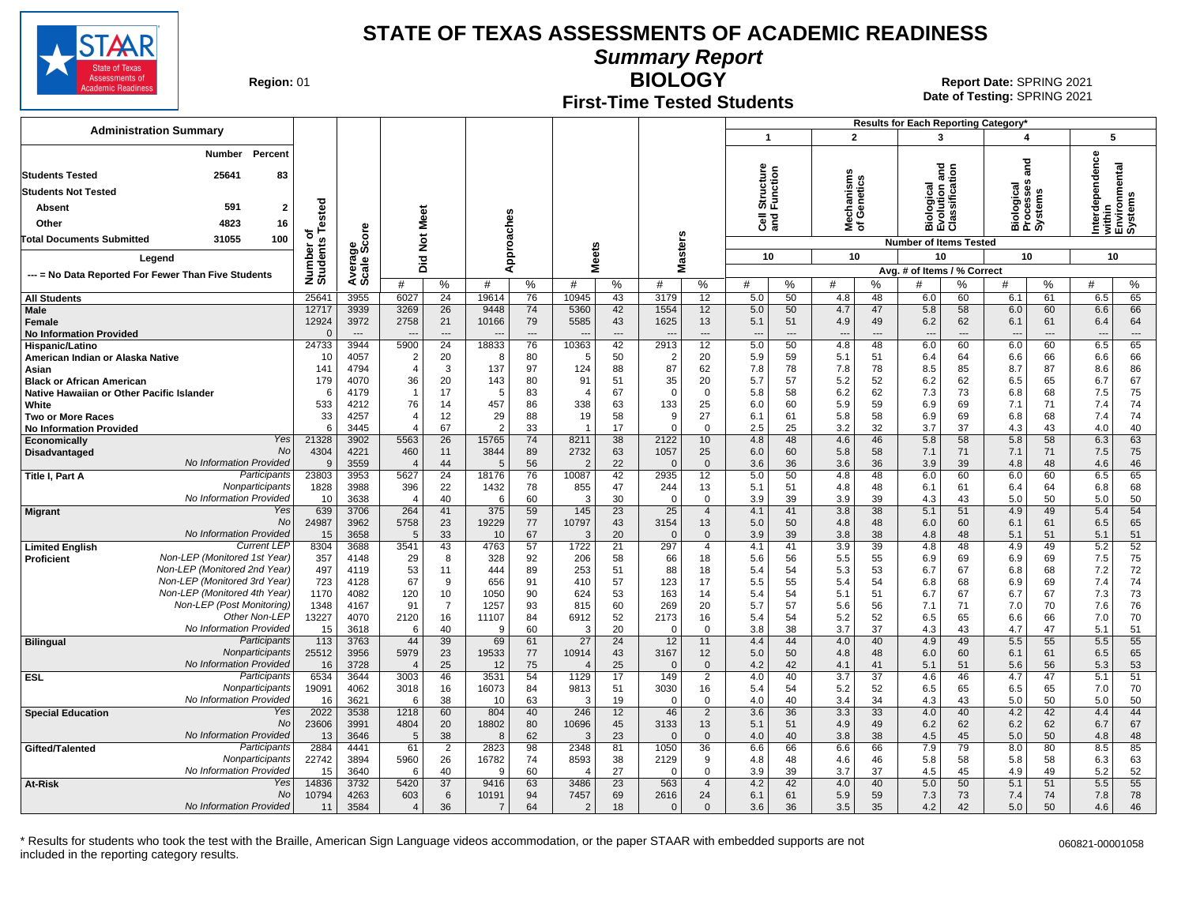# STATE OF TEXAS ASSESSMENTS OF ACADEMIC READINESS

## Summary Report

## BIOLOGY

### First-Time Tested Students

Region: 01

Report Date: SPRING 2021
Date of Testing: SPRING 2021

**Administration Summary**

| | Number | Percent |
|---|---|---|
| Students Tested | 25641 | 83 |
| Students Not Tested | | |
| Absent | 591 | 2 |
| Other | 4823 | 16 |
| Total Documents Submitted | 31055 | 100 |

Legend: --- = No Data Reported For Fewer Than Five Students

Results for Each Reporting Category*: 1 = Cell Structure and Function (10 items); 2 = Mechanisms of Genetics (10 items); 3 = Biological Evolution and Classification (10 items); 4 = Biological Processes and Systems (10 items); 5 = Interdependence within Environmental Systems (10 items). Values are Avg. # of Items / % Correct.

| Group | | Number of Students Tested | Average Scale Score | Did Not Meet # | Did Not Meet % | Approaches # | Approaches % | Meets # | Meets % | Masters # | Masters % | Cat 1 # | Cat 1 % | Cat 2 # | Cat 2 % | Cat 3 # | Cat 3 % | Cat 4 # | Cat 4 % | Cat 5 # | Cat 5 % |
|---|---|---|---|---|---|---|---|---|---|---|---|---|---|---|---|---|---|---|---|---|---|
| All Students | | 25641 | 3955 | 6027 | 24 | 19614 | 76 | 10945 | 43 | 3179 | 12 | 5.0 | 50 | 4.8 | 48 | 6.0 | 60 | 6.1 | 61 | 6.5 | 65 |
| Male | | 12717 | 3939 | 3269 | 26 | 9448 | 74 | 5360 | 42 | 1554 | 12 | 5.0 | 50 | 4.7 | 47 | 5.8 | 58 | 6.0 | 60 | 6.6 | 66 |
| Female | | 12924 | 3972 | 2758 | 21 | 10166 | 79 | 5585 | 43 | 1625 | 13 | 5.1 | 51 | 4.9 | 49 | 6.2 | 62 | 6.1 | 61 | 6.4 | 64 |
| No Information Provided | | 0 | --- | --- | --- | --- | --- | --- | --- | --- | --- | --- | --- | --- | --- | --- | --- | --- | --- | --- | --- |
| Hispanic/Latino | | 24733 | 3944 | 5900 | 24 | 18833 | 76 | 10363 | 42 | 2913 | 12 | 5.0 | 50 | 4.8 | 48 | 6.0 | 60 | 6.0 | 60 | 6.5 | 65 |
| American Indian or Alaska Native | | 10 | 4057 | 2 | 20 | 8 | 80 | 5 | 50 | 2 | 20 | 5.9 | 59 | 5.1 | 51 | 6.4 | 64 | 6.6 | 66 | 6.6 | 66 |
| Asian | | 141 | 4794 | 4 | 3 | 137 | 97 | 124 | 88 | 87 | 62 | 7.8 | 78 | 7.8 | 78 | 8.5 | 85 | 8.7 | 87 | 8.6 | 86 |
| Black or African American | | 179 | 4070 | 36 | 20 | 143 | 80 | 91 | 51 | 35 | 20 | 5.7 | 57 | 5.2 | 52 | 6.2 | 62 | 6.5 | 65 | 6.7 | 67 |
| Native Hawaiian or Other Pacific Islander | | 6 | 4179 | 1 | 17 | 5 | 83 | 4 | 67 | 0 | 0 | 5.8 | 58 | 6.2 | 62 | 7.3 | 73 | 6.8 | 68 | 7.5 | 75 |
| White | | 533 | 4212 | 76 | 14 | 457 | 86 | 338 | 63 | 133 | 25 | 6.0 | 60 | 5.9 | 59 | 6.9 | 69 | 7.1 | 71 | 7.4 | 74 |
| Two or More Races | | 33 | 4257 | 4 | 12 | 29 | 88 | 19 | 58 | 9 | 27 | 6.1 | 61 | 5.8 | 58 | 6.9 | 69 | 6.8 | 68 | 7.4 | 74 |
| No Information Provided | | 6 | 3445 | 4 | 67 | 2 | 33 | 1 | 17 | 0 | 0 | 2.5 | 25 | 3.2 | 32 | 3.7 | 37 | 4.3 | 43 | 4.0 | 40 |
| Economically Disadvantaged | Yes | 21328 | 3902 | 5563 | 26 | 15765 | 74 | 8211 | 38 | 2122 | 10 | 4.8 | 48 | 4.6 | 46 | 5.8 | 58 | 5.8 | 58 | 6.3 | 63 |
| | No | 4304 | 4221 | 460 | 11 | 3844 | 89 | 2732 | 63 | 1057 | 25 | 6.0 | 60 | 5.8 | 58 | 7.1 | 71 | 7.1 | 71 | 7.5 | 75 |
| | No Information Provided | 9 | 3559 | 4 | 44 | 5 | 56 | 2 | 22 | 0 | 0 | 3.6 | 36 | 3.6 | 36 | 3.9 | 39 | 4.8 | 48 | 4.6 | 46 |
| Title I, Part A | Participants | 23803 | 3953 | 5627 | 24 | 18176 | 76 | 10087 | 42 | 2935 | 12 | 5.0 | 50 | 4.8 | 48 | 6.0 | 60 | 6.0 | 60 | 6.5 | 65 |
| | Nonparticipants | 1828 | 3988 | 396 | 22 | 1432 | 78 | 855 | 47 | 244 | 13 | 5.1 | 51 | 4.8 | 48 | 6.1 | 61 | 6.4 | 64 | 6.8 | 68 |
| | No Information Provided | 10 | 3638 | 4 | 40 | 6 | 60 | 3 | 30 | 0 | 0 | 3.9 | 39 | 3.9 | 39 | 4.3 | 43 | 5.0 | 50 | 5.0 | 50 |
| Migrant | Yes | 639 | 3706 | 264 | 41 | 375 | 59 | 145 | 23 | 25 | 4 | 4.1 | 41 | 3.8 | 38 | 5.1 | 51 | 4.9 | 49 | 5.4 | 54 |
| | No | 24987 | 3962 | 5758 | 23 | 19229 | 77 | 10797 | 43 | 3154 | 13 | 5.0 | 50 | 4.8 | 48 | 6.0 | 60 | 6.1 | 61 | 6.5 | 65 |
| | No Information Provided | 15 | 3658 | 5 | 33 | 10 | 67 | 3 | 20 | 0 | 0 | 3.9 | 39 | 3.8 | 38 | 4.8 | 48 | 5.1 | 51 | 5.1 | 51 |
| Limited English Proficient | Current LEP | 8304 | 3688 | 3541 | 43 | 4763 | 57 | 1722 | 21 | 297 | 4 | 4.1 | 41 | 3.9 | 39 | 4.8 | 48 | 4.9 | 49 | 5.2 | 52 |
| | Non-LEP (Monitored 1st Year) | 357 | 4148 | 29 | 8 | 328 | 92 | 206 | 58 | 66 | 18 | 5.6 | 56 | 5.5 | 55 | 6.9 | 69 | 6.9 | 69 | 7.5 | 75 |
| | Non-LEP (Monitored 2nd Year) | 497 | 4119 | 53 | 11 | 444 | 89 | 253 | 51 | 88 | 18 | 5.4 | 54 | 5.3 | 53 | 6.7 | 67 | 6.8 | 68 | 7.2 | 72 |
| | Non-LEP (Monitored 3rd Year) | 723 | 4128 | 67 | 9 | 656 | 91 | 410 | 57 | 123 | 17 | 5.5 | 55 | 5.4 | 54 | 6.8 | 68 | 6.9 | 69 | 7.4 | 74 |
| | Non-LEP (Monitored 4th Year) | 1170 | 4082 | 120 | 10 | 1050 | 90 | 624 | 53 | 163 | 14 | 5.4 | 54 | 5.1 | 51 | 6.7 | 67 | 6.7 | 67 | 7.3 | 73 |
| | Non-LEP (Post Monitoring) | 1348 | 4167 | 91 | 7 | 1257 | 93 | 815 | 60 | 269 | 20 | 5.7 | 57 | 5.6 | 56 | 7.1 | 71 | 7.0 | 70 | 7.6 | 76 |
| | Other Non-LEP | 13227 | 4070 | 2120 | 16 | 11107 | 84 | 6912 | 52 | 2173 | 16 | 5.4 | 54 | 5.2 | 52 | 6.5 | 65 | 6.6 | 66 | 7.0 | 70 |
| | No Information Provided | 15 | 3618 | 6 | 40 | 9 | 60 | 3 | 20 | 0 | 0 | 3.8 | 38 | 3.7 | 37 | 4.3 | 43 | 4.7 | 47 | 5.1 | 51 |
| Bilingual | Participants | 113 | 3763 | 44 | 39 | 69 | 61 | 27 | 24 | 12 | 11 | 4.4 | 44 | 4.0 | 40 | 4.9 | 49 | 5.5 | 55 | 5.5 | 55 |
| | Nonparticipants | 25512 | 3956 | 5979 | 23 | 19533 | 77 | 10914 | 43 | 3167 | 12 | 5.0 | 50 | 4.8 | 48 | 6.0 | 60 | 6.1 | 61 | 6.5 | 65 |
| | No Information Provided | 16 | 3728 | 4 | 25 | 12 | 75 | 4 | 25 | 0 | 0 | 4.2 | 42 | 4.1 | 41 | 5.1 | 51 | 5.6 | 56 | 5.3 | 53 |
| ESL | Participants | 6534 | 3644 | 3003 | 46 | 3531 | 54 | 1129 | 17 | 149 | 2 | 4.0 | 40 | 3.7 | 37 | 4.6 | 46 | 4.7 | 47 | 5.1 | 51 |
| | Nonparticipants | 19091 | 4062 | 3018 | 16 | 16073 | 84 | 9813 | 51 | 3030 | 16 | 5.4 | 54 | 5.2 | 52 | 6.5 | 65 | 6.5 | 65 | 7.0 | 70 |
| | No Information Provided | 16 | 3621 | 6 | 38 | 10 | 63 | 3 | 19 | 0 | 0 | 4.0 | 40 | 3.4 | 34 | 4.3 | 43 | 5.0 | 50 | 5.0 | 50 |
| Special Education | Yes | 2022 | 3538 | 1218 | 60 | 804 | 40 | 246 | 12 | 46 | 2 | 3.6 | 36 | 3.3 | 33 | 4.0 | 40 | 4.2 | 42 | 4.4 | 44 |
| | No | 23606 | 3991 | 4804 | 20 | 18802 | 80 | 10696 | 45 | 3133 | 13 | 5.1 | 51 | 4.9 | 49 | 6.2 | 62 | 6.2 | 62 | 6.7 | 67 |
| | No Information Provided | 13 | 3646 | 5 | 38 | 8 | 62 | 3 | 23 | 0 | 0 | 4.0 | 40 | 3.8 | 38 | 4.5 | 45 | 5.0 | 50 | 4.8 | 48 |
| Gifted/Talented | Participants | 2884 | 4441 | 61 | 2 | 2823 | 98 | 2348 | 81 | 1050 | 36 | 6.6 | 66 | 6.6 | 66 | 7.9 | 79 | 8.0 | 80 | 8.5 | 85 |
| | Nonparticipants | 22742 | 3894 | 5960 | 26 | 16782 | 74 | 8593 | 38 | 2129 | 9 | 4.8 | 48 | 4.6 | 46 | 5.8 | 58 | 5.8 | 58 | 6.3 | 63 |
| | No Information Provided | 15 | 3640 | 6 | 40 | 9 | 60 | 4 | 27 | 0 | 0 | 3.9 | 39 | 3.7 | 37 | 4.5 | 45 | 4.9 | 49 | 5.2 | 52 |
| At-Risk | Yes | 14836 | 3732 | 5420 | 37 | 9416 | 63 | 3486 | 23 | 563 | 4 | 4.2 | 42 | 4.0 | 40 | 5.0 | 50 | 5.1 | 51 | 5.5 | 55 |
| | No | 10794 | 4263 | 603 | 6 | 10191 | 94 | 7457 | 69 | 2616 | 24 | 6.1 | 61 | 5.9 | 59 | 7.3 | 73 | 7.4 | 74 | 7.8 | 78 |
| | No Information Provided | 11 | 3584 | 4 | 36 | 7 | 64 | 2 | 18 | 0 | 0 | 3.6 | 36 | 3.5 | 35 | 4.2 | 42 | 5.0 | 50 | 4.6 | 46 |

\* Results for students who took the test with the Braille, American Sign Language videos accommodation, or the paper STAAR with embedded supports are not included in the reporting category results.

060821-00001058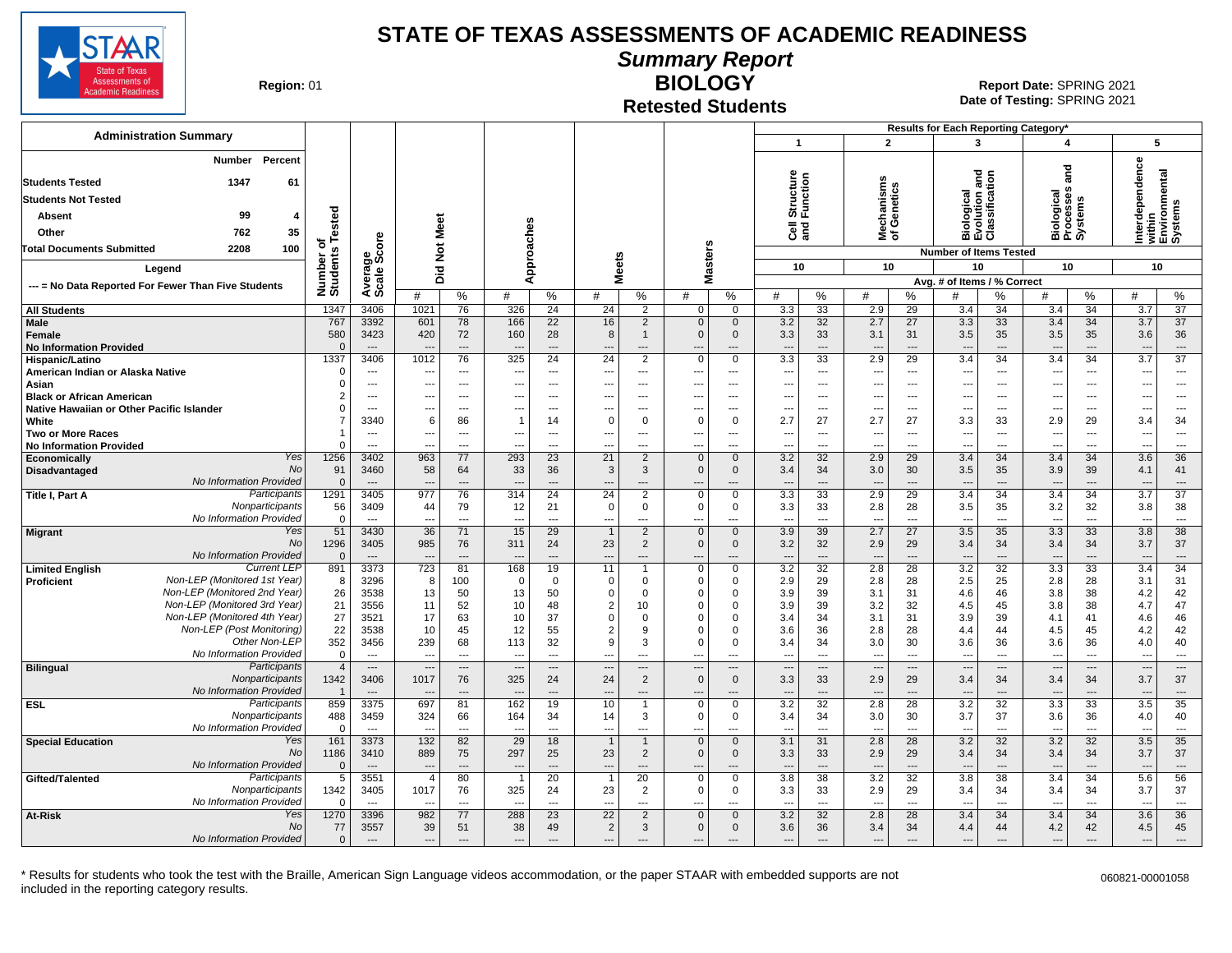# STATE OF TEXAS ASSESSMENTS OF ACADEMIC READINESS

## Summary Report

## BIOLOGY

## Retested Students

**Region:** 01

**Report Date:** SPRING 2021
**Date of Testing:** SPRING 2021

### Administration Summary

| | Number | Percent |
|---|---|---|
| Students Tested | 1347 | 61 |
| Students Not Tested | | |
| Absent | 99 | 4 |
| Other | 762 | 35 |
| Total Documents Submitted | 2208 | 100 |

Legend: --- = No Data Reported For Fewer Than Five Students

Results for Each Reporting Category*: 1 = Cell Structure and Function; 2 = Mechanisms of Genetics; 3 = Biological Evolution and Classification; 4 = Biological Processes and Systems; 5 = Interdependence within Environmental Systems

Number of Items Tested: 1: 10; 2: 10; 3: 10; 4: 10; 5: 10

Avg. # of Items / % Correct

| Group | | Number of Students Tested | Average Scale Score | Did Not Meet # | Did Not Meet % | Approaches # | Approaches % | Meets # | Meets % | Masters # | Masters % | 1 # | 1 % | 2 # | 2 % | 3 # | 3 % | 4 # | 4 % | 5 # | 5 % |
|---|---|---|---|---|---|---|---|---|---|---|---|---|---|---|---|---|---|---|---|---|---|
| All Students | | 1347 | 3406 | 1021 | 76 | 326 | 24 | 24 | 2 | 0 | 0 | 3.3 | 33 | 2.9 | 29 | 3.4 | 34 | 3.4 | 34 | 3.7 | 37 |
| Male | | 767 | 3392 | 601 | 78 | 166 | 22 | 16 | 2 | 0 | 0 | 3.2 | 32 | 2.7 | 27 | 3.3 | 33 | 3.4 | 34 | 3.7 | 37 |
| Female | | 580 | 3423 | 420 | 72 | 160 | 28 | 8 | 1 | 0 | 0 | 3.3 | 33 | 3.1 | 31 | 3.5 | 35 | 3.5 | 35 | 3.6 | 36 |
| No Information Provided | | 0 | --- | --- | --- | --- | --- | --- | --- | --- | --- | --- | --- | --- | --- | --- | --- | --- | --- | --- | --- |
| Hispanic/Latino | | 1337 | 3406 | 1012 | 76 | 325 | 24 | 24 | 2 | 0 | 0 | 3.3 | 33 | 2.9 | 29 | 3.4 | 34 | 3.4 | 34 | 3.7 | 37 |
| American Indian or Alaska Native | | 0 | --- | --- | --- | --- | --- | --- | --- | --- | --- | --- | --- | --- | --- | --- | --- | --- | --- | --- | --- |
| Asian | | 0 | --- | --- | --- | --- | --- | --- | --- | --- | --- | --- | --- | --- | --- | --- | --- | --- | --- | --- | --- |
| Black or African American | | 2 | --- | --- | --- | --- | --- | --- | --- | --- | --- | --- | --- | --- | --- | --- | --- | --- | --- | --- | --- |
| Native Hawaiian or Other Pacific Islander | | 0 | --- | --- | --- | --- | --- | --- | --- | --- | --- | --- | --- | --- | --- | --- | --- | --- | --- | --- | --- |
| White | | 7 | 3340 | 6 | 86 | 1 | 14 | 0 | 0 | 0 | 0 | 2.7 | 27 | 2.7 | 27 | 3.3 | 33 | 2.9 | 29 | 3.4 | 34 |
| Two or More Races | | 1 | --- | --- | --- | --- | --- | --- | --- | --- | --- | --- | --- | --- | --- | --- | --- | --- | --- | --- | --- |
| No Information Provided | | 0 | --- | --- | --- | --- | --- | --- | --- | --- | --- | --- | --- | --- | --- | --- | --- | --- | --- | --- | --- |
| Economically Disadvantaged | Yes | 1256 | 3402 | 963 | 77 | 293 | 23 | 21 | 2 | 0 | 0 | 3.2 | 32 | 2.9 | 29 | 3.4 | 34 | 3.4 | 34 | 3.6 | 36 |
| | No | 91 | 3460 | 58 | 64 | 33 | 36 | 3 | 3 | 0 | 0 | 3.4 | 34 | 3.0 | 30 | 3.5 | 35 | 3.9 | 39 | 4.1 | 41 |
| | No Information Provided | 0 | --- | --- | --- | --- | --- | --- | --- | --- | --- | --- | --- | --- | --- | --- | --- | --- | --- | --- | --- |
| Title I, Part A | Participants | 1291 | 3405 | 977 | 76 | 314 | 24 | 24 | 2 | 0 | 0 | 3.3 | 33 | 2.9 | 29 | 3.4 | 34 | 3.4 | 34 | 3.7 | 37 |
| | Nonparticipants | 56 | 3409 | 44 | 79 | 12 | 21 | 0 | 0 | 0 | 0 | 3.3 | 33 | 2.8 | 28 | 3.5 | 35 | 3.2 | 32 | 3.8 | 38 |
| | No Information Provided | 0 | --- | --- | --- | --- | --- | --- | --- | --- | --- | --- | --- | --- | --- | --- | --- | --- | --- | --- | --- |
| Migrant | Yes | 51 | 3430 | 36 | 71 | 15 | 29 | 1 | 2 | 0 | 0 | 3.9 | 39 | 2.7 | 27 | 3.5 | 35 | 3.3 | 33 | 3.8 | 38 |
| | No | 1296 | 3405 | 985 | 76 | 311 | 24 | 23 | 2 | 0 | 0 | 3.2 | 32 | 2.9 | 29 | 3.4 | 34 | 3.4 | 34 | 3.7 | 37 |
| | No Information Provided | 0 | --- | --- | --- | --- | --- | --- | --- | --- | --- | --- | --- | --- | --- | --- | --- | --- | --- | --- | --- |
| Limited English Proficient | Current LEP | 891 | 3373 | 723 | 81 | 168 | 19 | 11 | 1 | 0 | 0 | 3.2 | 32 | 2.8 | 28 | 3.2 | 32 | 3.3 | 33 | 3.4 | 34 |
| | Non-LEP (Monitored 1st Year) | 8 | 3296 | 8 | 100 | 0 | 0 | 0 | 0 | 0 | 0 | 2.9 | 29 | 2.8 | 28 | 2.5 | 25 | 2.8 | 28 | 3.1 | 31 |
| | Non-LEP (Monitored 2nd Year) | 26 | 3538 | 13 | 50 | 13 | 50 | 0 | 0 | 0 | 0 | 3.9 | 39 | 3.1 | 31 | 4.6 | 46 | 3.8 | 38 | 4.2 | 42 |
| | Non-LEP (Monitored 3rd Year) | 21 | 3556 | 11 | 52 | 10 | 48 | 2 | 10 | 0 | 0 | 3.9 | 39 | 3.2 | 32 | 4.5 | 45 | 3.8 | 38 | 4.7 | 47 |
| | Non-LEP (Monitored 4th Year) | 27 | 3521 | 17 | 63 | 10 | 37 | 0 | 0 | 0 | 0 | 3.4 | 34 | 3.1 | 31 | 3.9 | 39 | 4.1 | 41 | 4.6 | 46 |
| | Non-LEP (Post Monitoring) | 22 | 3538 | 10 | 45 | 12 | 55 | 2 | 9 | 0 | 0 | 3.6 | 36 | 2.8 | 28 | 4.4 | 44 | 4.5 | 45 | 4.2 | 42 |
| | Other Non-LEP | 352 | 3456 | 239 | 68 | 113 | 32 | 9 | 3 | 0 | 0 | 3.4 | 34 | 3.0 | 30 | 3.6 | 36 | 3.6 | 36 | 4.0 | 40 |
| | No Information Provided | 0 | --- | --- | --- | --- | --- | --- | --- | --- | --- | --- | --- | --- | --- | --- | --- | --- | --- | --- | --- |
| Bilingual | Participants | 4 | --- | --- | --- | --- | --- | --- | --- | --- | --- | --- | --- | --- | --- | --- | --- | --- | --- | --- | --- |
| | Nonparticipants | 1342 | 3406 | 1017 | 76 | 325 | 24 | 24 | 2 | 0 | 0 | 3.3 | 33 | 2.9 | 29 | 3.4 | 34 | 3.4 | 34 | 3.7 | 37 |
| | No Information Provided | 1 | --- | --- | --- | --- | --- | --- | --- | --- | --- | --- | --- | --- | --- | --- | --- | --- | --- | --- | --- |
| ESL | Participants | 859 | 3375 | 697 | 81 | 162 | 19 | 10 | 1 | 0 | 0 | 3.2 | 32 | 2.8 | 28 | 3.2 | 32 | 3.3 | 33 | 3.5 | 35 |
| | Nonparticipants | 488 | 3459 | 324 | 66 | 164 | 34 | 14 | 3 | 0 | 0 | 3.4 | 34 | 3.0 | 30 | 3.7 | 37 | 3.6 | 36 | 4.0 | 40 |
| | No Information Provided | 0 | --- | --- | --- | --- | --- | --- | --- | --- | --- | --- | --- | --- | --- | --- | --- | --- | --- | --- | --- |
| Special Education | Yes | 161 | 3373 | 132 | 82 | 29 | 18 | 1 | 1 | 0 | 0 | 3.1 | 31 | 2.8 | 28 | 3.2 | 32 | 3.2 | 32 | 3.5 | 35 |
| | No | 1186 | 3410 | 889 | 75 | 297 | 25 | 23 | 2 | 0 | 0 | 3.3 | 33 | 2.9 | 29 | 3.4 | 34 | 3.4 | 34 | 3.7 | 37 |
| | No Information Provided | 0 | --- | --- | --- | --- | --- | --- | --- | --- | --- | --- | --- | --- | --- | --- | --- | --- | --- | --- | --- |
| Gifted/Talented | Participants | 5 | 3551 | 4 | 80 | 1 | 20 | 1 | 20 | 0 | 0 | 3.8 | 38 | 3.2 | 32 | 3.8 | 38 | 3.4 | 34 | 5.6 | 56 |
| | Nonparticipants | 1342 | 3405 | 1017 | 76 | 325 | 24 | 23 | 2 | 0 | 0 | 3.3 | 33 | 2.9 | 29 | 3.4 | 34 | 3.4 | 34 | 3.7 | 37 |
| | No Information Provided | 0 | --- | --- | --- | --- | --- | --- | --- | --- | --- | --- | --- | --- | --- | --- | --- | --- | --- | --- | --- |
| At-Risk | Yes | 1270 | 3396 | 982 | 77 | 288 | 23 | 22 | 2 | 0 | 0 | 3.2 | 32 | 2.8 | 28 | 3.4 | 34 | 3.4 | 34 | 3.6 | 36 |
| | No | 77 | 3557 | 39 | 51 | 38 | 49 | 2 | 3 | 0 | 0 | 3.6 | 36 | 3.4 | 34 | 4.4 | 44 | 4.2 | 42 | 4.5 | 45 |
| | No Information Provided | 0 | --- | --- | --- | --- | --- | --- | --- | --- | --- | --- | --- | --- | --- | --- | --- | --- | --- | --- | --- |

\* Results for students who took the test with the Braille, American Sign Language videos accommodation, or the paper STAAR with embedded supports are not included in the reporting category results.

060821-00001058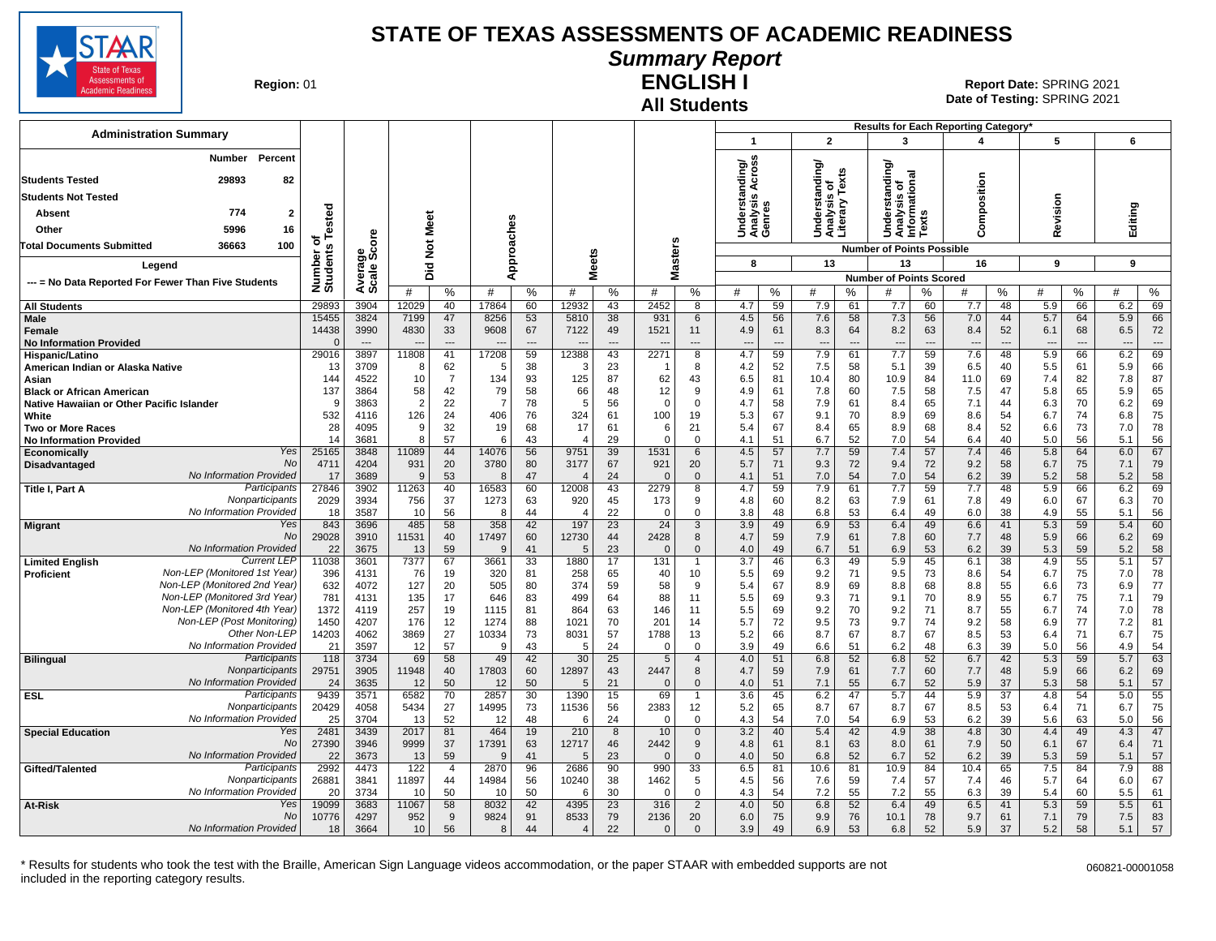# STATE OF TEXAS ASSESSMENTS OF ACADEMIC READINESS

## Summary Report

## ENGLISH I

## All Students

**Region:** 01

**Report Date:** SPRING 2021
**Date of Testing:** SPRING 2021

### Administration Summary

| | Number | Percent |
|---|---|---|
| Students Tested | 29893 | 82 |
| Students Not Tested | | |
| Absent | 774 | 2 |
| Other | 5996 | 16 |
| Total Documents Submitted | 36663 | 100 |

Legend

--- = No Data Reported For Fewer Than Five Students

Results for Each Reporting Category*: 1 = Understanding/Analysis Across Genres (8 points possible); 2 = Understanding/Analysis of Literary Texts (13); 3 = Understanding/Analysis of Informational Texts (13); 4 = Composition (16); 5 = Revision (9); 6 = Editing (9)

| Group | | Number of Students Tested | Average Scale Score | Did Not Meet # | Did Not Meet % | Approaches # | Approaches % | Meets # | Meets % | Masters # | Masters % | Cat 1 # | Cat 1 % | Cat 2 # | Cat 2 % | Cat 3 # | Cat 3 % | Cat 4 # | Cat 4 % | Cat 5 # | Cat 5 % | Cat 6 # | Cat 6 % |
|---|---|---|---|---|---|---|---|---|---|---|---|---|---|---|---|---|---|---|---|---|---|---|---|
| All Students | | 29893 | 3904 | 12029 | 40 | 17864 | 60 | 12932 | 43 | 2452 | 8 | 4.7 | 59 | 7.9 | 61 | 7.7 | 60 | 7.7 | 48 | 5.9 | 66 | 6.2 | 69 |
| Male | | 15455 | 3824 | 7199 | 47 | 8256 | 53 | 5810 | 38 | 931 | 6 | 4.5 | 56 | 7.6 | 58 | 7.3 | 56 | 7.0 | 44 | 5.7 | 64 | 5.9 | 66 |
| Female | | 14438 | 3990 | 4830 | 33 | 9608 | 67 | 7122 | 49 | 1521 | 11 | 4.9 | 61 | 8.3 | 64 | 8.2 | 63 | 8.4 | 52 | 6.1 | 68 | 6.5 | 72 |
| No Information Provided | | 0 | --- | --- | --- | --- | --- | --- | --- | --- | --- | --- | --- | --- | --- | --- | --- | --- | --- | --- | --- | --- | --- |
| Hispanic/Latino | | 29016 | 3897 | 11808 | 41 | 17208 | 59 | 12388 | 43 | 2271 | 8 | 4.7 | 59 | 7.9 | 61 | 7.7 | 59 | 7.6 | 48 | 5.9 | 66 | 6.2 | 69 |
| American Indian or Alaska Native | | 13 | 3709 | 8 | 62 | 5 | 38 | 3 | 23 | 1 | 8 | 4.2 | 52 | 7.5 | 58 | 5.1 | 39 | 6.5 | 40 | 5.5 | 61 | 5.9 | 66 |
| Asian | | 144 | 4522 | 10 | 7 | 134 | 93 | 125 | 87 | 62 | 43 | 6.5 | 81 | 10.4 | 80 | 10.9 | 84 | 11.0 | 69 | 7.4 | 82 | 7.8 | 87 |
| Black or African American | | 137 | 3864 | 58 | 42 | 79 | 58 | 66 | 48 | 12 | 9 | 4.9 | 61 | 7.8 | 60 | 7.5 | 58 | 7.5 | 47 | 5.8 | 65 | 5.9 | 65 |
| Native Hawaiian or Other Pacific Islander | | 9 | 3863 | 2 | 22 | 7 | 78 | 5 | 56 | 0 | 0 | 4.7 | 58 | 7.9 | 61 | 8.4 | 65 | 7.1 | 44 | 6.3 | 70 | 6.2 | 69 |
| White | | 532 | 4116 | 126 | 24 | 406 | 76 | 324 | 61 | 100 | 19 | 5.3 | 67 | 9.1 | 70 | 8.9 | 69 | 8.6 | 54 | 6.7 | 74 | 6.8 | 75 |
| Two or More Races | | 28 | 4095 | 9 | 32 | 19 | 68 | 17 | 61 | 6 | 21 | 5.4 | 67 | 8.4 | 65 | 8.9 | 68 | 8.4 | 52 | 6.6 | 73 | 7.0 | 78 |
| No Information Provided | | 14 | 3681 | 8 | 57 | 6 | 43 | 4 | 29 | 0 | 0 | 4.1 | 51 | 6.7 | 52 | 7.0 | 54 | 6.4 | 40 | 5.0 | 56 | 5.1 | 56 |
| Economically Disadvantaged | Yes | 25165 | 3848 | 11089 | 44 | 14076 | 56 | 9751 | 39 | 1531 | 6 | 4.5 | 57 | 7.7 | 59 | 7.4 | 57 | 7.4 | 46 | 5.8 | 64 | 6.0 | 67 |
| | No | 4711 | 4204 | 931 | 20 | 3780 | 80 | 3177 | 67 | 921 | 20 | 5.7 | 71 | 9.3 | 72 | 9.4 | 72 | 9.2 | 58 | 6.7 | 75 | 7.1 | 79 |
| | No Information Provided | 17 | 3689 | 9 | 53 | 8 | 47 | 4 | 24 | 0 | 0 | 4.1 | 51 | 7.0 | 54 | 7.0 | 54 | 6.2 | 39 | 5.2 | 58 | 5.2 | 58 |
| Title I, Part A | Participants | 27846 | 3902 | 11263 | 40 | 16583 | 60 | 12008 | 43 | 2279 | 8 | 4.7 | 59 | 7.9 | 61 | 7.7 | 59 | 7.7 | 48 | 5.9 | 66 | 6.2 | 69 |
| | Nonparticipants | 2029 | 3934 | 756 | 37 | 1273 | 63 | 920 | 45 | 173 | 9 | 4.8 | 60 | 8.2 | 63 | 7.9 | 61 | 7.8 | 49 | 6.0 | 67 | 6.3 | 70 |
| | No Information Provided | 18 | 3587 | 10 | 56 | 8 | 44 | 4 | 22 | 0 | 0 | 3.8 | 48 | 6.8 | 53 | 6.4 | 49 | 6.0 | 38 | 4.9 | 55 | 5.1 | 56 |
| Migrant | Yes | 843 | 3696 | 485 | 58 | 358 | 42 | 197 | 23 | 24 | 3 | 3.9 | 49 | 6.9 | 53 | 6.4 | 49 | 6.6 | 41 | 5.3 | 59 | 5.4 | 60 |
| | No | 29028 | 3910 | 11531 | 40 | 17497 | 60 | 12730 | 44 | 2428 | 8 | 4.7 | 59 | 7.9 | 61 | 7.8 | 60 | 7.7 | 48 | 5.9 | 66 | 6.2 | 69 |
| | No Information Provided | 22 | 3675 | 13 | 59 | 9 | 41 | 5 | 23 | 0 | 0 | 4.0 | 49 | 6.7 | 51 | 6.9 | 53 | 6.2 | 39 | 5.3 | 59 | 5.2 | 58 |
| Limited English Proficient | Current LEP | 11038 | 3601 | 7377 | 67 | 3661 | 33 | 1880 | 17 | 131 | 1 | 3.7 | 46 | 6.3 | 49 | 5.9 | 45 | 6.1 | 38 | 4.9 | 55 | 5.1 | 57 |
| | Non-LEP (Monitored 1st Year) | 396 | 4131 | 76 | 19 | 320 | 81 | 258 | 65 | 40 | 10 | 5.5 | 69 | 9.2 | 71 | 9.5 | 73 | 8.6 | 54 | 6.7 | 75 | 7.0 | 78 |
| | Non-LEP (Monitored 2nd Year) | 632 | 4072 | 127 | 20 | 505 | 80 | 374 | 59 | 58 | 9 | 5.4 | 67 | 8.9 | 69 | 8.8 | 68 | 8.8 | 55 | 6.6 | 73 | 6.9 | 77 |
| | Non-LEP (Monitored 3rd Year) | 781 | 4131 | 135 | 17 | 646 | 83 | 499 | 64 | 88 | 11 | 5.5 | 69 | 9.3 | 71 | 9.1 | 70 | 8.9 | 55 | 6.7 | 75 | 7.1 | 79 |
| | Non-LEP (Monitored 4th Year) | 1372 | 4119 | 257 | 19 | 1115 | 81 | 864 | 63 | 146 | 11 | 5.5 | 69 | 9.2 | 70 | 9.2 | 71 | 8.7 | 55 | 6.7 | 74 | 7.0 | 78 |
| | Non-LEP (Post Monitoring) | 1450 | 4207 | 176 | 12 | 1274 | 88 | 1021 | 70 | 201 | 14 | 5.7 | 72 | 9.5 | 73 | 9.7 | 74 | 9.2 | 58 | 6.9 | 77 | 7.2 | 81 |
| | Other Non-LEP | 14203 | 4062 | 3869 | 27 | 10334 | 73 | 8031 | 57 | 1788 | 13 | 5.2 | 66 | 8.7 | 67 | 8.7 | 67 | 8.5 | 53 | 6.4 | 71 | 6.7 | 75 |
| | No Information Provided | 21 | 3597 | 12 | 57 | 9 | 43 | 5 | 24 | 0 | 0 | 3.9 | 49 | 6.6 | 51 | 6.2 | 48 | 6.3 | 39 | 5.0 | 56 | 4.9 | 54 |
| Bilingual | Participants | 118 | 3734 | 69 | 58 | 49 | 42 | 30 | 25 | 5 | 4 | 4.0 | 51 | 6.8 | 52 | 6.8 | 52 | 6.7 | 42 | 5.3 | 59 | 5.7 | 63 |
| | Nonparticipants | 29751 | 3905 | 11948 | 40 | 17803 | 60 | 12897 | 43 | 2447 | 8 | 4.7 | 59 | 7.9 | 61 | 7.7 | 60 | 7.7 | 48 | 5.9 | 66 | 6.2 | 69 |
| | No Information Provided | 24 | 3635 | 12 | 50 | 12 | 50 | 5 | 21 | 0 | 0 | 4.0 | 51 | 7.1 | 55 | 6.7 | 52 | 5.9 | 37 | 5.3 | 58 | 5.1 | 57 |
| ESL | Participants | 9439 | 3571 | 6582 | 70 | 2857 | 30 | 1390 | 15 | 69 | 1 | 3.6 | 45 | 6.2 | 47 | 5.7 | 44 | 5.9 | 37 | 4.8 | 54 | 5.0 | 55 |
| | Nonparticipants | 20429 | 4058 | 5434 | 27 | 14995 | 73 | 11536 | 56 | 2383 | 12 | 5.2 | 65 | 8.7 | 67 | 8.7 | 67 | 8.5 | 53 | 6.4 | 71 | 6.7 | 75 |
| | No Information Provided | 25 | 3704 | 13 | 52 | 12 | 48 | 6 | 24 | 0 | 0 | 4.3 | 54 | 7.0 | 54 | 6.9 | 53 | 6.2 | 39 | 5.6 | 63 | 5.0 | 56 |
| Special Education | Yes | 2481 | 3439 | 2017 | 81 | 464 | 19 | 210 | 8 | 10 | 0 | 3.2 | 40 | 5.4 | 42 | 4.9 | 38 | 4.8 | 30 | 4.4 | 49 | 4.3 | 47 |
| | No | 27390 | 3946 | 9999 | 37 | 17391 | 63 | 12717 | 46 | 2442 | 9 | 4.8 | 61 | 8.1 | 63 | 8.0 | 61 | 7.9 | 50 | 6.1 | 67 | 6.4 | 71 |
| | No Information Provided | 22 | 3673 | 13 | 59 | 9 | 41 | 5 | 23 | 0 | 0 | 4.0 | 50 | 6.8 | 52 | 6.7 | 52 | 6.2 | 39 | 5.3 | 59 | 5.1 | 57 |
| Gifted/Talented | Participants | 2992 | 4473 | 122 | 4 | 2870 | 96 | 2686 | 90 | 990 | 33 | 6.5 | 81 | 10.6 | 81 | 10.9 | 84 | 10.4 | 65 | 7.5 | 84 | 7.9 | 88 |
| | Nonparticipants | 26881 | 3841 | 11897 | 44 | 14984 | 56 | 10240 | 38 | 1462 | 5 | 4.5 | 56 | 7.6 | 59 | 7.4 | 57 | 7.4 | 46 | 5.7 | 64 | 6.0 | 67 |
| | No Information Provided | 20 | 3734 | 10 | 50 | 10 | 50 | 6 | 30 | 0 | 0 | 4.3 | 54 | 7.2 | 55 | 7.2 | 55 | 6.3 | 39 | 5.4 | 60 | 5.5 | 61 |
| At-Risk | Yes | 19099 | 3683 | 11067 | 58 | 8032 | 42 | 4395 | 23 | 316 | 2 | 4.0 | 50 | 6.8 | 52 | 6.4 | 49 | 6.5 | 41 | 5.3 | 59 | 5.5 | 61 |
| | No | 10776 | 4297 | 952 | 9 | 9824 | 91 | 8533 | 79 | 2136 | 20 | 6.0 | 75 | 9.9 | 76 | 10.1 | 78 | 9.7 | 61 | 7.1 | 79 | 7.5 | 83 |
| | No Information Provided | 18 | 3664 | 10 | 56 | 8 | 44 | 4 | 22 | 0 | 0 | 3.9 | 49 | 6.9 | 53 | 6.8 | 52 | 5.9 | 37 | 5.2 | 58 | 5.1 | 57 |

\* Results for students who took the test with the Braille, American Sign Language videos accommodation, or the paper STAAR with embedded supports are not included in the reporting category results.

060821-00001058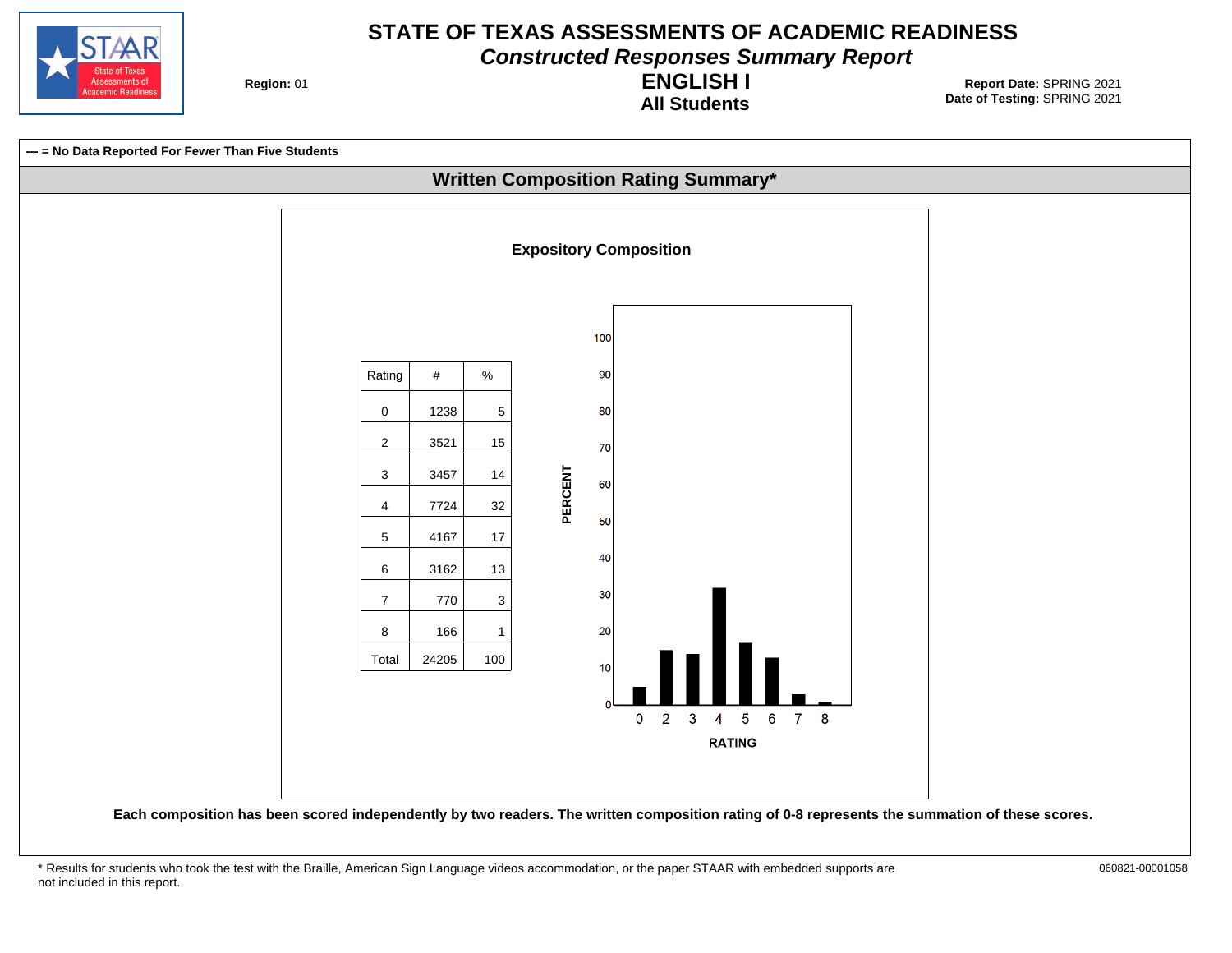# STATE OF TEXAS ASSESSMENTS OF ACADEMIC READINESS

## *Constructed Responses Summary Report*

## ENGLISH I

### All Students

**Region:** 01

**Report Date:** SPRING 2021
**Date of Testing:** SPRING 2021

**--- = No Data Reported For Fewer Than Five Students**

## Written Composition Rating Summary*

### Expository Composition

| Rating | # | % |
|---|---|---|
| 0 | 1238 | 5 |
| 2 | 3521 | 15 |
| 3 | 3457 | 14 |
| 4 | 7724 | 32 |
| 5 | 4167 | 17 |
| 6 | 3162 | 13 |
| 7 | 770 | 3 |
| 8 | 166 | 1 |
| Total | 24205 | 100 |

**Each composition has been scored independently by two readers. The written composition rating of 0-8 represents the summation of these scores.**

\* Results for students who took the test with the Braille, American Sign Language videos accommodation, or the paper STAAR with embedded supports are not included in this report.

060821-00001058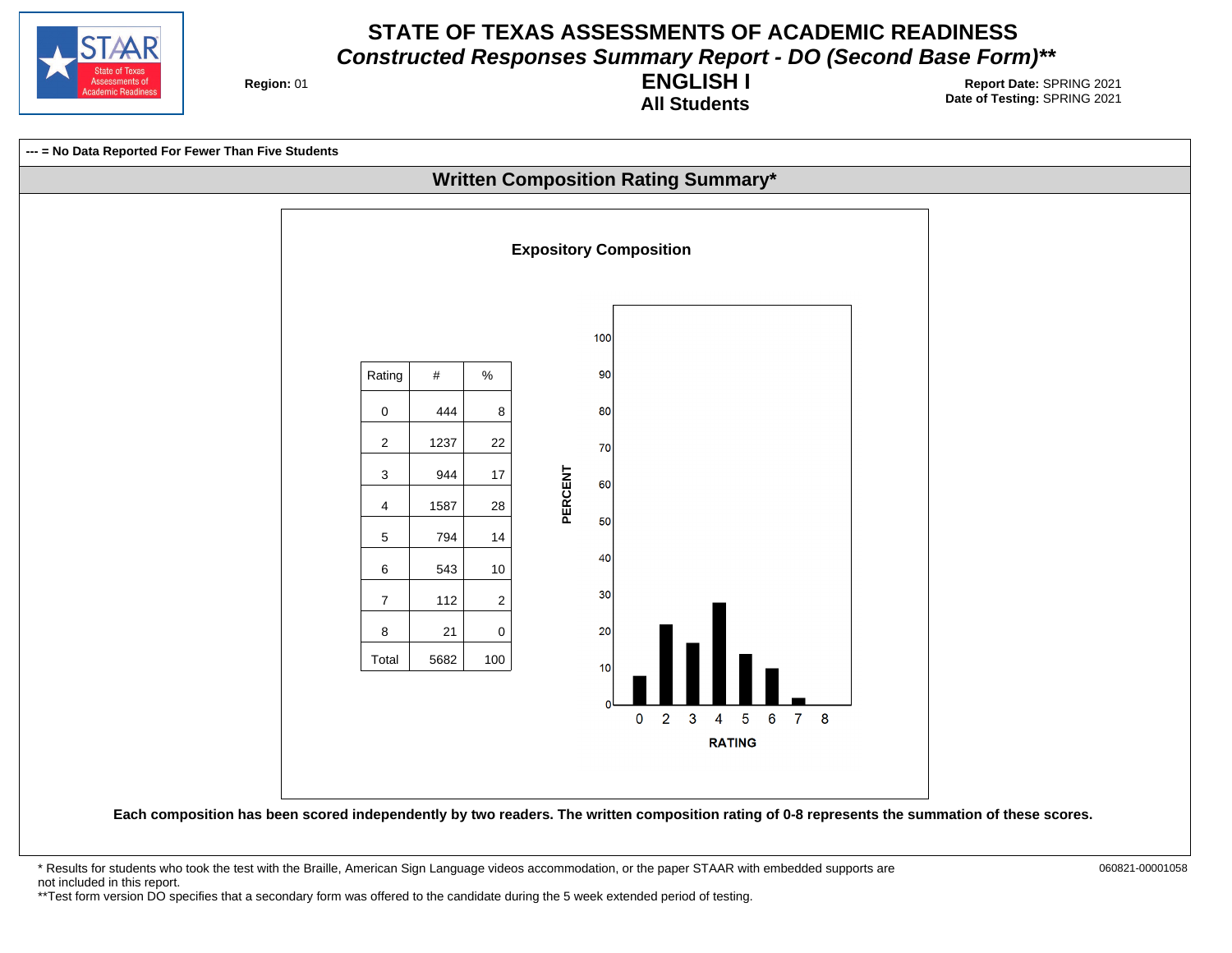# STATE OF TEXAS ASSESSMENTS OF ACADEMIC READINESS

## *Constructed Responses Summary Report - DO (Second Base Form)***

**Region:** 01

## ENGLISH I

### All Students

**Report Date:** SPRING 2021
**Date of Testing:** SPRING 2021

**--- = No Data Reported For Fewer Than Five Students**

## Written Composition Rating Summary*

### Expository Composition

| Rating | # | % |
|---|---|---|
| 0 | 444 | 8 |
| 2 | 1237 | 22 |
| 3 | 944 | 17 |
| 4 | 1587 | 28 |
| 5 | 794 | 14 |
| 6 | 543 | 10 |
| 7 | 112 | 2 |
| 8 | 21 | 0 |
| Total | 5682 | 100 |

**Each composition has been scored independently by two readers. The written composition rating of 0-8 represents the summation of these scores.**

* Results for students who took the test with the Braille, American Sign Language videos accommodation, or the paper STAAR with embedded supports are not included in this report.
**Test form version DO specifies that a secondary form was offered to the candidate during the 5 week extended period of testing.

060821-00001058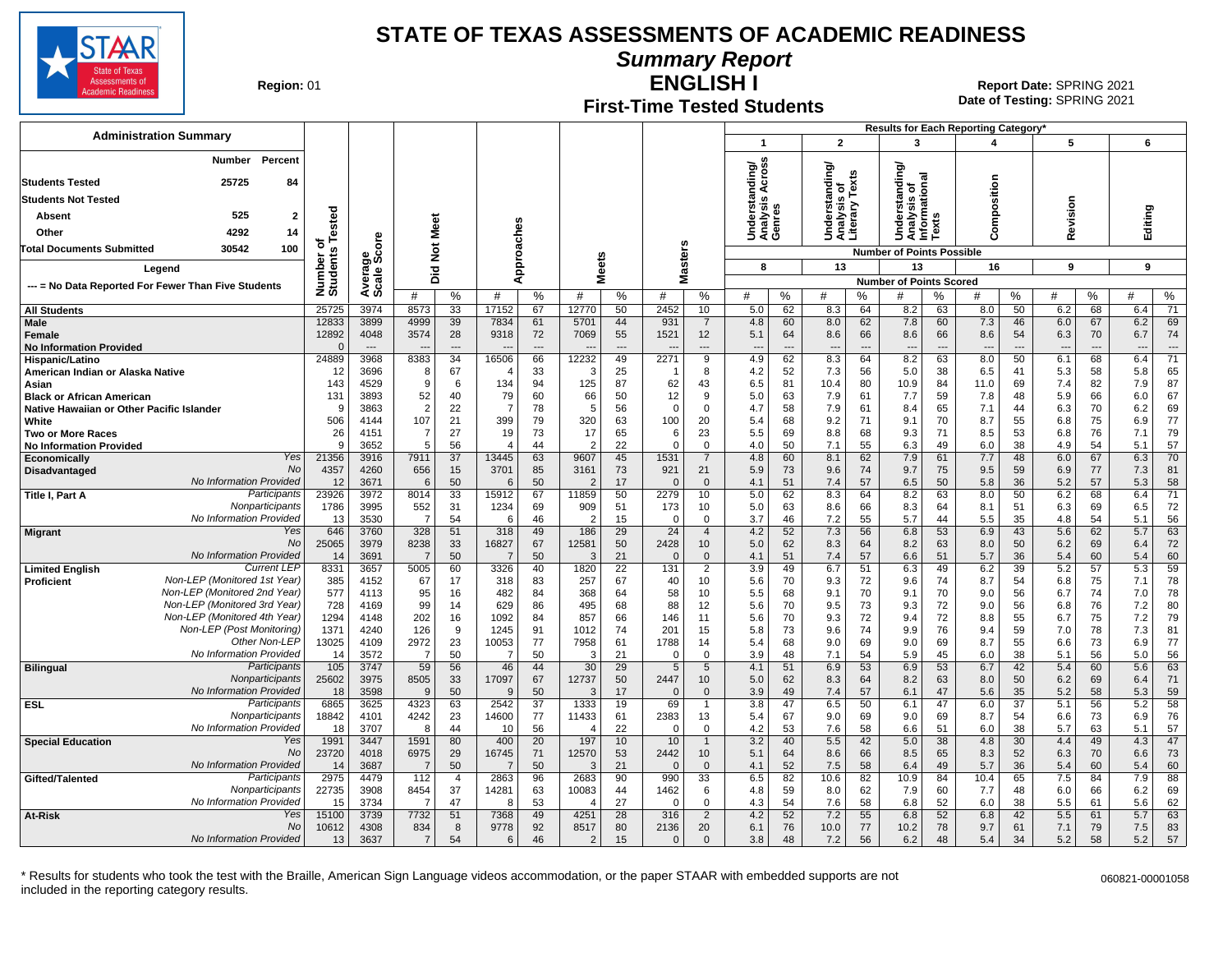# STATE OF TEXAS ASSESSMENTS OF ACADEMIC READINESS

## Summary Report

## ENGLISH I

## First-Time Tested Students

**Region:** 01

**Report Date:** SPRING 2021
**Date of Testing:** SPRING 2021

### Administration Summary

| | Number | Percent |
|---|---|---|
| Students Tested | 25725 | 84 |
| Students Not Tested | | |
| Absent | 525 | 2 |
| Other | 4292 | 14 |
| Total Documents Submitted | 30542 | 100 |

Legend: --- = No Data Reported For Fewer Than Five Students

Results for Each Reporting Category*: 1 = Understanding/Analysis Across Genres (8 points possible); 2 = Understanding/Analysis of Literary Texts (13 points possible); 3 = Understanding/Analysis of Informational Texts (13 points possible); 4 = Composition (16 points possible); 5 = Revision (9 points possible); 6 = Editing (9 points possible). Values are Number of Points Scored (#) and %.

| Group | | Number of Students Tested | Average Scale Score | Did Not Meet # | Did Not Meet % | Approaches # | Approaches % | Meets # | Meets % | Masters # | Masters % | 1 # | 1 % | 2 # | 2 % | 3 # | 3 % | 4 # | 4 % | 5 # | 5 % | 6 # | 6 % |
|---|---|---|---|---|---|---|---|---|---|---|---|---|---|---|---|---|---|---|---|---|---|---|---|
| All Students | | 25725 | 3974 | 8573 | 33 | 17152 | 67 | 12770 | 50 | 2452 | 10 | 5.0 | 62 | 8.3 | 64 | 8.2 | 63 | 8.0 | 50 | 6.2 | 68 | 6.4 | 71 |
| Male | | 12833 | 3899 | 4999 | 39 | 7834 | 61 | 5701 | 44 | 931 | 7 | 4.8 | 60 | 8.0 | 62 | 7.8 | 60 | 7.3 | 46 | 6.0 | 67 | 6.2 | 69 |
| Female | | 12892 | 4048 | 3574 | 28 | 9318 | 72 | 7069 | 55 | 1521 | 12 | 5.1 | 64 | 8.6 | 66 | 8.6 | 66 | 8.6 | 54 | 6.3 | 70 | 6.7 | 74 |
| No Information Provided | | 0 | --- | --- | --- | --- | --- | --- | --- | --- | --- | --- | --- | --- | --- | --- | --- | --- | --- | --- | --- | --- | --- |
| Hispanic/Latino | | 24889 | 3968 | 8383 | 34 | 16506 | 66 | 12232 | 49 | 2271 | 9 | 4.9 | 62 | 8.3 | 64 | 8.2 | 63 | 8.0 | 50 | 6.1 | 68 | 6.4 | 71 |
| American Indian or Alaska Native | | 12 | 3696 | 8 | 67 | 4 | 33 | 3 | 25 | 1 | 8 | 4.2 | 52 | 7.3 | 56 | 5.0 | 38 | 6.5 | 41 | 5.3 | 58 | 5.8 | 65 |
| Asian | | 143 | 4529 | 9 | 6 | 134 | 94 | 125 | 87 | 62 | 43 | 6.5 | 81 | 10.4 | 80 | 10.9 | 84 | 11.0 | 69 | 7.4 | 82 | 7.9 | 87 |
| Black or African American | | 131 | 3893 | 52 | 40 | 79 | 60 | 66 | 50 | 12 | 9 | 5.0 | 63 | 7.9 | 61 | 7.7 | 59 | 7.8 | 48 | 5.9 | 66 | 6.0 | 67 |
| Native Hawaiian or Other Pacific Islander | | 9 | 3863 | 2 | 22 | 7 | 78 | 5 | 56 | 0 | 0 | 4.7 | 58 | 7.9 | 61 | 8.4 | 65 | 7.1 | 44 | 6.3 | 70 | 6.2 | 69 |
| White | | 506 | 4144 | 107 | 21 | 399 | 79 | 320 | 63 | 100 | 20 | 5.4 | 68 | 9.2 | 71 | 9.1 | 70 | 8.7 | 55 | 6.8 | 75 | 6.9 | 77 |
| Two or More Races | | 26 | 4151 | 7 | 27 | 19 | 73 | 17 | 65 | 6 | 23 | 5.5 | 69 | 8.8 | 68 | 9.3 | 71 | 8.5 | 53 | 6.8 | 76 | 7.1 | 79 |
| No Information Provided | | 9 | 3652 | 5 | 56 | 4 | 44 | 2 | 22 | 0 | 0 | 4.0 | 50 | 7.1 | 55 | 6.3 | 49 | 6.0 | 38 | 4.9 | 54 | 5.1 | 57 |
| Economically Disadvantaged | Yes | 21356 | 3916 | 7911 | 37 | 13445 | 63 | 9607 | 45 | 1531 | 7 | 4.8 | 60 | 8.1 | 62 | 7.9 | 61 | 7.7 | 48 | 6.0 | 67 | 6.3 | 70 |
| | No | 4357 | 4260 | 656 | 15 | 3701 | 85 | 3161 | 73 | 921 | 21 | 5.9 | 73 | 9.6 | 74 | 9.7 | 75 | 9.5 | 59 | 6.9 | 77 | 7.3 | 81 |
| | No Information Provided | 12 | 3671 | 6 | 50 | 6 | 50 | 2 | 17 | 0 | 0 | 4.1 | 51 | 7.4 | 57 | 6.5 | 50 | 5.8 | 36 | 5.2 | 57 | 5.3 | 58 |
| Title I, Part A | Participants | 23926 | 3972 | 8014 | 33 | 15912 | 67 | 11859 | 50 | 2279 | 10 | 5.0 | 62 | 8.3 | 64 | 8.2 | 63 | 8.0 | 50 | 6.2 | 68 | 6.4 | 71 |
| | Nonparticipants | 1786 | 3995 | 552 | 31 | 1234 | 69 | 909 | 51 | 173 | 10 | 5.0 | 63 | 8.6 | 66 | 8.3 | 64 | 8.1 | 51 | 6.3 | 69 | 6.5 | 72 |
| | No Information Provided | 13 | 3530 | 7 | 54 | 6 | 46 | 2 | 15 | 0 | 0 | 3.7 | 46 | 7.2 | 55 | 5.7 | 44 | 5.5 | 35 | 4.8 | 54 | 5.1 | 56 |
| Migrant | Yes | 646 | 3760 | 328 | 51 | 318 | 49 | 186 | 29 | 24 | 4 | 4.2 | 52 | 7.3 | 56 | 6.8 | 53 | 6.9 | 43 | 5.6 | 62 | 5.7 | 63 |
| | No | 25065 | 3979 | 8238 | 33 | 16827 | 67 | 12581 | 50 | 2428 | 10 | 5.0 | 62 | 8.3 | 64 | 8.2 | 63 | 8.0 | 50 | 6.2 | 69 | 6.4 | 72 |
| | No Information Provided | 14 | 3691 | 7 | 50 | 7 | 50 | 3 | 21 | 0 | 0 | 4.1 | 51 | 7.4 | 57 | 6.6 | 51 | 5.7 | 36 | 5.4 | 60 | 5.4 | 60 |
| Limited English Proficient | Current LEP | 8331 | 3657 | 5005 | 60 | 3326 | 40 | 1820 | 22 | 131 | 2 | 3.9 | 49 | 6.7 | 51 | 6.3 | 49 | 6.2 | 39 | 5.2 | 57 | 5.3 | 59 |
| | Non-LEP (Monitored 1st Year) | 385 | 4152 | 67 | 17 | 318 | 83 | 257 | 67 | 40 | 10 | 5.6 | 70 | 9.3 | 72 | 9.6 | 74 | 8.7 | 54 | 6.8 | 75 | 7.1 | 78 |
| | Non-LEP (Monitored 2nd Year) | 577 | 4113 | 95 | 16 | 482 | 84 | 368 | 64 | 58 | 10 | 5.5 | 68 | 9.1 | 70 | 9.1 | 70 | 9.0 | 56 | 6.7 | 74 | 7.0 | 78 |
| | Non-LEP (Monitored 3rd Year) | 728 | 4169 | 99 | 14 | 629 | 86 | 495 | 68 | 88 | 12 | 5.6 | 70 | 9.5 | 73 | 9.3 | 72 | 9.0 | 56 | 6.8 | 76 | 7.2 | 80 |
| | Non-LEP (Monitored 4th Year) | 1294 | 4148 | 202 | 16 | 1092 | 84 | 857 | 66 | 146 | 11 | 5.6 | 70 | 9.3 | 72 | 9.4 | 72 | 8.8 | 55 | 6.7 | 75 | 7.2 | 79 |
| | Non-LEP (Post Monitoring) | 1371 | 4240 | 126 | 9 | 1245 | 91 | 1012 | 74 | 201 | 15 | 5.8 | 73 | 9.6 | 74 | 9.9 | 76 | 9.4 | 59 | 7.0 | 78 | 7.3 | 81 |
| | Other Non-LEP | 13025 | 4109 | 2972 | 23 | 10053 | 77 | 7958 | 61 | 1788 | 14 | 5.4 | 68 | 9.0 | 69 | 9.0 | 69 | 8.7 | 55 | 6.6 | 73 | 6.9 | 77 |
| | No Information Provided | 14 | 3572 | 7 | 50 | 7 | 50 | 3 | 21 | 0 | 0 | 3.9 | 48 | 7.1 | 54 | 5.9 | 45 | 6.0 | 38 | 5.1 | 56 | 5.0 | 56 |
| Bilingual | Participants | 105 | 3747 | 59 | 56 | 46 | 44 | 30 | 29 | 5 | 5 | 4.1 | 51 | 6.9 | 53 | 6.9 | 53 | 6.7 | 42 | 5.4 | 60 | 5.6 | 63 |
| | Nonparticipants | 25602 | 3975 | 8505 | 33 | 17097 | 67 | 12737 | 50 | 2447 | 10 | 5.0 | 62 | 8.3 | 64 | 8.2 | 63 | 8.0 | 50 | 6.2 | 69 | 6.4 | 71 |
| | No Information Provided | 18 | 3598 | 9 | 50 | 9 | 50 | 3 | 17 | 0 | 0 | 3.9 | 49 | 7.4 | 57 | 6.1 | 47 | 5.6 | 35 | 5.2 | 58 | 5.3 | 59 |
| ESL | Participants | 6865 | 3625 | 4323 | 63 | 2542 | 37 | 1333 | 19 | 69 | 1 | 3.8 | 47 | 6.5 | 50 | 6.1 | 47 | 6.0 | 37 | 5.1 | 56 | 5.2 | 58 |
| | Nonparticipants | 18842 | 4101 | 4242 | 23 | 14600 | 77 | 11433 | 61 | 2383 | 13 | 5.4 | 67 | 9.0 | 69 | 9.0 | 69 | 8.7 | 54 | 6.6 | 73 | 6.9 | 76 |
| | No Information Provided | 18 | 3707 | 8 | 44 | 10 | 56 | 4 | 22 | 0 | 0 | 4.2 | 53 | 7.6 | 58 | 6.6 | 51 | 6.0 | 38 | 5.7 | 63 | 5.1 | 57 |
| Special Education | Yes | 1991 | 3447 | 1591 | 80 | 400 | 20 | 197 | 10 | 10 | 1 | 3.2 | 40 | 5.5 | 42 | 5.0 | 38 | 4.8 | 30 | 4.4 | 49 | 4.3 | 47 |
| | No | 23720 | 4018 | 6975 | 29 | 16745 | 71 | 12570 | 53 | 2442 | 10 | 5.1 | 64 | 8.6 | 66 | 8.5 | 65 | 8.3 | 52 | 6.3 | 70 | 6.6 | 73 |
| | No Information Provided | 14 | 3687 | 7 | 50 | 7 | 50 | 3 | 21 | 0 | 0 | 4.1 | 52 | 7.5 | 58 | 6.4 | 49 | 5.7 | 36 | 5.4 | 60 | 5.4 | 60 |
| Gifted/Talented | Participants | 2975 | 4479 | 112 | 4 | 2863 | 96 | 2683 | 90 | 990 | 33 | 6.5 | 82 | 10.6 | 82 | 10.9 | 84 | 10.4 | 65 | 7.5 | 84 | 7.9 | 88 |
| | Nonparticipants | 22735 | 3908 | 8454 | 37 | 14281 | 63 | 10083 | 44 | 1462 | 6 | 4.8 | 59 | 8.0 | 62 | 7.9 | 60 | 7.7 | 48 | 6.0 | 66 | 6.2 | 69 |
| | No Information Provided | 15 | 3734 | 7 | 47 | 8 | 53 | 4 | 27 | 0 | 0 | 4.3 | 54 | 7.6 | 58 | 6.8 | 52 | 6.0 | 38 | 5.5 | 61 | 5.6 | 62 |
| At-Risk | Yes | 15100 | 3739 | 7732 | 51 | 7368 | 49 | 4251 | 28 | 316 | 2 | 4.2 | 52 | 7.2 | 55 | 6.8 | 52 | 6.8 | 42 | 5.5 | 61 | 5.7 | 63 |
| | No | 10612 | 4308 | 834 | 8 | 9778 | 92 | 8517 | 80 | 2136 | 20 | 6.1 | 76 | 10.0 | 77 | 10.2 | 78 | 9.7 | 61 | 7.1 | 79 | 7.5 | 83 |
| | No Information Provided | 13 | 3637 | 7 | 54 | 6 | 46 | 2 | 15 | 0 | 0 | 3.8 | 48 | 7.2 | 56 | 6.2 | 48 | 5.4 | 34 | 5.2 | 58 | 5.2 | 57 |

\* Results for students who took the test with the Braille, American Sign Language videos accommodation, or the paper STAAR with embedded supports are not included in the reporting category results.

060821-00001058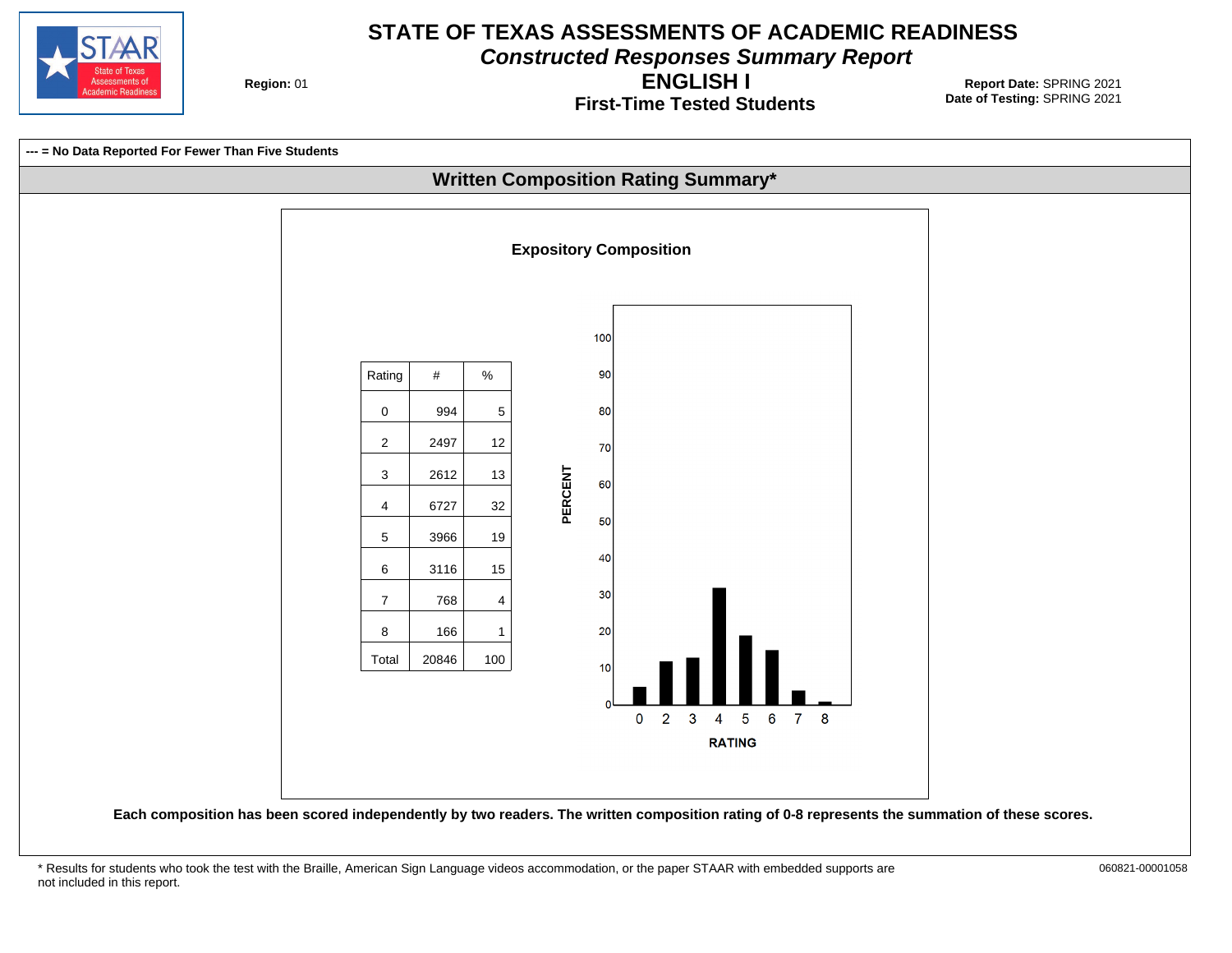# STATE OF TEXAS ASSESSMENTS OF ACADEMIC READINESS

## *Constructed Responses Summary Report*

## ENGLISH I

### First-Time Tested Students

**Region:** 01

**Report Date:** SPRING 2021
**Date of Testing:** SPRING 2021

**--- = No Data Reported For Fewer Than Five Students**

## Written Composition Rating Summary*

### Expository Composition

| Rating | # | % |
|---|---|---|
| 0 | 994 | 5 |
| 2 | 2497 | 12 |
| 3 | 2612 | 13 |
| 4 | 6727 | 32 |
| 5 | 3966 | 19 |
| 6 | 3116 | 15 |
| 7 | 768 | 4 |
| 8 | 166 | 1 |
| Total | 20846 | 100 |

**Each composition has been scored independently by two readers. The written composition rating of 0-8 represents the summation of these scores.**

\* Results for students who took the test with the Braille, American Sign Language videos accommodation, or the paper STAAR with embedded supports are not included in this report.

060821-00001058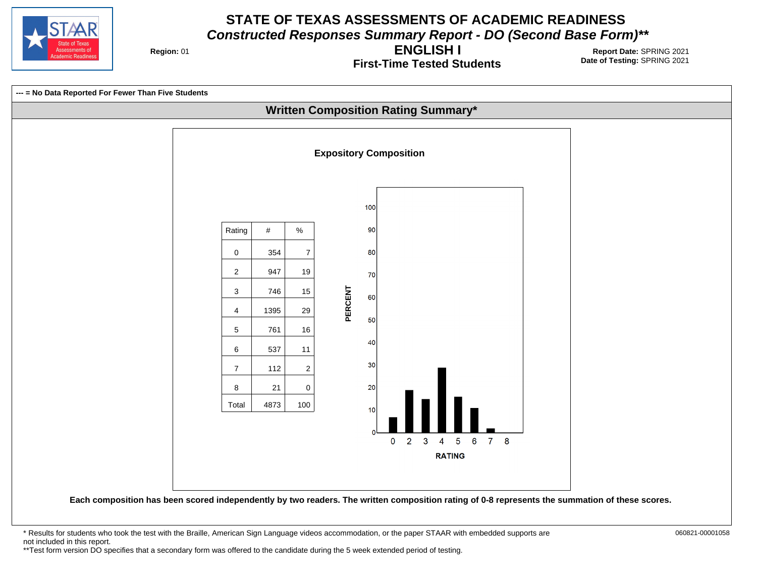# STATE OF TEXAS ASSESSMENTS OF ACADEMIC READINESS

## *Constructed Responses Summary Report - DO (Second Base Form)***

## ENGLISH I

### First-Time Tested Students

**Region:** 01

**Report Date:** SPRING 2021
**Date of Testing:** SPRING 2021

**--- = No Data Reported For Fewer Than Five Students**

## Written Composition Rating Summary*

### Expository Composition

| Rating | # | % |
|---|---|---|
| 0 | 354 | 7 |
| 2 | 947 | 19 |
| 3 | 746 | 15 |
| 4 | 1395 | 29 |
| 5 | 761 | 16 |
| 6 | 537 | 11 |
| 7 | 112 | 2 |
| 8 | 21 | 0 |
| Total | 4873 | 100 |

**Each composition has been scored independently by two readers. The written composition rating of 0-8 represents the summation of these scores.**

\* Results for students who took the test with the Braille, American Sign Language videos accommodation, or the paper STAAR with embedded supports are not included in this report.

**Test form version DO specifies that a secondary form was offered to the candidate during the 5 week extended period of testing.

060821-00001058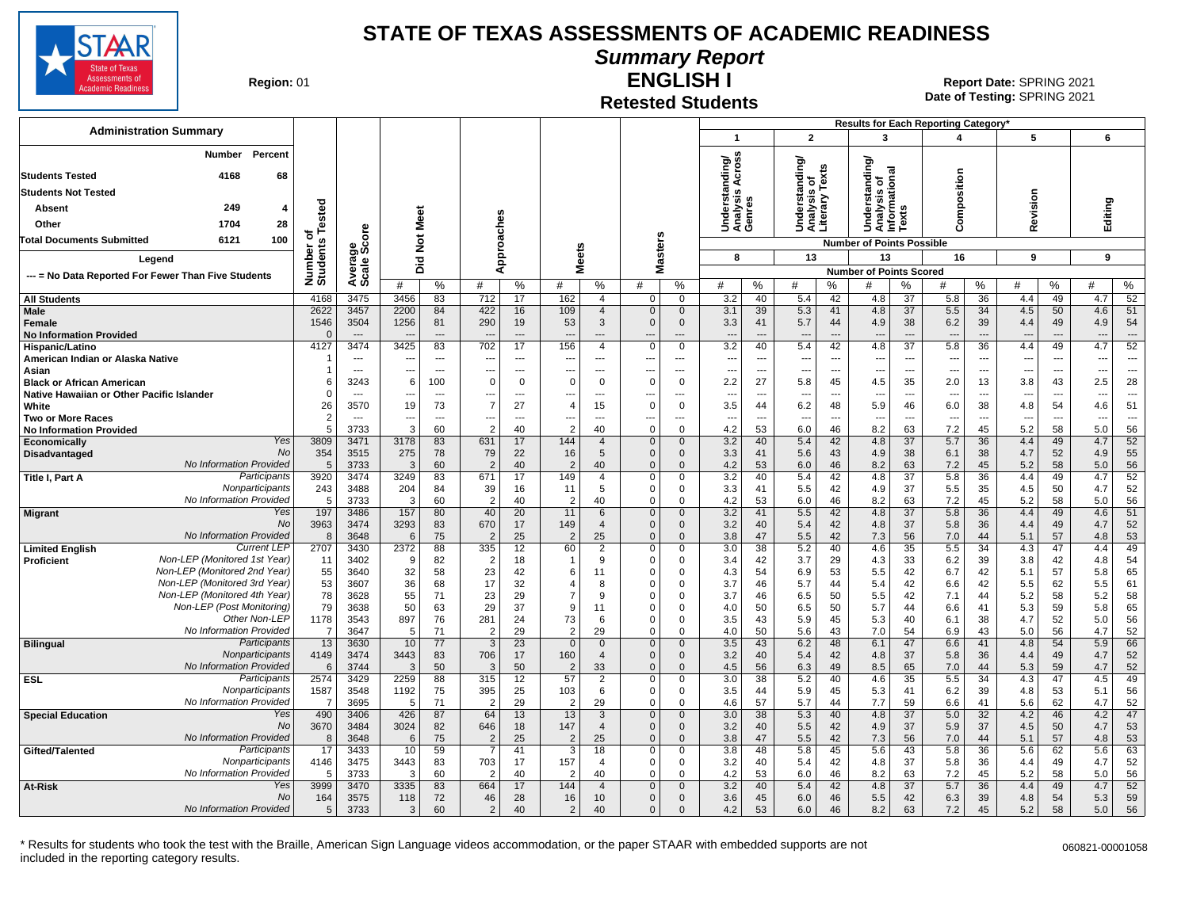# STATE OF TEXAS ASSESSMENTS OF ACADEMIC READINESS

## Summary Report

## ENGLISH I

## Retested Students

**Region:** 01

**Report Date:** SPRING 2021
**Date of Testing:** SPRING 2021

### Administration Summary

| | Number | Percent |
|---|---|---|
| Students Tested | 4168 | 68 |
| Students Not Tested | | |
| Absent | 249 | 4 |
| Other | 1704 | 28 |
| Total Documents Submitted | 6121 | 100 |

Legend: --- = No Data Reported For Fewer Than Five Students

Results for Each Reporting Category*: 1 = Understanding/Analysis Across Genres (8 points possible); 2 = Understanding/Analysis of Literary Texts (13); 3 = Understanding/Analysis of Informational Texts (13); 4 = Composition (16); 5 = Revision (9); 6 = Editing (9)

| Group | | Number of Students Tested | Average Scale Score | Did Not Meet # | Did Not Meet % | Approaches # | Approaches % | Meets # | Meets % | Masters # | Masters % | 1 # | 1 % | 2 # | 2 % | 3 # | 3 % | 4 # | 4 % | 5 # | 5 % | 6 # | 6 % |
|---|---|---|---|---|---|---|---|---|---|---|---|---|---|---|---|---|---|---|---|---|---|---|---|
| All Students | | 4168 | 3475 | 3456 | 83 | 712 | 17 | 162 | 4 | 0 | 0 | 3.2 | 40 | 5.4 | 42 | 4.8 | 37 | 5.8 | 36 | 4.4 | 49 | 4.7 | 52 |
| Male | | 2622 | 3457 | 2200 | 84 | 422 | 16 | 109 | 4 | 0 | 0 | 3.1 | 39 | 5.3 | 41 | 4.8 | 37 | 5.5 | 34 | 4.5 | 50 | 4.6 | 51 |
| Female | | 1546 | 3504 | 1256 | 81 | 290 | 19 | 53 | 3 | 0 | 0 | 3.3 | 41 | 5.7 | 44 | 4.9 | 38 | 6.2 | 39 | 4.4 | 49 | 4.9 | 54 |
| No Information Provided | | 0 | --- | --- | --- | --- | --- | --- | --- | --- | --- | --- | --- | --- | --- | --- | --- | --- | --- | --- | --- | --- | --- |
| Hispanic/Latino | | 4127 | 3474 | 3425 | 83 | 702 | 17 | 156 | 4 | 0 | 0 | 3.2 | 40 | 5.4 | 42 | 4.8 | 37 | 5.8 | 36 | 4.4 | 49 | 4.7 | 52 |
| American Indian or Alaska Native | | 1 | --- | --- | --- | --- | --- | --- | --- | --- | --- | --- | --- | --- | --- | --- | --- | --- | --- | --- | --- | --- | --- |
| Asian | | 1 | --- | --- | --- | --- | --- | --- | --- | --- | --- | --- | --- | --- | --- | --- | --- | --- | --- | --- | --- | --- | --- |
| Black or African American | | 6 | 3243 | 6 | 100 | 0 | 0 | 0 | 0 | 0 | 0 | 2.2 | 27 | 5.8 | 45 | 4.5 | 35 | 2.0 | 13 | 3.8 | 43 | 2.5 | 28 |
| Native Hawaiian or Other Pacific Islander | | 0 | --- | --- | --- | --- | --- | --- | --- | --- | --- | --- | --- | --- | --- | --- | --- | --- | --- | --- | --- | --- | --- |
| White | | 26 | 3570 | 19 | 73 | 7 | 27 | 4 | 15 | 0 | 0 | 3.5 | 44 | 6.2 | 48 | 5.9 | 46 | 6.0 | 38 | 4.8 | 54 | 4.6 | 51 |
| Two or More Races | | 2 | --- | --- | --- | --- | --- | --- | --- | --- | --- | --- | --- | --- | --- | --- | --- | --- | --- | --- | --- | --- | --- |
| No Information Provided | | 5 | 3733 | 3 | 60 | 2 | 40 | 2 | 40 | 0 | 0 | 4.2 | 53 | 6.0 | 46 | 8.2 | 63 | 7.2 | 45 | 5.2 | 58 | 5.0 | 56 |
| Economically Disadvantaged | Yes | 3809 | 3471 | 3178 | 83 | 631 | 17 | 144 | 4 | 0 | 0 | 3.2 | 40 | 5.4 | 42 | 4.8 | 37 | 5.7 | 36 | 4.4 | 49 | 4.7 | 52 |
| | No | 354 | 3515 | 275 | 78 | 79 | 22 | 16 | 5 | 0 | 0 | 3.3 | 41 | 5.6 | 43 | 4.9 | 38 | 6.1 | 38 | 4.7 | 52 | 4.9 | 55 |
| | No Information Provided | 5 | 3733 | 3 | 60 | 2 | 40 | 2 | 40 | 0 | 0 | 4.2 | 53 | 6.0 | 46 | 8.2 | 63 | 7.2 | 45 | 5.2 | 58 | 5.0 | 56 |
| Title I, Part A | Participants | 3920 | 3474 | 3249 | 83 | 671 | 17 | 149 | 4 | 0 | 0 | 3.2 | 40 | 5.4 | 42 | 4.8 | 37 | 5.8 | 36 | 4.4 | 49 | 4.7 | 52 |
| | Nonparticipants | 243 | 3488 | 204 | 84 | 39 | 16 | 11 | 5 | 0 | 0 | 3.3 | 41 | 5.5 | 42 | 4.9 | 37 | 5.5 | 35 | 4.5 | 50 | 4.7 | 52 |
| | No Information Provided | 5 | 3733 | 3 | 60 | 2 | 40 | 2 | 40 | 0 | 0 | 4.2 | 53 | 6.0 | 46 | 8.2 | 63 | 7.2 | 45 | 5.2 | 58 | 5.0 | 56 |
| Migrant | Yes | 197 | 3486 | 157 | 80 | 40 | 20 | 11 | 6 | 0 | 0 | 3.2 | 41 | 5.5 | 42 | 4.8 | 37 | 5.8 | 36 | 4.4 | 49 | 4.6 | 51 |
| | No | 3963 | 3474 | 3293 | 83 | 670 | 17 | 149 | 4 | 0 | 0 | 3.2 | 40 | 5.4 | 42 | 4.8 | 37 | 5.8 | 36 | 4.4 | 49 | 4.7 | 52 |
| | No Information Provided | 8 | 3648 | 6 | 75 | 2 | 25 | 2 | 25 | 0 | 0 | 3.8 | 47 | 5.5 | 42 | 7.3 | 56 | 7.0 | 44 | 5.1 | 57 | 4.8 | 53 |
| Limited English Proficient | Current LEP | 2707 | 3430 | 2372 | 88 | 335 | 12 | 60 | 2 | 0 | 0 | 3.0 | 38 | 5.2 | 40 | 4.6 | 35 | 5.5 | 34 | 4.3 | 47 | 4.4 | 49 |
| | Non-LEP (Monitored 1st Year) | 11 | 3402 | 9 | 82 | 2 | 18 | 1 | 9 | 0 | 0 | 3.4 | 42 | 3.7 | 29 | 4.3 | 33 | 6.2 | 39 | 3.8 | 42 | 4.8 | 54 |
| | Non-LEP (Monitored 2nd Year) | 55 | 3640 | 32 | 58 | 23 | 42 | 6 | 11 | 0 | 0 | 4.3 | 54 | 6.9 | 53 | 5.5 | 42 | 6.7 | 42 | 5.1 | 57 | 5.8 | 65 |
| | Non-LEP (Monitored 3rd Year) | 53 | 3607 | 36 | 68 | 17 | 32 | 4 | 8 | 0 | 0 | 3.7 | 46 | 5.7 | 44 | 5.4 | 42 | 6.6 | 42 | 5.5 | 62 | 5.5 | 61 |
| | Non-LEP (Monitored 4th Year) | 78 | 3628 | 55 | 71 | 23 | 29 | 7 | 9 | 0 | 0 | 3.7 | 46 | 6.5 | 50 | 5.5 | 42 | 7.1 | 44 | 5.2 | 58 | 5.2 | 58 |
| | Non-LEP (Post Monitoring) | 79 | 3638 | 50 | 63 | 29 | 37 | 9 | 11 | 0 | 0 | 4.0 | 50 | 6.5 | 50 | 5.7 | 44 | 6.6 | 41 | 5.3 | 59 | 5.8 | 65 |
| | Other Non-LEP | 1178 | 3543 | 897 | 76 | 281 | 24 | 73 | 6 | 0 | 0 | 3.5 | 43 | 5.9 | 45 | 5.3 | 40 | 6.1 | 38 | 4.7 | 52 | 5.0 | 56 |
| | No Information Provided | 7 | 3647 | 5 | 71 | 2 | 29 | 2 | 29 | 0 | 0 | 4.0 | 50 | 5.6 | 43 | 7.0 | 54 | 6.9 | 43 | 5.0 | 56 | 4.7 | 52 |
| Bilingual | Participants | 13 | 3630 | 10 | 77 | 3 | 23 | 0 | 0 | 0 | 0 | 3.5 | 43 | 6.2 | 48 | 6.1 | 47 | 6.6 | 41 | 4.8 | 54 | 5.9 | 66 |
| | Nonparticipants | 4149 | 3474 | 3443 | 83 | 706 | 17 | 160 | 4 | 0 | 0 | 3.2 | 40 | 5.4 | 42 | 4.8 | 37 | 5.8 | 36 | 4.4 | 49 | 4.7 | 52 |
| | No Information Provided | 6 | 3744 | 3 | 50 | 3 | 50 | 2 | 33 | 0 | 0 | 4.5 | 56 | 6.3 | 49 | 8.5 | 65 | 7.0 | 44 | 5.3 | 59 | 4.7 | 52 |
| ESL | Participants | 2574 | 3429 | 2259 | 88 | 315 | 12 | 57 | 2 | 0 | 0 | 3.0 | 38 | 5.2 | 40 | 4.6 | 35 | 5.5 | 34 | 4.3 | 47 | 4.5 | 49 |
| | Nonparticipants | 1587 | 3548 | 1192 | 75 | 395 | 25 | 103 | 6 | 0 | 0 | 3.5 | 44 | 5.9 | 45 | 5.3 | 41 | 6.2 | 39 | 4.8 | 53 | 5.1 | 56 |
| | No Information Provided | 7 | 3695 | 5 | 71 | 2 | 29 | 2 | 29 | 0 | 0 | 4.6 | 57 | 5.7 | 44 | 7.7 | 59 | 6.6 | 41 | 5.6 | 62 | 4.7 | 52 |
| Special Education | Yes | 490 | 3406 | 426 | 87 | 64 | 13 | 13 | 3 | 0 | 0 | 3.0 | 38 | 5.3 | 40 | 4.8 | 37 | 5.0 | 32 | 4.2 | 46 | 4.2 | 47 |
| | No | 3670 | 3484 | 3024 | 82 | 646 | 18 | 147 | 4 | 0 | 0 | 3.2 | 40 | 5.5 | 42 | 4.9 | 37 | 5.9 | 37 | 4.5 | 50 | 4.7 | 53 |
| | No Information Provided | 8 | 3648 | 6 | 75 | 2 | 25 | 2 | 25 | 0 | 0 | 3.8 | 47 | 5.5 | 42 | 7.3 | 56 | 7.0 | 44 | 5.1 | 57 | 4.8 | 53 |
| Gifted/Talented | Participants | 17 | 3433 | 10 | 59 | 7 | 41 | 3 | 18 | 0 | 0 | 3.8 | 48 | 5.8 | 45 | 5.6 | 43 | 5.8 | 36 | 5.6 | 62 | 5.6 | 63 |
| | Nonparticipants | 4146 | 3475 | 3443 | 83 | 703 | 17 | 157 | 4 | 0 | 0 | 3.2 | 40 | 5.4 | 42 | 4.8 | 37 | 5.8 | 36 | 4.4 | 49 | 4.7 | 52 |
| | No Information Provided | 5 | 3733 | 3 | 60 | 2 | 40 | 2 | 40 | 0 | 0 | 4.2 | 53 | 6.0 | 46 | 8.2 | 63 | 7.2 | 45 | 5.2 | 58 | 5.0 | 56 |
| At-Risk | Yes | 3999 | 3470 | 3335 | 83 | 664 | 17 | 144 | 4 | 0 | 0 | 3.2 | 40 | 5.4 | 42 | 4.8 | 37 | 5.7 | 36 | 4.4 | 49 | 4.7 | 52 |
| | No | 164 | 3575 | 118 | 72 | 46 | 28 | 16 | 10 | 0 | 0 | 3.6 | 45 | 6.0 | 46 | 5.5 | 42 | 6.3 | 39 | 4.8 | 54 | 5.3 | 59 |
| | No Information Provided | 5 | 3733 | 3 | 60 | 2 | 40 | 2 | 40 | 0 | 0 | 4.2 | 53 | 6.0 | 46 | 8.2 | 63 | 7.2 | 45 | 5.2 | 58 | 5.0 | 56 |

\* Results for students who took the test with the Braille, American Sign Language videos accommodation, or the paper STAAR with embedded supports are not included in the reporting category results.

060821-00001058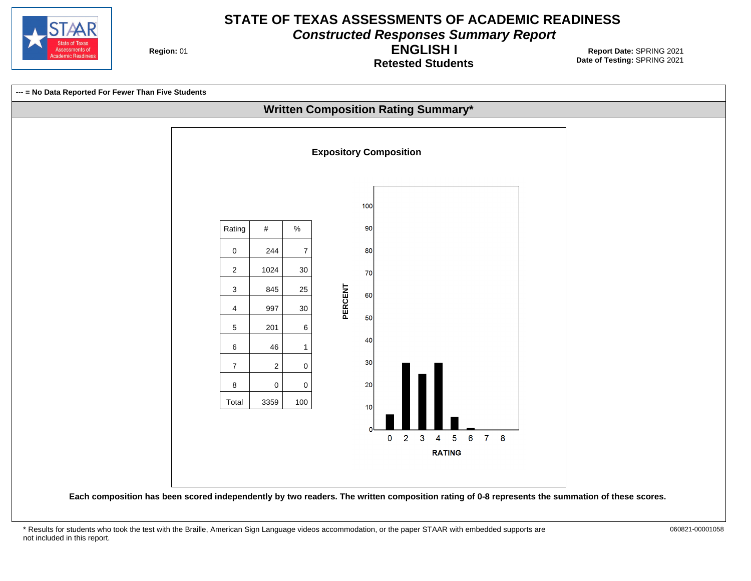# STATE OF TEXAS ASSESSMENTS OF ACADEMIC READINESS

## *Constructed Responses Summary Report*

## ENGLISH I

### Retested Students

**Region:** 01

**Report Date:** SPRING 2021
**Date of Testing:** SPRING 2021

**--- = No Data Reported For Fewer Than Five Students**

## Written Composition Rating Summary*

### Expository Composition

| Rating | # | % |
|---|---|---|
| 0 | 244 | 7 |
| 2 | 1024 | 30 |
| 3 | 845 | 25 |
| 4 | 997 | 30 |
| 5 | 201 | 6 |
| 6 | 46 | 1 |
| 7 | 2 | 0 |
| 8 | 0 | 0 |
| Total | 3359 | 100 |

**Each composition has been scored independently by two readers. The written composition rating of 0-8 represents the summation of these scores.**

* Results for students who took the test with the Braille, American Sign Language videos accommodation, or the paper STAAR with embedded supports are not included in this report.

060821-00001058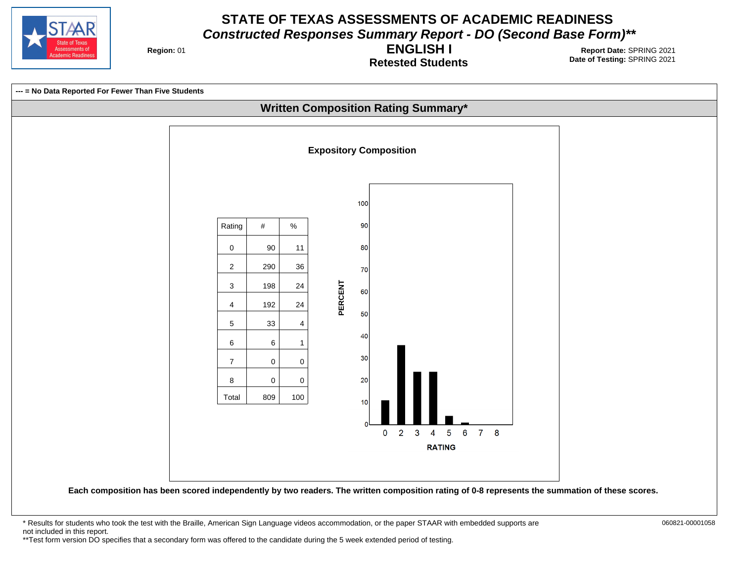# STATE OF TEXAS ASSESSMENTS OF ACADEMIC READINESS

## *Constructed Responses Summary Report - DO (Second Base Form)***

**Region:** 01

## ENGLISH I

### Retested Students

**Report Date:** SPRING 2021
**Date of Testing:** SPRING 2021

**--- = No Data Reported For Fewer Than Five Students**

## Written Composition Rating Summary*

### Expository Composition

| Rating | # | % |
|---|---|---|
| 0 | 90 | 11 |
| 2 | 290 | 36 |
| 3 | 198 | 24 |
| 4 | 192 | 24 |
| 5 | 33 | 4 |
| 6 | 6 | 1 |
| 7 | 0 | 0 |
| 8 | 0 | 0 |
| Total | 809 | 100 |

**Each composition has been scored independently by two readers. The written composition rating of 0-8 represents the summation of these scores.**

* Results for students who took the test with the Braille, American Sign Language videos accommodation, or the paper STAAR with embedded supports are not included in this report.
**Test form version DO specifies that a secondary form was offered to the candidate during the 5 week extended period of testing.

060821-00001058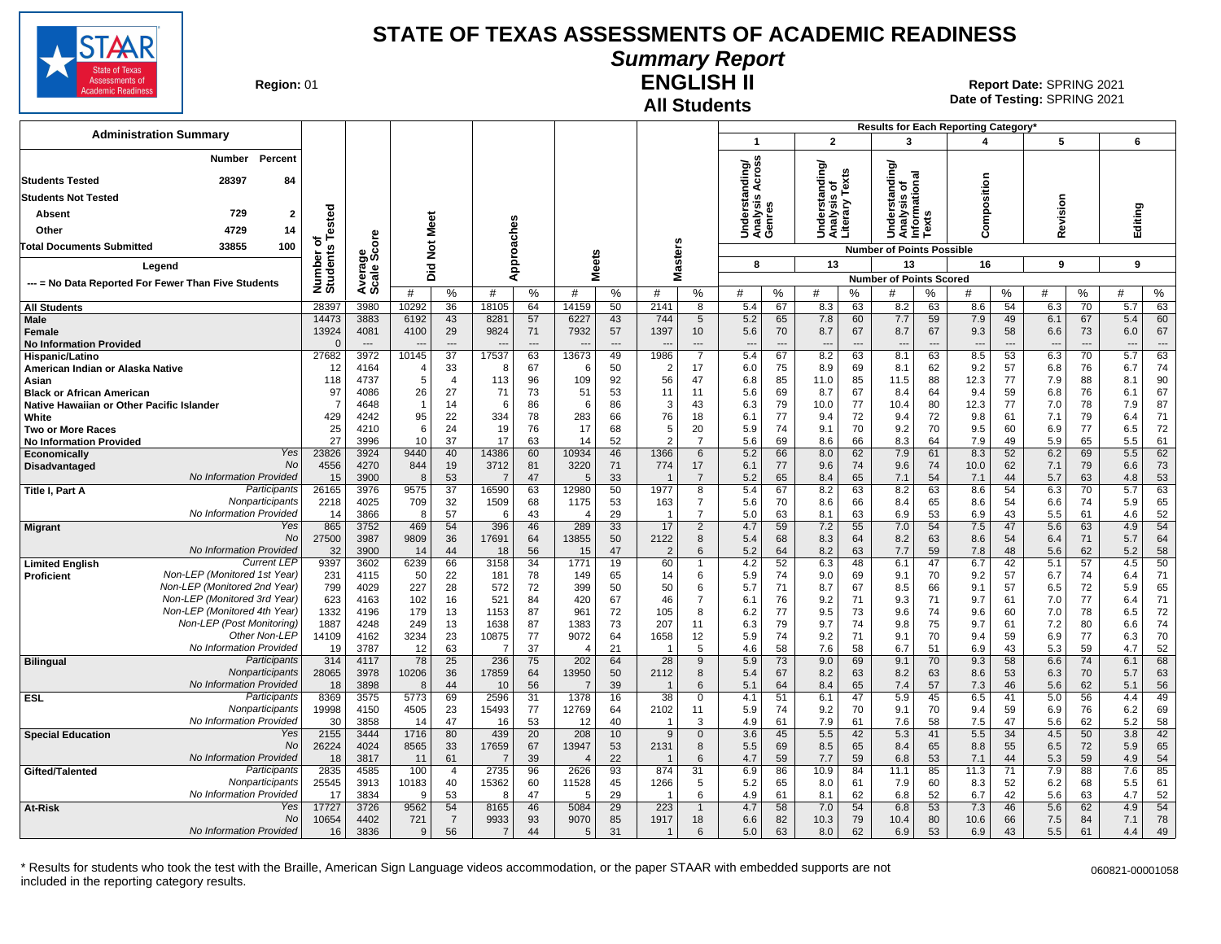# STATE OF TEXAS ASSESSMENTS OF ACADEMIC READINESS

## Summary Report

## ENGLISH II

## All Students

**Region:** 01

**Report Date:** SPRING 2021
**Date of Testing:** SPRING 2021

### Administration Summary

| | Number | Percent |
|---|---|---|
| Students Tested | 28397 | 84 |
| Students Not Tested | | |
| Absent | 729 | 2 |
| Other | 4729 | 14 |
| Total Documents Submitted | 33855 | 100 |

Legend: --- = No Data Reported For Fewer Than Five Students

Results for Each Reporting Category*: 1 = Understanding/Analysis Across Genres (8 points possible); 2 = Understanding/Analysis of Literary Texts (13 points possible); 3 = Understanding/Analysis of Informational Texts (13 points possible); 4 = Composition (16 points possible); 5 = Revision (9 points possible); 6 = Editing (9 points possible). Values are Number of Points Scored.

| Group | | Number of Students Tested | Average Scale Score | Did Not Meet # | Did Not Meet % | Approaches # | Approaches % | Meets # | Meets % | Masters # | Masters % | 1 # | 1 % | 2 # | 2 % | 3 # | 3 % | 4 # | 4 % | 5 # | 5 % | 6 # | 6 % |
|---|---|---|---|---|---|---|---|---|---|---|---|---|---|---|---|---|---|---|---|---|---|---|---|
| All Students | | 28397 | 3980 | 10292 | 36 | 18105 | 64 | 14159 | 50 | 2141 | 8 | 5.4 | 67 | 8.3 | 63 | 8.2 | 63 | 8.6 | 54 | 6.3 | 70 | 5.7 | 63 |
| Male | | 14473 | 3883 | 6192 | 43 | 8281 | 57 | 6227 | 43 | 744 | 5 | 5.2 | 65 | 7.8 | 60 | 7.7 | 59 | 7.9 | 49 | 6.1 | 67 | 5.4 | 60 |
| Female | | 13924 | 4081 | 4100 | 29 | 9824 | 71 | 7932 | 57 | 1397 | 10 | 5.6 | 70 | 8.7 | 67 | 8.7 | 67 | 9.3 | 58 | 6.6 | 73 | 6.0 | 67 |
| No Information Provided | | 0 | --- | --- | --- | --- | --- | --- | --- | --- | --- | --- | --- | --- | --- | --- | --- | --- | --- | --- | --- | --- | --- |
| Hispanic/Latino | | 27682 | 3972 | 10145 | 37 | 17537 | 63 | 13673 | 49 | 1986 | 7 | 5.4 | 67 | 8.2 | 63 | 8.1 | 63 | 8.5 | 53 | 6.3 | 70 | 5.7 | 63 |
| American Indian or Alaska Native | | 12 | 4164 | 4 | 33 | 8 | 67 | 6 | 50 | 2 | 17 | 6.0 | 75 | 8.9 | 69 | 8.1 | 62 | 9.2 | 57 | 6.8 | 76 | 6.7 | 74 |
| Asian | | 118 | 4737 | 5 | 4 | 113 | 96 | 109 | 92 | 56 | 47 | 6.8 | 85 | 11.0 | 85 | 11.5 | 88 | 12.3 | 77 | 7.9 | 88 | 8.1 | 90 |
| Black or African American | | 97 | 4086 | 26 | 27 | 71 | 73 | 51 | 53 | 11 | 11 | 5.6 | 69 | 8.7 | 67 | 8.4 | 64 | 9.4 | 59 | 6.8 | 76 | 6.1 | 67 |
| Native Hawaiian or Other Pacific Islander | | 7 | 4648 | 1 | 14 | 6 | 86 | 6 | 86 | 3 | 43 | 6.3 | 79 | 10.0 | 77 | 10.4 | 80 | 12.3 | 77 | 7.0 | 78 | 7.9 | 87 |
| White | | 429 | 4242 | 95 | 22 | 334 | 78 | 283 | 66 | 76 | 18 | 6.1 | 77 | 9.4 | 72 | 9.4 | 72 | 9.8 | 61 | 7.1 | 79 | 6.4 | 71 |
| Two or More Races | | 25 | 4210 | 6 | 24 | 19 | 76 | 17 | 68 | 5 | 20 | 5.9 | 74 | 9.1 | 70 | 9.2 | 70 | 9.5 | 60 | 6.9 | 77 | 6.5 | 72 |
| No Information Provided | | 27 | 3996 | 10 | 37 | 17 | 63 | 14 | 52 | 2 | 7 | 5.6 | 69 | 8.6 | 66 | 8.3 | 64 | 7.9 | 49 | 5.9 | 65 | 5.5 | 61 |
| Economically Disadvantaged | Yes | 23826 | 3924 | 9440 | 40 | 14386 | 60 | 10934 | 46 | 1366 | 6 | 5.2 | 66 | 8.0 | 62 | 7.9 | 61 | 8.3 | 52 | 6.2 | 69 | 5.5 | 62 |
| | No | 4556 | 4270 | 844 | 19 | 3712 | 81 | 3220 | 71 | 774 | 17 | 6.1 | 77 | 9.6 | 74 | 9.6 | 74 | 10.0 | 62 | 7.1 | 79 | 6.6 | 73 |
| | No Information Provided | 15 | 3900 | 8 | 53 | 7 | 47 | 5 | 33 | 1 | 7 | 5.2 | 65 | 8.4 | 65 | 7.1 | 54 | 7.1 | 44 | 5.7 | 63 | 4.8 | 53 |
| Title I, Part A | Participants | 26165 | 3976 | 9575 | 37 | 16590 | 63 | 12980 | 50 | 1977 | 8 | 5.4 | 67 | 8.2 | 63 | 8.2 | 63 | 8.6 | 54 | 6.3 | 70 | 5.7 | 63 |
| | Nonparticipants | 2218 | 4025 | 709 | 32 | 1509 | 68 | 1175 | 53 | 163 | 7 | 5.6 | 70 | 8.6 | 66 | 8.4 | 65 | 8.6 | 54 | 6.6 | 74 | 5.9 | 65 |
| | No Information Provided | 14 | 3866 | 8 | 57 | 6 | 43 | 4 | 29 | 1 | 7 | 5.0 | 63 | 8.1 | 63 | 6.9 | 53 | 6.9 | 43 | 5.5 | 61 | 4.6 | 52 |
| Migrant | Yes | 865 | 3752 | 469 | 54 | 396 | 46 | 289 | 33 | 17 | 2 | 4.7 | 59 | 7.2 | 55 | 7.0 | 54 | 7.5 | 47 | 5.6 | 63 | 4.9 | 54 |
| | No | 27500 | 3987 | 9809 | 36 | 17691 | 64 | 13855 | 50 | 2122 | 8 | 5.4 | 68 | 8.3 | 64 | 8.2 | 63 | 8.6 | 54 | 6.4 | 71 | 5.7 | 64 |
| | No Information Provided | 32 | 3900 | 14 | 44 | 18 | 56 | 15 | 47 | 2 | 6 | 5.2 | 64 | 8.2 | 63 | 7.7 | 59 | 7.8 | 48 | 5.6 | 62 | 5.2 | 58 |
| Limited English Proficient | Current LEP | 9397 | 3602 | 6239 | 66 | 3158 | 34 | 1771 | 19 | 60 | 1 | 4.2 | 52 | 6.3 | 48 | 6.1 | 47 | 6.7 | 42 | 5.1 | 57 | 4.5 | 50 |
| | Non-LEP (Monitored 1st Year) | 231 | 4115 | 50 | 22 | 181 | 78 | 149 | 65 | 14 | 6 | 5.9 | 74 | 9.0 | 69 | 9.1 | 70 | 9.2 | 57 | 6.7 | 74 | 6.4 | 71 |
| | Non-LEP (Monitored 2nd Year) | 799 | 4029 | 227 | 28 | 572 | 72 | 399 | 50 | 50 | 6 | 5.7 | 71 | 8.7 | 67 | 8.5 | 66 | 9.1 | 57 | 6.5 | 72 | 5.9 | 65 |
| | Non-LEP (Monitored 3rd Year) | 623 | 4163 | 102 | 16 | 521 | 84 | 420 | 67 | 46 | 7 | 6.1 | 76 | 9.2 | 71 | 9.3 | 71 | 9.7 | 61 | 7.0 | 77 | 6.4 | 71 |
| | Non-LEP (Monitored 4th Year) | 1332 | 4196 | 179 | 13 | 1153 | 87 | 961 | 72 | 105 | 8 | 6.2 | 77 | 9.5 | 73 | 9.6 | 74 | 9.6 | 60 | 7.0 | 78 | 6.5 | 72 |
| | Non-LEP (Post Monitoring) | 1887 | 4248 | 249 | 13 | 1638 | 87 | 1383 | 73 | 207 | 11 | 6.3 | 79 | 9.7 | 74 | 9.8 | 75 | 9.7 | 61 | 7.2 | 80 | 6.6 | 74 |
| | Other Non-LEP | 14109 | 4162 | 3234 | 23 | 10875 | 77 | 9072 | 64 | 1658 | 12 | 5.9 | 74 | 9.2 | 71 | 9.1 | 70 | 9.4 | 59 | 6.9 | 77 | 6.3 | 70 |
| | No Information Provided | 19 | 3787 | 12 | 63 | 7 | 37 | 4 | 21 | 1 | 5 | 4.6 | 58 | 7.6 | 58 | 6.7 | 51 | 6.9 | 43 | 5.3 | 59 | 4.7 | 52 |
| Bilingual | Participants | 314 | 4117 | 78 | 25 | 236 | 75 | 202 | 64 | 28 | 9 | 5.9 | 73 | 9.0 | 69 | 9.1 | 70 | 9.3 | 58 | 6.6 | 74 | 6.1 | 68 |
| | Nonparticipants | 28065 | 3978 | 10206 | 36 | 17859 | 64 | 13950 | 50 | 2112 | 8 | 5.4 | 67 | 8.2 | 63 | 8.2 | 63 | 8.6 | 53 | 6.3 | 70 | 5.7 | 63 |
| | No Information Provided | 18 | 3898 | 8 | 44 | 10 | 56 | 7 | 39 | 1 | 6 | 5.1 | 64 | 8.4 | 65 | 7.4 | 57 | 7.3 | 46 | 5.6 | 62 | 5.1 | 56 |
| ESL | Participants | 8369 | 3575 | 5773 | 69 | 2596 | 31 | 1378 | 16 | 38 | 0 | 4.1 | 51 | 6.1 | 47 | 5.9 | 45 | 6.5 | 41 | 5.0 | 56 | 4.4 | 49 |
| | Nonparticipants | 19998 | 4150 | 4505 | 23 | 15493 | 77 | 12769 | 64 | 2102 | 11 | 5.9 | 74 | 9.2 | 70 | 9.1 | 70 | 9.4 | 59 | 6.9 | 76 | 6.2 | 69 |
| | No Information Provided | 30 | 3858 | 14 | 47 | 16 | 53 | 12 | 40 | 1 | 3 | 4.9 | 61 | 7.9 | 61 | 7.6 | 58 | 7.5 | 47 | 5.6 | 62 | 5.2 | 58 |
| Special Education | Yes | 2155 | 3444 | 1716 | 80 | 439 | 20 | 208 | 10 | 9 | 0 | 3.6 | 45 | 5.5 | 42 | 5.3 | 41 | 5.5 | 34 | 4.5 | 50 | 3.8 | 42 |
| | No | 26224 | 4024 | 8565 | 33 | 17659 | 67 | 13947 | 53 | 2131 | 8 | 5.5 | 69 | 8.5 | 65 | 8.4 | 65 | 8.8 | 55 | 6.5 | 72 | 5.9 | 65 |
| | No Information Provided | 18 | 3817 | 11 | 61 | 7 | 39 | 4 | 22 | 1 | 6 | 4.7 | 59 | 7.7 | 59 | 6.8 | 53 | 7.1 | 44 | 5.3 | 59 | 4.9 | 54 |
| Gifted/Talented | Participants | 2835 | 4585 | 100 | 4 | 2735 | 96 | 2626 | 93 | 874 | 31 | 6.9 | 86 | 10.9 | 84 | 11.1 | 85 | 11.3 | 71 | 7.9 | 88 | 7.6 | 85 |
| | Nonparticipants | 25545 | 3913 | 10183 | 40 | 15362 | 60 | 11528 | 45 | 1266 | 5 | 5.2 | 65 | 8.0 | 61 | 7.9 | 60 | 8.3 | 52 | 6.2 | 68 | 5.5 | 61 |
| | No Information Provided | 17 | 3834 | 9 | 53 | 8 | 47 | 5 | 29 | 1 | 6 | 4.9 | 61 | 8.1 | 62 | 6.8 | 52 | 6.7 | 42 | 5.6 | 63 | 4.7 | 52 |
| At-Risk | Yes | 17727 | 3726 | 9562 | 54 | 8165 | 46 | 5084 | 29 | 223 | 1 | 4.7 | 58 | 7.0 | 54 | 6.8 | 53 | 7.3 | 46 | 5.6 | 62 | 4.9 | 54 |
| | No | 10654 | 4402 | 721 | 7 | 9933 | 93 | 9070 | 85 | 1917 | 18 | 6.6 | 82 | 10.3 | 79 | 10.4 | 80 | 10.6 | 66 | 7.5 | 84 | 7.1 | 78 |
| | No Information Provided | 16 | 3836 | 9 | 56 | 7 | 44 | 5 | 31 | 1 | 6 | 5.0 | 63 | 8.0 | 62 | 6.9 | 53 | 6.9 | 43 | 5.5 | 61 | 4.4 | 49 |

\* Results for students who took the test with the Braille, American Sign Language videos accommodation, or the paper STAAR with embedded supports are not included in the reporting category results.

060821-00001058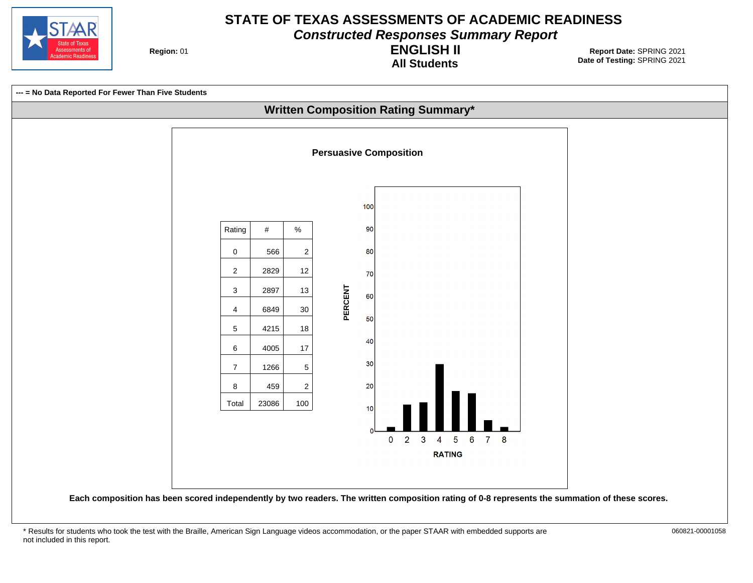# STATE OF TEXAS ASSESSMENTS OF ACADEMIC READINESS

## *Constructed Responses Summary Report*

## ENGLISH II

### All Students

**Region:** 01

**Report Date:** SPRING 2021
**Date of Testing:** SPRING 2021

**--- = No Data Reported For Fewer Than Five Students**

## Written Composition Rating Summary*

### Persuasive Composition

| Rating | # | % |
|---|---|---|
| 0 | 566 | 2 |
| 2 | 2829 | 12 |
| 3 | 2897 | 13 |
| 4 | 6849 | 30 |
| 5 | 4215 | 18 |
| 6 | 4005 | 17 |
| 7 | 1266 | 5 |
| 8 | 459 | 2 |
| Total | 23086 | 100 |

**Each composition has been scored independently by two readers. The written composition rating of 0-8 represents the summation of these scores.**

* Results for students who took the test with the Braille, American Sign Language videos accommodation, or the paper STAAR with embedded supports are not included in this report.

060821-00001058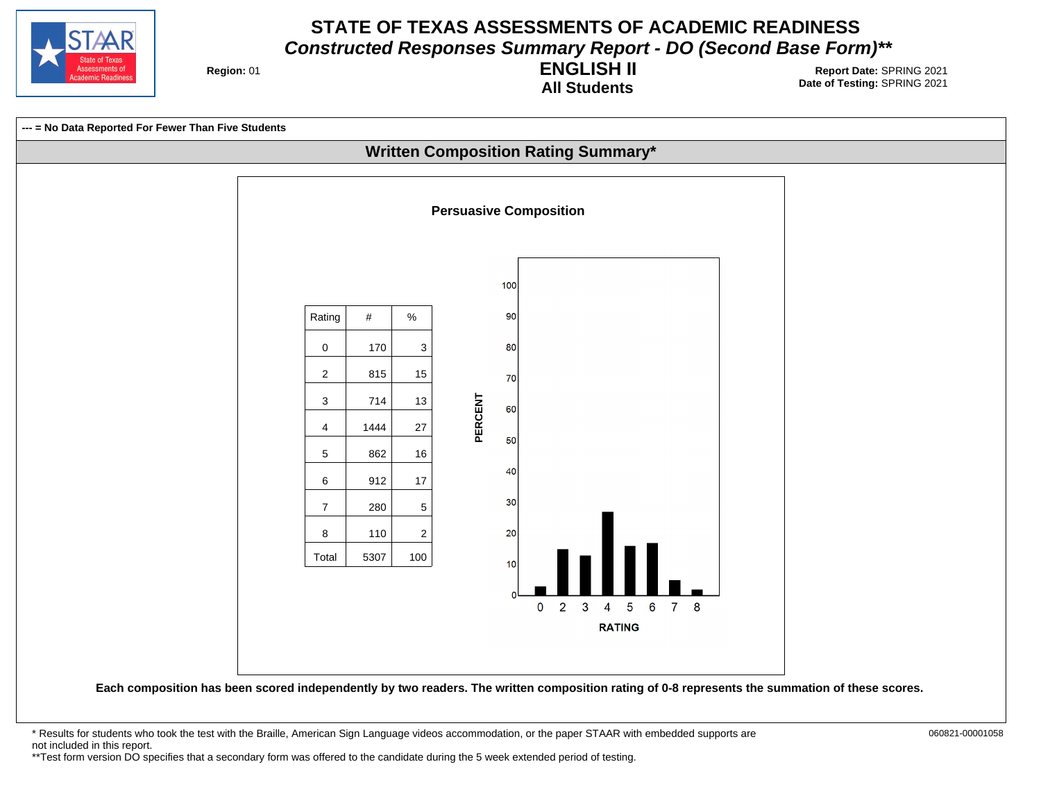# STATE OF TEXAS ASSESSMENTS OF ACADEMIC READINESS

## *Constructed Responses Summary Report - DO (Second Base Form)***

**Region:** 01

## ENGLISH II

### All Students

**Report Date:** SPRING 2021
**Date of Testing:** SPRING 2021

**--- = No Data Reported For Fewer Than Five Students**

## Written Composition Rating Summary*

### Persuasive Composition

| Rating | # | % |
|---|---|---|
| 0 | 170 | 3 |
| 2 | 815 | 15 |
| 3 | 714 | 13 |
| 4 | 1444 | 27 |
| 5 | 862 | 16 |
| 6 | 912 | 17 |
| 7 | 280 | 5 |
| 8 | 110 | 2 |
| Total | 5307 | 100 |

**Each composition has been scored independently by two readers. The written composition rating of 0-8 represents the summation of these scores.**

\* Results for students who took the test with the Braille, American Sign Language videos accommodation, or the paper STAAR with embedded supports are not included in this report.

**Test form version DO specifies that a secondary form was offered to the candidate during the 5 week extended period of testing.

060821-00001058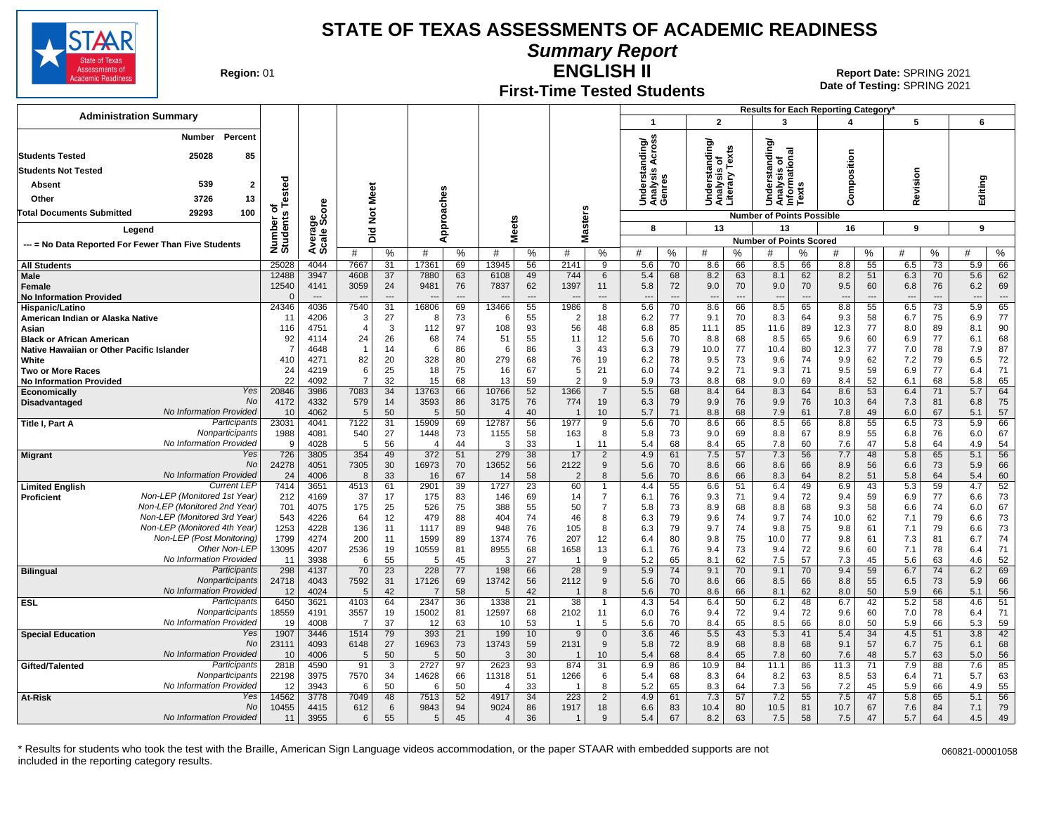# STATE OF TEXAS ASSESSMENTS OF ACADEMIC READINESS

## Summary Report

## ENGLISH II

### First-Time Tested Students

Region: 01

Report Date: SPRING 2021
Date of Testing: SPRING 2021

**Administration Summary**

| | Number | Percent |
|---|---|---|
| Students Tested | 25028 | 85 |
| Students Not Tested | | |
| Absent | 539 | 2 |
| Other | 3726 | 13 |
| Total Documents Submitted | 29293 | 100 |

Legend: --- = No Data Reported For Fewer Than Five Students

Results for Each Reporting Category*: 1 = Understanding/Analysis Across Genres (8 points possible); 2 = Understanding/Analysis of Literary Texts (13); 3 = Understanding/Analysis of Informational Texts (13); 4 = Composition (16); 5 = Revision (9); 6 = Editing (9)

| Group | | Number of Students Tested | Average Scale Score | Did Not Meet # | Did Not Meet % | Approaches # | Approaches % | Meets # | Meets % | Masters # | Masters % | Cat 1 # | Cat 1 % | Cat 2 # | Cat 2 % | Cat 3 # | Cat 3 % | Cat 4 # | Cat 4 % | Cat 5 # | Cat 5 % | Cat 6 # | Cat 6 % |
|---|---|---|---|---|---|---|---|---|---|---|---|---|---|---|---|---|---|---|---|---|---|---|---|
| All Students | | 25028 | 4044 | 7667 | 31 | 17361 | 69 | 13945 | 56 | 2141 | 9 | 5.6 | 70 | 8.6 | 66 | 8.5 | 66 | 8.8 | 55 | 6.5 | 73 | 5.9 | 66 |
| Male | | 12488 | 3947 | 4608 | 37 | 7880 | 63 | 6108 | 49 | 744 | 6 | 5.4 | 68 | 8.2 | 63 | 8.1 | 62 | 8.2 | 51 | 6.3 | 70 | 5.6 | 62 |
| Female | | 12540 | 4141 | 3059 | 24 | 9481 | 76 | 7837 | 62 | 1397 | 11 | 5.8 | 72 | 9.0 | 70 | 9.0 | 70 | 9.5 | 60 | 6.8 | 76 | 6.2 | 69 |
| No Information Provided | | 0 | --- | --- | --- | --- | --- | --- | --- | --- | --- | --- | --- | --- | --- | --- | --- | --- | --- | --- | --- | --- | --- |
| Hispanic/Latino | | 24346 | 4036 | 7540 | 31 | 16806 | 69 | 13466 | 55 | 1986 | 8 | 5.6 | 70 | 8.6 | 66 | 8.5 | 65 | 8.8 | 55 | 6.5 | 73 | 5.9 | 65 |
| American Indian or Alaska Native | | 11 | 4206 | 3 | 27 | 8 | 73 | 6 | 55 | 2 | 18 | 6.2 | 77 | 9.1 | 70 | 8.3 | 64 | 9.3 | 58 | 6.7 | 75 | 6.9 | 77 |
| Asian | | 116 | 4751 | 4 | 3 | 112 | 97 | 108 | 93 | 56 | 48 | 6.8 | 85 | 11.1 | 85 | 11.6 | 89 | 12.3 | 77 | 8.0 | 89 | 8.1 | 90 |
| Black or African American | | 92 | 4114 | 24 | 26 | 68 | 74 | 51 | 55 | 11 | 12 | 5.6 | 70 | 8.8 | 68 | 8.5 | 65 | 9.6 | 60 | 6.9 | 77 | 6.1 | 68 |
| Native Hawaiian or Other Pacific Islander | | 7 | 4648 | 1 | 14 | 6 | 86 | 6 | 86 | 3 | 43 | 6.3 | 79 | 10.0 | 77 | 10.4 | 80 | 12.3 | 77 | 7.0 | 78 | 7.9 | 87 |
| White | | 410 | 4271 | 82 | 20 | 328 | 80 | 279 | 68 | 76 | 19 | 6.2 | 78 | 9.5 | 73 | 9.6 | 74 | 9.9 | 62 | 7.2 | 79 | 6.5 | 72 |
| Two or More Races | | 24 | 4219 | 6 | 25 | 18 | 75 | 16 | 67 | 5 | 21 | 6.0 | 74 | 9.2 | 71 | 9.3 | 71 | 9.5 | 59 | 6.9 | 77 | 6.4 | 71 |
| No Information Provided | | 22 | 4092 | 7 | 32 | 15 | 68 | 13 | 59 | 2 | 9 | 5.9 | 73 | 8.8 | 68 | 9.0 | 69 | 8.4 | 52 | 6.1 | 68 | 5.8 | 65 |
| Economically Disadvantaged | Yes | 20846 | 3986 | 7083 | 34 | 13763 | 66 | 10766 | 52 | 1366 | 7 | 5.5 | 68 | 8.4 | 64 | 8.3 | 64 | 8.6 | 53 | 6.4 | 71 | 5.7 | 64 |
| | No | 4172 | 4332 | 579 | 14 | 3593 | 86 | 3175 | 76 | 774 | 19 | 6.3 | 79 | 9.9 | 76 | 9.9 | 76 | 10.3 | 64 | 7.3 | 81 | 6.8 | 75 |
| | No Information Provided | 10 | 4062 | 5 | 50 | 5 | 50 | 4 | 40 | 1 | 10 | 5.7 | 71 | 8.8 | 68 | 7.9 | 61 | 7.8 | 49 | 6.0 | 67 | 5.1 | 57 |
| Title I, Part A | Participants | 23031 | 4041 | 7122 | 31 | 15909 | 69 | 12787 | 56 | 1977 | 9 | 5.6 | 70 | 8.6 | 66 | 8.5 | 66 | 8.8 | 55 | 6.5 | 73 | 5.9 | 66 |
| | Nonparticipants | 1988 | 4081 | 540 | 27 | 1448 | 73 | 1155 | 58 | 163 | 8 | 5.8 | 73 | 9.0 | 69 | 8.8 | 67 | 8.9 | 55 | 6.8 | 76 | 6.0 | 67 |
| | No Information Provided | 9 | 4028 | 5 | 56 | 4 | 44 | 3 | 33 | 1 | 11 | 5.4 | 68 | 8.4 | 65 | 7.8 | 60 | 7.6 | 47 | 5.8 | 64 | 4.9 | 54 |
| Migrant | Yes | 726 | 3805 | 354 | 49 | 372 | 51 | 279 | 38 | 17 | 2 | 4.9 | 61 | 7.5 | 57 | 7.3 | 56 | 7.7 | 48 | 5.8 | 65 | 5.1 | 56 |
| | No | 24278 | 4051 | 7305 | 30 | 16973 | 70 | 13652 | 56 | 2122 | 9 | 5.6 | 70 | 8.6 | 66 | 8.6 | 66 | 8.9 | 56 | 6.6 | 73 | 5.9 | 66 |
| | No Information Provided | 24 | 4006 | 8 | 33 | 16 | 67 | 14 | 58 | 2 | 8 | 5.6 | 70 | 8.6 | 66 | 8.3 | 64 | 8.2 | 51 | 5.8 | 64 | 5.4 | 60 |
| Limited English Proficient | Current LEP | 7414 | 3651 | 4513 | 61 | 2901 | 39 | 1727 | 23 | 60 | 1 | 4.4 | 55 | 6.6 | 51 | 6.4 | 49 | 6.9 | 43 | 5.3 | 59 | 4.7 | 52 |
| | Non-LEP (Monitored 1st Year) | 212 | 4169 | 37 | 17 | 175 | 83 | 146 | 69 | 14 | 7 | 6.1 | 76 | 9.3 | 71 | 9.4 | 72 | 9.4 | 59 | 6.9 | 77 | 6.6 | 73 |
| | Non-LEP (Monitored 2nd Year) | 701 | 4075 | 175 | 25 | 526 | 75 | 388 | 55 | 50 | 7 | 5.8 | 73 | 8.9 | 68 | 8.8 | 68 | 9.3 | 58 | 6.6 | 74 | 6.0 | 67 |
| | Non-LEP (Monitored 3rd Year) | 543 | 4226 | 64 | 12 | 479 | 88 | 404 | 74 | 46 | 8 | 6.3 | 79 | 9.6 | 74 | 9.7 | 74 | 10.0 | 62 | 7.1 | 79 | 6.6 | 73 |
| | Non-LEP (Monitored 4th Year) | 1253 | 4228 | 136 | 11 | 1117 | 89 | 948 | 76 | 105 | 8 | 6.3 | 79 | 9.7 | 74 | 9.8 | 75 | 9.8 | 61 | 7.1 | 79 | 6.6 | 73 |
| | Non-LEP (Post Monitoring) | 1799 | 4274 | 200 | 11 | 1599 | 89 | 1374 | 76 | 207 | 12 | 6.4 | 80 | 9.8 | 75 | 10.0 | 77 | 9.8 | 61 | 7.3 | 81 | 6.7 | 74 |
| | Other Non-LEP | 13095 | 4207 | 2536 | 19 | 10559 | 81 | 8955 | 68 | 1658 | 13 | 6.1 | 76 | 9.4 | 73 | 9.4 | 72 | 9.6 | 60 | 7.1 | 78 | 6.4 | 71 |
| | No Information Provided | 11 | 3938 | 6 | 55 | 5 | 45 | 3 | 27 | 1 | 9 | 5.2 | 65 | 8.1 | 62 | 7.5 | 57 | 7.3 | 45 | 5.6 | 63 | 4.6 | 52 |
| Bilingual | Participants | 298 | 4137 | 70 | 23 | 228 | 77 | 198 | 66 | 28 | 9 | 5.9 | 74 | 9.1 | 70 | 9.1 | 70 | 9.4 | 59 | 6.7 | 74 | 6.2 | 69 |
| | Nonparticipants | 24718 | 4043 | 7592 | 31 | 17126 | 69 | 13742 | 56 | 2112 | 9 | 5.6 | 70 | 8.6 | 66 | 8.5 | 66 | 8.8 | 55 | 6.5 | 73 | 5.9 | 66 |
| | No Information Provided | 12 | 4024 | 5 | 42 | 7 | 58 | 5 | 42 | 1 | 8 | 5.6 | 70 | 8.6 | 66 | 8.1 | 62 | 8.0 | 50 | 5.9 | 66 | 5.1 | 56 |
| ESL | Participants | 6450 | 3621 | 4103 | 64 | 2347 | 36 | 1338 | 21 | 38 | 1 | 4.3 | 54 | 6.4 | 50 | 6.2 | 48 | 6.7 | 42 | 5.2 | 58 | 4.6 | 51 |
| | Nonparticipants | 18559 | 4191 | 3557 | 19 | 15002 | 81 | 12597 | 68 | 2102 | 11 | 6.0 | 76 | 9.4 | 72 | 9.4 | 72 | 9.6 | 60 | 7.0 | 78 | 6.4 | 71 |
| | No Information Provided | 19 | 4008 | 7 | 37 | 12 | 63 | 10 | 53 | 1 | 5 | 5.6 | 70 | 8.4 | 65 | 8.5 | 66 | 8.0 | 50 | 5.9 | 66 | 5.3 | 59 |
| Special Education | Yes | 1907 | 3446 | 1514 | 79 | 393 | 21 | 199 | 10 | 9 | 0 | 3.6 | 46 | 5.5 | 43 | 5.3 | 41 | 5.4 | 34 | 4.5 | 51 | 3.8 | 42 |
| | No | 23111 | 4093 | 6148 | 27 | 16963 | 73 | 13743 | 59 | 2131 | 9 | 5.8 | 72 | 8.9 | 68 | 8.8 | 68 | 9.1 | 57 | 6.7 | 75 | 6.1 | 68 |
| | No Information Provided | 10 | 4006 | 5 | 50 | 5 | 50 | 3 | 30 | 1 | 10 | 5.4 | 68 | 8.4 | 65 | 7.8 | 60 | 7.6 | 48 | 5.7 | 63 | 5.0 | 56 |
| Gifted/Talented | Participants | 2818 | 4590 | 91 | 3 | 2727 | 97 | 2623 | 93 | 874 | 31 | 6.9 | 86 | 10.9 | 84 | 11.1 | 86 | 11.3 | 71 | 7.9 | 88 | 7.6 | 85 |
| | Nonparticipants | 22198 | 3975 | 7570 | 34 | 14628 | 66 | 11318 | 51 | 1266 | 6 | 5.4 | 68 | 8.3 | 64 | 8.2 | 63 | 8.5 | 53 | 6.4 | 71 | 5.7 | 63 |
| | No Information Provided | 12 | 3943 | 6 | 50 | 6 | 50 | 4 | 33 | 1 | 8 | 5.2 | 65 | 8.3 | 64 | 7.3 | 56 | 7.2 | 45 | 5.9 | 66 | 4.9 | 55 |
| At-Risk | Yes | 14562 | 3778 | 7049 | 48 | 7513 | 52 | 4917 | 34 | 223 | 2 | 4.9 | 61 | 7.3 | 57 | 7.2 | 55 | 7.5 | 47 | 5.8 | 65 | 5.1 | 56 |
| | No | 10455 | 4415 | 612 | 6 | 9843 | 94 | 9024 | 86 | 1917 | 18 | 6.6 | 83 | 10.4 | 80 | 10.5 | 81 | 10.7 | 67 | 7.6 | 84 | 7.1 | 79 |
| | No Information Provided | 11 | 3955 | 6 | 55 | 5 | 45 | 4 | 36 | 1 | 9 | 5.4 | 67 | 8.2 | 63 | 7.5 | 58 | 7.5 | 47 | 5.7 | 64 | 4.5 | 49 |

\* Results for students who took the test with the Braille, American Sign Language videos accommodation, or the paper STAAR with embedded supports are not included in the reporting category results.

060821-00001058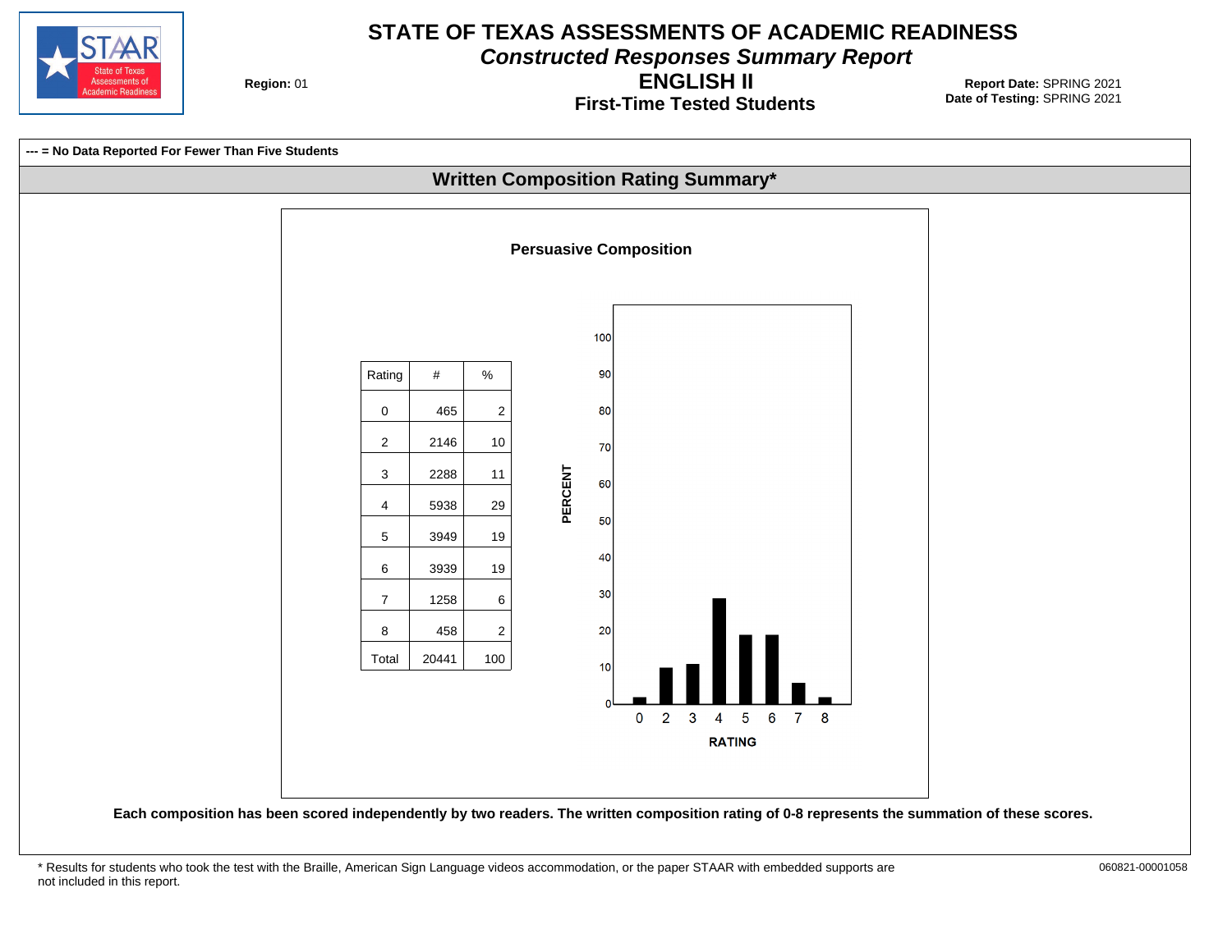# STATE OF TEXAS ASSESSMENTS OF ACADEMIC READINESS

## *Constructed Responses Summary Report*

## ENGLISH II

### First-Time Tested Students

**Region:** 01

**Report Date:** SPRING 2021
**Date of Testing:** SPRING 2021

**--- = No Data Reported For Fewer Than Five Students**

## Written Composition Rating Summary*

### Persuasive Composition

| Rating | # | % |
|---|---|---|
| 0 | 465 | 2 |
| 2 | 2146 | 10 |
| 3 | 2288 | 11 |
| 4 | 5938 | 29 |
| 5 | 3949 | 19 |
| 6 | 3939 | 19 |
| 7 | 1258 | 6 |
| 8 | 458 | 2 |
| Total | 20441 | 100 |

**Each composition has been scored independently by two readers. The written composition rating of 0-8 represents the summation of these scores.**

* Results for students who took the test with the Braille, American Sign Language videos accommodation, or the paper STAAR with embedded supports are not included in this report.

060821-00001058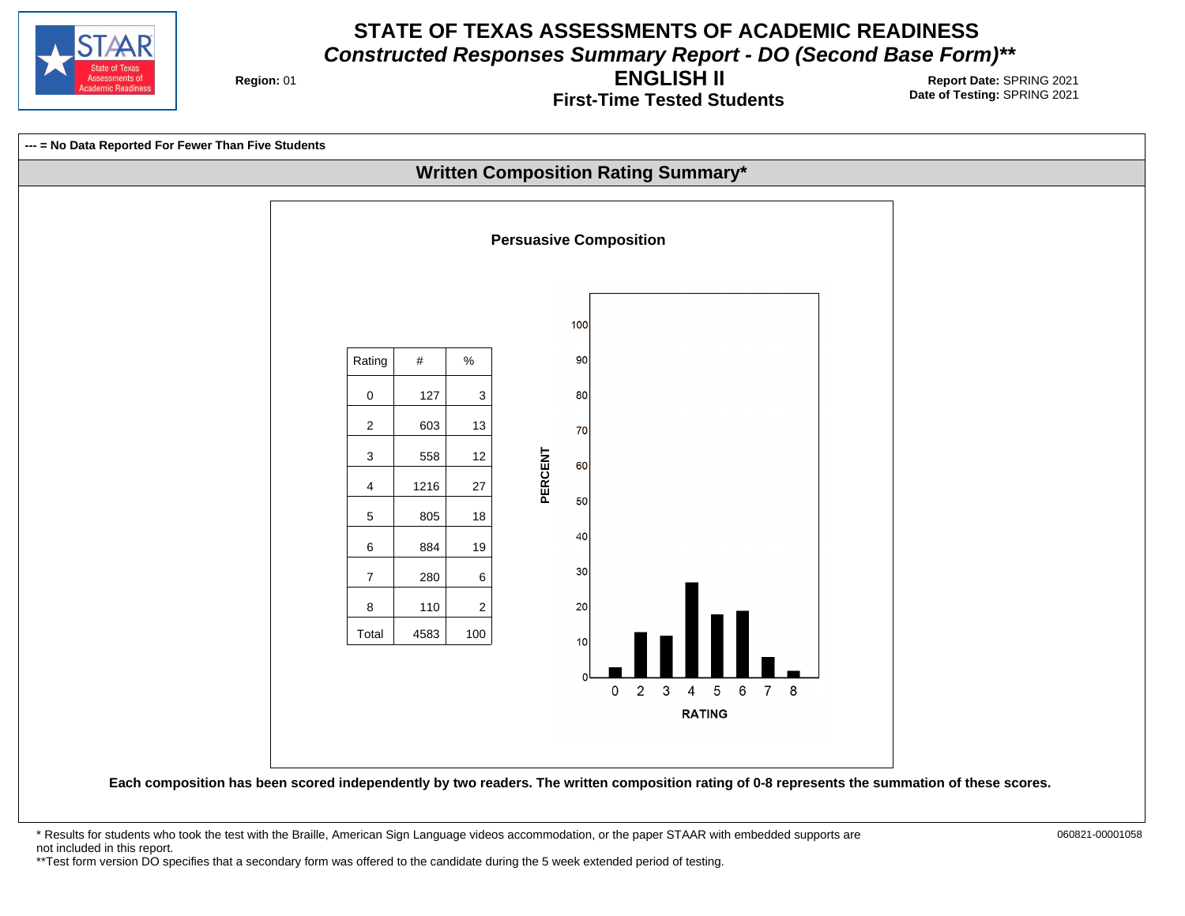# STATE OF TEXAS ASSESSMENTS OF ACADEMIC READINESS

## *Constructed Responses Summary Report - DO (Second Base Form)***

## ENGLISH II

### First-Time Tested Students

**Region:** 01

**Report Date:** SPRING 2021
**Date of Testing:** SPRING 2021

**--- = No Data Reported For Fewer Than Five Students**

## Written Composition Rating Summary*

### Persuasive Composition

| Rating | # | % |
|---|---|---|
| 0 | 127 | 3 |
| 2 | 603 | 13 |
| 3 | 558 | 12 |
| 4 | 1216 | 27 |
| 5 | 805 | 18 |
| 6 | 884 | 19 |
| 7 | 280 | 6 |
| 8 | 110 | 2 |
| Total | 4583 | 100 |

**Each composition has been scored independently by two readers. The written composition rating of 0-8 represents the summation of these scores.**

\* Results for students who took the test with the Braille, American Sign Language videos accommodation, or the paper STAAR with embedded supports are not included in this report.

**Test form version DO specifies that a secondary form was offered to the candidate during the 5 week extended period of testing.

060821-00001058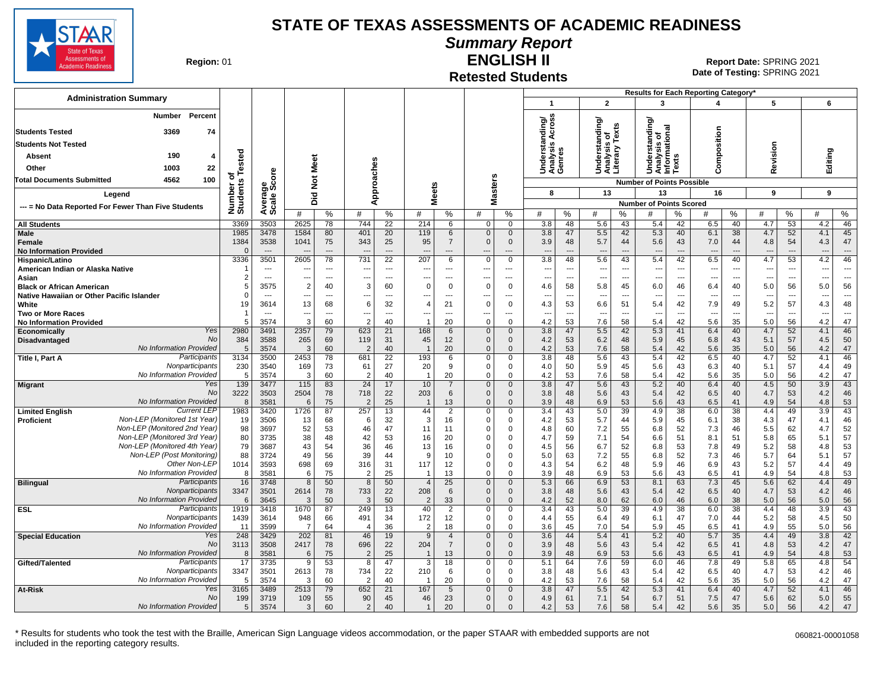# STATE OF TEXAS ASSESSMENTS OF ACADEMIC READINESS

## Summary Report

## ENGLISH II

## Retested Students

Region: 01

Report Date: SPRING 2021
Date of Testing: SPRING 2021

### Administration Summary

| | Number | Percent |
|---|---|---|
| Students Tested | 3369 | 74 |
| Students Not Tested | | |
| Absent | 190 | 4 |
| Other | 1003 | 22 |
| Total Documents Submitted | 4562 | 100 |

Legend
--- = No Data Reported For Fewer Than Five Students

Results for Each Reporting Category*: 1 = Understanding/Analysis Across Genres (8 points possible); 2 = Understanding/Analysis of Literary Texts (13); 3 = Understanding/Analysis of Informational Texts (13); 4 = Composition (16); 5 = Revision (9); 6 = Editing (9). Values are Number of Points Scored (#) and %.

| Group | | Number of Students Tested | Average Scale Score | Did Not Meet # | Did Not Meet % | Approaches # | Approaches % | Meets # | Meets % | Masters # | Masters % | 1 # | 1 % | 2 # | 2 % | 3 # | 3 % | 4 # | 4 % | 5 # | 5 % | 6 # | 6 % |
|---|---|---|---|---|---|---|---|---|---|---|---|---|---|---|---|---|---|---|---|---|---|---|---|
| All Students | | 3369 | 3503 | 2625 | 78 | 744 | 22 | 214 | 6 | 0 | 0 | 3.8 | 48 | 5.6 | 43 | 5.4 | 42 | 6.5 | 40 | 4.7 | 53 | 4.2 | 46 |
| Male | | 1985 | 3478 | 1584 | 80 | 401 | 20 | 119 | 6 | 0 | 0 | 3.8 | 47 | 5.5 | 42 | 5.3 | 40 | 6.1 | 38 | 4.7 | 52 | 4.1 | 45 |
| Female | | 1384 | 3538 | 1041 | 75 | 343 | 25 | 95 | 7 | 0 | 0 | 3.9 | 48 | 5.7 | 44 | 5.6 | 43 | 7.0 | 44 | 4.8 | 54 | 4.3 | 47 |
| No Information Provided | | 0 | --- | --- | --- | --- | --- | --- | --- | --- | --- | --- | --- | --- | --- | --- | --- | --- | --- | --- | --- | --- | --- |
| Hispanic/Latino | | 3336 | 3501 | 2605 | 78 | 731 | 22 | 207 | 6 | 0 | 0 | 3.8 | 48 | 5.6 | 43 | 5.4 | 42 | 6.5 | 40 | 4.7 | 53 | 4.2 | 46 |
| American Indian or Alaska Native | | 1 | --- | --- | --- | --- | --- | --- | --- | --- | --- | --- | --- | --- | --- | --- | --- | --- | --- | --- | --- | --- | --- |
| Asian | | 2 | --- | --- | --- | --- | --- | --- | --- | --- | --- | --- | --- | --- | --- | --- | --- | --- | --- | --- | --- | --- | --- |
| Black or African American | | 5 | 3575 | 2 | 40 | 3 | 60 | 0 | 0 | 0 | 0 | 4.6 | 58 | 5.8 | 45 | 6.0 | 46 | 6.4 | 40 | 5.0 | 56 | 5.0 | 56 |
| Native Hawaiian or Other Pacific Islander | | 0 | --- | --- | --- | --- | --- | --- | --- | --- | --- | --- | --- | --- | --- | --- | --- | --- | --- | --- | --- | --- | --- |
| White | | 19 | 3614 | 13 | 68 | 6 | 32 | 4 | 21 | 0 | 0 | 4.3 | 53 | 6.6 | 51 | 5.4 | 42 | 7.9 | 49 | 5.2 | 57 | 4.3 | 48 |
| Two or More Races | | 1 | --- | --- | --- | --- | --- | --- | --- | --- | --- | --- | --- | --- | --- | --- | --- | --- | --- | --- | --- | --- | --- |
| No Information Provided | | 5 | 3574 | 3 | 60 | 2 | 40 | 1 | 20 | 0 | 0 | 4.2 | 53 | 7.6 | 58 | 5.4 | 42 | 5.6 | 35 | 5.0 | 56 | 4.2 | 47 |
| Economically Disadvantaged | Yes | 2980 | 3491 | 2357 | 79 | 623 | 21 | 168 | 6 | 0 | 0 | 3.8 | 47 | 5.5 | 42 | 5.3 | 41 | 6.4 | 40 | 4.7 | 52 | 4.1 | 46 |
| | No | 384 | 3588 | 265 | 69 | 119 | 31 | 45 | 12 | 0 | 0 | 4.2 | 53 | 6.2 | 48 | 5.9 | 45 | 6.8 | 43 | 5.1 | 57 | 4.5 | 50 |
| | No Information Provided | 5 | 3574 | 3 | 60 | 2 | 40 | 1 | 20 | 0 | 0 | 4.2 | 53 | 7.6 | 58 | 5.4 | 42 | 5.6 | 35 | 5.0 | 56 | 4.2 | 47 |
| Title I, Part A | Participants | 3134 | 3500 | 2453 | 78 | 681 | 22 | 193 | 6 | 0 | 0 | 3.8 | 48 | 5.6 | 43 | 5.4 | 42 | 6.5 | 40 | 4.7 | 52 | 4.1 | 46 |
| | Nonparticipants | 230 | 3540 | 169 | 73 | 61 | 27 | 20 | 9 | 0 | 0 | 4.0 | 50 | 5.9 | 45 | 5.6 | 43 | 6.3 | 40 | 5.1 | 57 | 4.4 | 49 |
| | No Information Provided | 5 | 3574 | 3 | 60 | 2 | 40 | 1 | 20 | 0 | 0 | 4.2 | 53 | 7.6 | 58 | 5.4 | 42 | 5.6 | 35 | 5.0 | 56 | 4.2 | 47 |
| Migrant | Yes | 139 | 3477 | 115 | 83 | 24 | 17 | 10 | 7 | 0 | 0 | 3.8 | 47 | 5.6 | 43 | 5.2 | 40 | 6.4 | 40 | 4.5 | 50 | 3.9 | 43 |
| | No | 3222 | 3503 | 2504 | 78 | 718 | 22 | 203 | 6 | 0 | 0 | 3.8 | 48 | 5.6 | 43 | 5.4 | 42 | 6.5 | 40 | 4.7 | 53 | 4.2 | 46 |
| | No Information Provided | 8 | 3581 | 6 | 75 | 2 | 25 | 1 | 13 | 0 | 0 | 3.9 | 48 | 6.9 | 53 | 5.6 | 43 | 6.5 | 41 | 4.9 | 54 | 4.8 | 53 |
| Limited English Proficient | Current LEP | 1983 | 3420 | 1726 | 87 | 257 | 13 | 44 | 2 | 0 | 0 | 3.4 | 43 | 5.0 | 39 | 4.9 | 38 | 6.0 | 38 | 4.4 | 49 | 3.9 | 43 |
| | Non-LEP (Monitored 1st Year) | 19 | 3506 | 13 | 68 | 6 | 32 | 3 | 16 | 0 | 0 | 4.2 | 53 | 5.7 | 44 | 5.9 | 45 | 6.1 | 38 | 4.3 | 47 | 4.1 | 46 |
| | Non-LEP (Monitored 2nd Year) | 98 | 3697 | 52 | 53 | 46 | 47 | 11 | 11 | 0 | 0 | 4.8 | 60 | 7.2 | 55 | 6.8 | 52 | 7.3 | 46 | 5.5 | 62 | 4.7 | 52 |
| | Non-LEP (Monitored 3rd Year) | 80 | 3735 | 38 | 48 | 42 | 53 | 16 | 20 | 0 | 0 | 4.7 | 59 | 7.1 | 54 | 6.6 | 51 | 8.1 | 51 | 5.8 | 65 | 5.1 | 57 |
| | Non-LEP (Monitored 4th Year) | 79 | 3687 | 43 | 54 | 36 | 46 | 13 | 16 | 0 | 0 | 4.5 | 56 | 6.7 | 52 | 6.8 | 53 | 7.8 | 49 | 5.2 | 58 | 4.8 | 53 |
| | Non-LEP (Post Monitoring) | 88 | 3724 | 49 | 56 | 39 | 44 | 9 | 10 | 0 | 0 | 5.0 | 63 | 7.2 | 55 | 6.8 | 52 | 7.3 | 46 | 5.7 | 64 | 5.1 | 57 |
| | Other Non-LEP | 1014 | 3593 | 698 | 69 | 316 | 31 | 117 | 12 | 0 | 0 | 4.3 | 54 | 6.2 | 48 | 5.9 | 46 | 6.9 | 43 | 5.2 | 57 | 4.4 | 49 |
| | No Information Provided | 8 | 3581 | 6 | 75 | 2 | 25 | 1 | 13 | 0 | 0 | 3.9 | 48 | 6.9 | 53 | 5.6 | 43 | 6.5 | 41 | 4.9 | 54 | 4.8 | 53 |
| Bilingual | Participants | 16 | 3748 | 8 | 50 | 8 | 50 | 4 | 25 | 0 | 0 | 5.3 | 66 | 6.9 | 53 | 8.1 | 63 | 7.3 | 45 | 5.6 | 62 | 4.4 | 49 |
| | Nonparticipants | 3347 | 3501 | 2614 | 78 | 733 | 22 | 208 | 6 | 0 | 0 | 3.8 | 48 | 5.6 | 43 | 5.4 | 42 | 6.5 | 40 | 4.7 | 53 | 4.2 | 46 |
| | No Information Provided | 6 | 3645 | 3 | 50 | 3 | 50 | 2 | 33 | 0 | 0 | 4.2 | 52 | 8.0 | 62 | 6.0 | 46 | 6.0 | 38 | 5.0 | 56 | 5.0 | 56 |
| ESL | Participants | 1919 | 3418 | 1670 | 87 | 249 | 13 | 40 | 2 | 0 | 0 | 3.4 | 43 | 5.0 | 39 | 4.9 | 38 | 6.0 | 38 | 4.4 | 48 | 3.9 | 43 |
| | Nonparticipants | 1439 | 3614 | 948 | 66 | 491 | 34 | 172 | 12 | 0 | 0 | 4.4 | 55 | 6.4 | 49 | 6.1 | 47 | 7.0 | 44 | 5.2 | 58 | 4.5 | 50 |
| | No Information Provided | 11 | 3599 | 7 | 64 | 4 | 36 | 2 | 18 | 0 | 0 | 3.6 | 45 | 7.0 | 54 | 5.9 | 45 | 6.5 | 41 | 4.9 | 55 | 5.0 | 56 |
| Special Education | Yes | 248 | 3429 | 202 | 81 | 46 | 19 | 9 | 4 | 0 | 0 | 3.6 | 44 | 5.4 | 41 | 5.2 | 40 | 5.7 | 35 | 4.4 | 49 | 3.8 | 42 |
| | No | 3113 | 3508 | 2417 | 78 | 696 | 22 | 204 | 7 | 0 | 0 | 3.9 | 48 | 5.6 | 43 | 5.4 | 42 | 6.5 | 41 | 4.8 | 53 | 4.2 | 47 |
| | No Information Provided | 8 | 3581 | 6 | 75 | 2 | 25 | 1 | 13 | 0 | 0 | 3.9 | 48 | 6.9 | 53 | 5.6 | 43 | 6.5 | 41 | 4.9 | 54 | 4.8 | 53 |
| Gifted/Talented | Participants | 17 | 3735 | 9 | 53 | 8 | 47 | 3 | 18 | 0 | 0 | 5.1 | 64 | 7.6 | 59 | 6.0 | 46 | 7.8 | 49 | 5.8 | 65 | 4.8 | 54 |
| | Nonparticipants | 3347 | 3501 | 2613 | 78 | 734 | 22 | 210 | 6 | 0 | 0 | 3.8 | 48 | 5.6 | 43 | 5.4 | 42 | 6.5 | 40 | 4.7 | 53 | 4.2 | 46 |
| | No Information Provided | 5 | 3574 | 3 | 60 | 2 | 40 | 1 | 20 | 0 | 0 | 4.2 | 53 | 7.6 | 58 | 5.4 | 42 | 5.6 | 35 | 5.0 | 56 | 4.2 | 47 |
| At-Risk | Yes | 3165 | 3489 | 2513 | 79 | 652 | 21 | 167 | 5 | 0 | 0 | 3.8 | 47 | 5.5 | 42 | 5.3 | 41 | 6.4 | 40 | 4.7 | 52 | 4.1 | 46 |
| | No | 199 | 3719 | 109 | 55 | 90 | 45 | 46 | 23 | 0 | 0 | 4.9 | 61 | 7.1 | 54 | 6.7 | 51 | 7.5 | 47 | 5.6 | 62 | 5.0 | 55 |
| | No Information Provided | 5 | 3574 | 3 | 60 | 2 | 40 | 1 | 20 | 0 | 0 | 4.2 | 53 | 7.6 | 58 | 5.4 | 42 | 5.6 | 35 | 5.0 | 56 | 4.2 | 47 |

\* Results for students who took the test with the Braille, American Sign Language videos accommodation, or the paper STAAR with embedded supports are not included in the reporting category results.

060821-00001058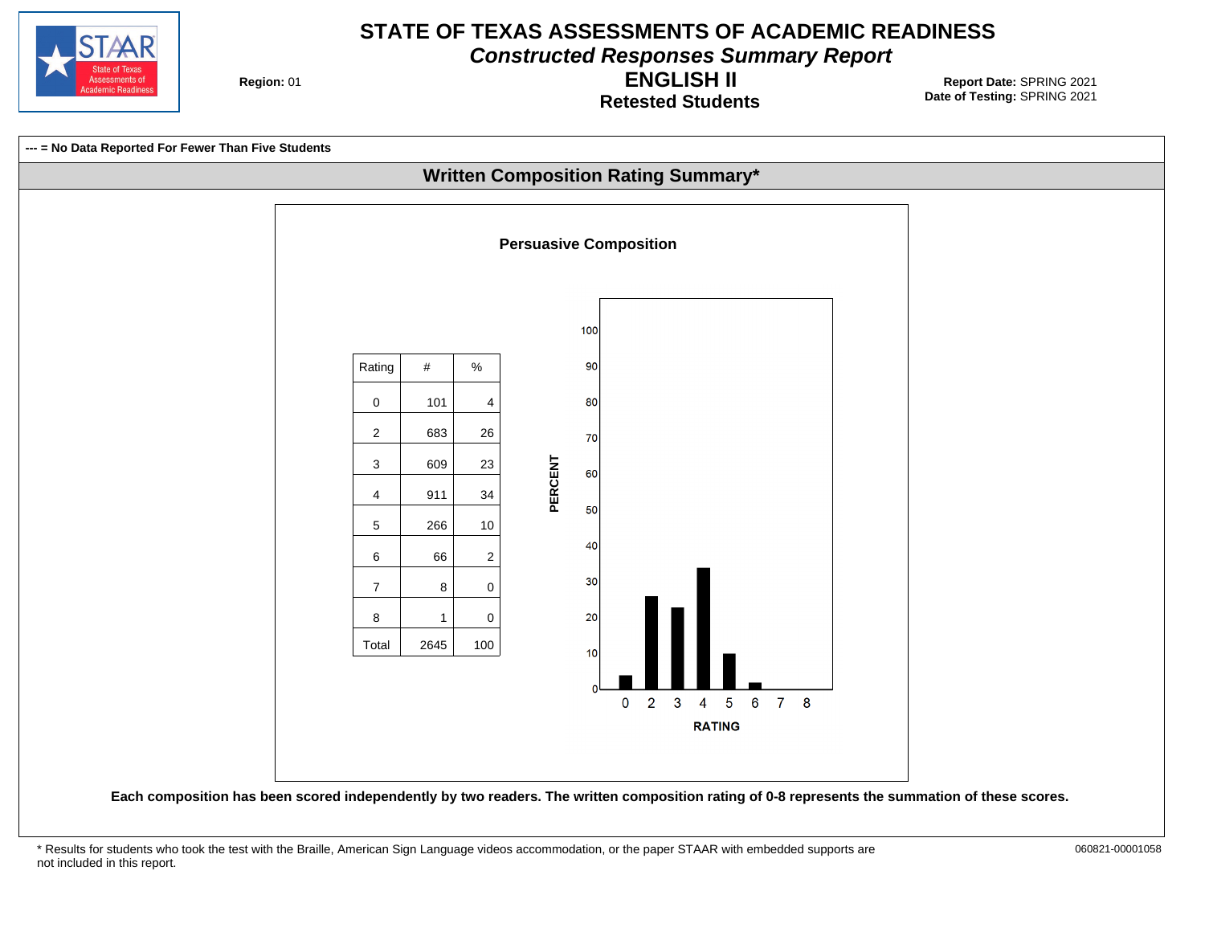# STATE OF TEXAS ASSESSMENTS OF ACADEMIC READINESS

## *Constructed Responses Summary Report*

## ENGLISH II

### Retested Students

**Region:** 01

**Report Date:** SPRING 2021
**Date of Testing:** SPRING 2021

**--- = No Data Reported For Fewer Than Five Students**

## Written Composition Rating Summary*

### Persuasive Composition

| Rating | # | % |
|---|---|---|
| 0 | 101 | 4 |
| 2 | 683 | 26 |
| 3 | 609 | 23 |
| 4 | 911 | 34 |
| 5 | 266 | 10 |
| 6 | 66 | 2 |
| 7 | 8 | 0 |
| 8 | 1 | 0 |
| Total | 2645 | 100 |

**Each composition has been scored independently by two readers. The written composition rating of 0-8 represents the summation of these scores.**

\* Results for students who took the test with the Braille, American Sign Language videos accommodation, or the paper STAAR with embedded supports are not included in this report.

060821-00001058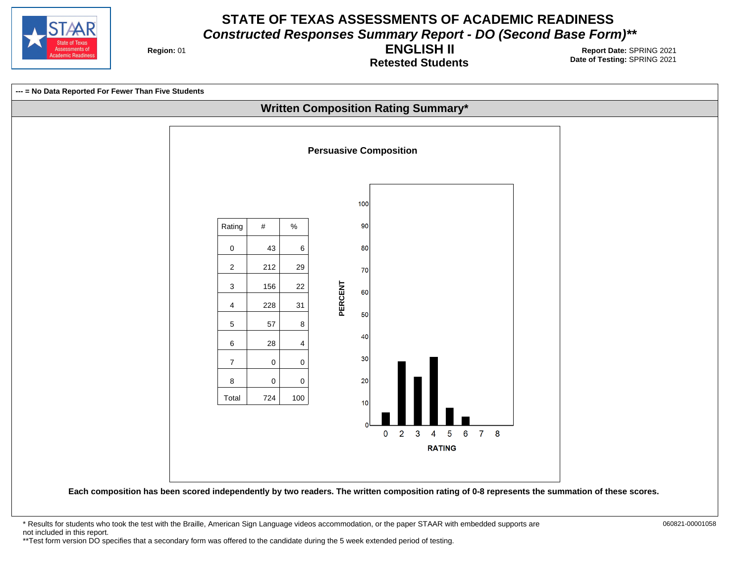# STATE OF TEXAS ASSESSMENTS OF ACADEMIC READINESS

## *Constructed Responses Summary Report - DO (Second Base Form)***

**Region:** 01

## ENGLISH II

### Retested Students

**Report Date:** SPRING 2021
**Date of Testing:** SPRING 2021

**--- = No Data Reported For Fewer Than Five Students**

## Written Composition Rating Summary*

### Persuasive Composition

| Rating | # | % |
|---|---|---|
| 0 | 43 | 6 |
| 2 | 212 | 29 |
| 3 | 156 | 22 |
| 4 | 228 | 31 |
| 5 | 57 | 8 |
| 6 | 28 | 4 |
| 7 | 0 | 0 |
| 8 | 0 | 0 |
| Total | 724 | 100 |

**Each composition has been scored independently by two readers. The written composition rating of 0-8 represents the summation of these scores.**

\* Results for students who took the test with the Braille, American Sign Language videos accommodation, or the paper STAAR with embedded supports are not included in this report.
**Test form version DO specifies that a secondary form was offered to the candidate during the 5 week extended period of testing.

060821-00001058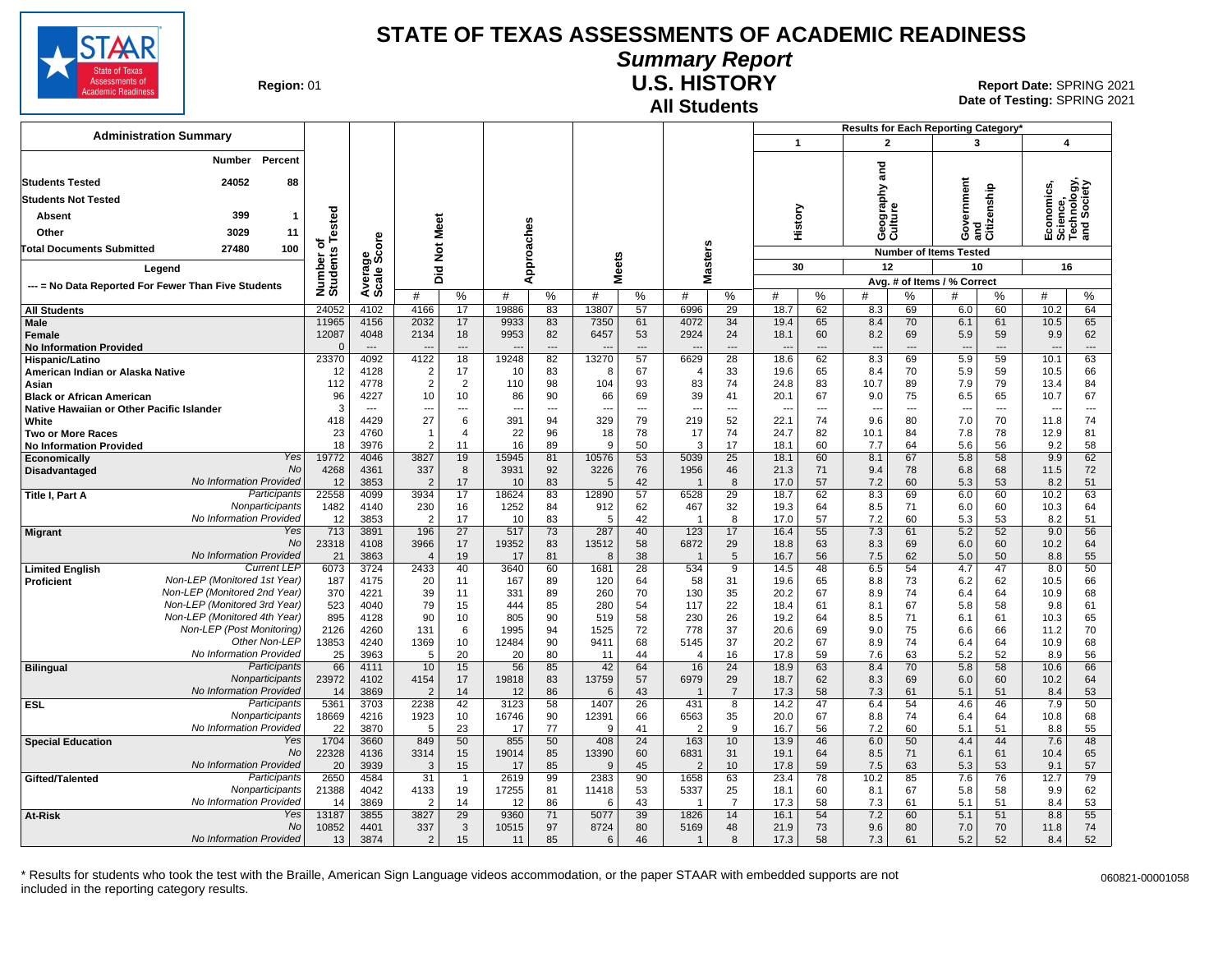# STATE OF TEXAS ASSESSMENTS OF ACADEMIC READINESS

## Summary Report

## U.S. HISTORY

### All Students

**Region:** 01

**Report Date:** SPRING 2021
**Date of Testing:** SPRING 2021

### Administration Summary

| | Number | Percent |
|---|---|---|
| Students Tested | 24052 | 88 |
| Students Not Tested | | |
| Absent | 399 | 1 |
| Other | 3029 | 11 |
| Total Documents Submitted | 27480 | 100 |

Legend: --- = No Data Reported For Fewer Than Five Students

Results for Each Reporting Category*: 1 = History (30 items tested); 2 = Geography and Culture (12 items tested); 3 = Government and Citizenship (10 items tested); 4 = Economics, Science, Technology, and Society (16 items tested). Avg. # of Items / % Correct.

| Group | | Number of Students Tested | Average Scale Score | Did Not Meet # | Did Not Meet % | Approaches # | Approaches % | Meets # | Meets % | Masters # | Masters % | 1 History # | 1 History % | 2 Geography and Culture # | 2 Geography and Culture % | 3 Government and Citizenship # | 3 Government and Citizenship % | 4 Economics, Science, Technology, and Society # | 4 Economics, Science, Technology, and Society % |
|---|---|---|---|---|---|---|---|---|---|---|---|---|---|---|---|---|---|---|---|
| All Students | | 24052 | 4102 | 4166 | 17 | 19886 | 83 | 13807 | 57 | 6996 | 29 | 18.7 | 62 | 8.3 | 69 | 6.0 | 60 | 10.2 | 64 |
| Male | | 11965 | 4156 | 2032 | 17 | 9933 | 83 | 7350 | 61 | 4072 | 34 | 19.4 | 65 | 8.4 | 70 | 6.1 | 61 | 10.5 | 65 |
| Female | | 12087 | 4048 | 2134 | 18 | 9953 | 82 | 6457 | 53 | 2924 | 24 | 18.1 | 60 | 8.2 | 69 | 5.9 | 59 | 9.9 | 62 |
| No Information Provided | | 0 | --- | --- | --- | --- | --- | --- | --- | --- | --- | --- | --- | --- | --- | --- | --- | --- | --- |
| Hispanic/Latino | | 23370 | 4092 | 4122 | 18 | 19248 | 82 | 13270 | 57 | 6629 | 28 | 18.6 | 62 | 8.3 | 69 | 5.9 | 59 | 10.1 | 63 |
| American Indian or Alaska Native | | 12 | 4128 | 2 | 17 | 10 | 83 | 8 | 67 | 4 | 33 | 19.6 | 65 | 8.4 | 70 | 5.9 | 59 | 10.5 | 66 |
| Asian | | 112 | 4778 | 2 | 2 | 110 | 98 | 104 | 93 | 83 | 74 | 24.8 | 83 | 10.7 | 89 | 7.9 | 79 | 13.4 | 84 |
| Black or African American | | 96 | 4227 | 10 | 10 | 86 | 90 | 66 | 69 | 39 | 41 | 20.1 | 67 | 9.0 | 75 | 6.5 | 65 | 10.7 | 67 |
| Native Hawaiian or Other Pacific Islander | | 3 | --- | --- | --- | --- | --- | --- | --- | --- | --- | --- | --- | --- | --- | --- | --- | --- | --- |
| White | | 418 | 4429 | 27 | 6 | 391 | 94 | 329 | 79 | 219 | 52 | 22.1 | 74 | 9.6 | 80 | 7.0 | 70 | 11.8 | 74 |
| Two or More Races | | 23 | 4760 | 1 | 4 | 22 | 96 | 18 | 78 | 17 | 74 | 24.7 | 82 | 10.1 | 84 | 7.8 | 78 | 12.9 | 81 |
| No Information Provided | | 18 | 3976 | 2 | 11 | 16 | 89 | 9 | 50 | 3 | 17 | 18.1 | 60 | 7.7 | 64 | 5.6 | 56 | 9.2 | 58 |
| Economically Disadvantaged | Yes | 19772 | 4046 | 3827 | 19 | 15945 | 81 | 10576 | 53 | 5039 | 25 | 18.1 | 60 | 8.1 | 67 | 5.8 | 58 | 9.9 | 62 |
| | No | 4268 | 4361 | 337 | 8 | 3931 | 92 | 3226 | 76 | 1956 | 46 | 21.3 | 71 | 9.4 | 78 | 6.8 | 68 | 11.5 | 72 |
| | No Information Provided | 12 | 3853 | 2 | 17 | 10 | 83 | 5 | 42 | 1 | 8 | 17.0 | 57 | 7.2 | 60 | 5.3 | 53 | 8.2 | 51 |
| Title I, Part A | Participants | 22558 | 4099 | 3934 | 17 | 18624 | 83 | 12890 | 57 | 6528 | 29 | 18.7 | 62 | 8.3 | 69 | 6.0 | 60 | 10.2 | 63 |
| | Nonparticipants | 1482 | 4140 | 230 | 16 | 1252 | 84 | 912 | 62 | 467 | 32 | 19.3 | 64 | 8.5 | 71 | 6.0 | 60 | 10.3 | 64 |
| | No Information Provided | 12 | 3853 | 2 | 17 | 10 | 83 | 5 | 42 | 1 | 8 | 17.0 | 57 | 7.2 | 60 | 5.3 | 53 | 8.2 | 51 |
| Migrant | Yes | 713 | 3891 | 196 | 27 | 517 | 73 | 287 | 40 | 123 | 17 | 16.4 | 55 | 7.3 | 61 | 5.2 | 52 | 9.0 | 56 |
| | No | 23318 | 4108 | 3966 | 17 | 19352 | 83 | 13512 | 58 | 6872 | 29 | 18.8 | 63 | 8.3 | 69 | 6.0 | 60 | 10.2 | 64 |
| | No Information Provided | 21 | 3863 | 4 | 19 | 17 | 81 | 8 | 38 | 1 | 5 | 16.7 | 56 | 7.5 | 62 | 5.0 | 50 | 8.8 | 55 |
| Limited English Proficient | Current LEP | 6073 | 3724 | 2433 | 40 | 3640 | 60 | 1681 | 28 | 534 | 9 | 14.5 | 48 | 6.5 | 54 | 4.7 | 47 | 8.0 | 50 |
| | Non-LEP (Monitored 1st Year) | 187 | 4175 | 20 | 11 | 167 | 89 | 120 | 64 | 58 | 31 | 19.6 | 65 | 8.8 | 73 | 6.2 | 62 | 10.5 | 66 |
| | Non-LEP (Monitored 2nd Year) | 370 | 4221 | 39 | 11 | 331 | 89 | 260 | 70 | 130 | 35 | 20.2 | 67 | 8.9 | 74 | 6.4 | 64 | 10.9 | 68 |
| | Non-LEP (Monitored 3rd Year) | 523 | 4040 | 79 | 15 | 444 | 85 | 280 | 54 | 117 | 22 | 18.4 | 61 | 8.1 | 67 | 5.8 | 58 | 9.8 | 61 |
| | Non-LEP (Monitored 4th Year) | 895 | 4128 | 90 | 10 | 805 | 90 | 519 | 58 | 230 | 26 | 19.2 | 64 | 8.5 | 71 | 6.1 | 61 | 10.3 | 65 |
| | Non-LEP (Post Monitoring) | 2126 | 4260 | 131 | 6 | 1995 | 94 | 1525 | 72 | 778 | 37 | 20.6 | 69 | 9.0 | 75 | 6.6 | 66 | 11.2 | 70 |
| | Other Non-LEP | 13853 | 4240 | 1369 | 10 | 12484 | 90 | 9411 | 68 | 5145 | 37 | 20.2 | 67 | 8.9 | 74 | 6.4 | 64 | 10.9 | 68 |
| | No Information Provided | 25 | 3963 | 5 | 20 | 20 | 80 | 11 | 44 | 4 | 16 | 17.8 | 59 | 7.6 | 63 | 5.2 | 52 | 8.9 | 56 |
| Bilingual | Participants | 66 | 4111 | 10 | 15 | 56 | 85 | 42 | 64 | 16 | 24 | 18.9 | 63 | 8.4 | 70 | 5.8 | 58 | 10.6 | 66 |
| | Nonparticipants | 23972 | 4102 | 4154 | 17 | 19818 | 83 | 13759 | 57 | 6979 | 29 | 18.7 | 62 | 8.3 | 69 | 6.0 | 60 | 10.2 | 64 |
| | No Information Provided | 14 | 3869 | 2 | 14 | 12 | 86 | 6 | 43 | 1 | 7 | 17.3 | 58 | 7.3 | 61 | 5.1 | 51 | 8.4 | 53 |
| ESL | Participants | 5361 | 3703 | 2238 | 42 | 3123 | 58 | 1407 | 26 | 431 | 8 | 14.2 | 47 | 6.4 | 54 | 4.6 | 46 | 7.9 | 50 |
| | Nonparticipants | 18669 | 4216 | 1923 | 10 | 16746 | 90 | 12391 | 66 | 6563 | 35 | 20.0 | 67 | 8.8 | 74 | 6.4 | 64 | 10.8 | 68 |
| | No Information Provided | 22 | 3870 | 5 | 23 | 17 | 77 | 9 | 41 | 2 | 9 | 16.7 | 56 | 7.2 | 60 | 5.1 | 51 | 8.8 | 55 |
| Special Education | Yes | 1704 | 3660 | 849 | 50 | 855 | 50 | 408 | 24 | 163 | 10 | 13.9 | 46 | 6.0 | 50 | 4.4 | 44 | 7.6 | 48 |
| | No | 22328 | 4136 | 3314 | 15 | 19014 | 85 | 13390 | 60 | 6831 | 31 | 19.1 | 64 | 8.5 | 71 | 6.1 | 61 | 10.4 | 65 |
| | No Information Provided | 20 | 3939 | 3 | 15 | 17 | 85 | 9 | 45 | 2 | 10 | 17.8 | 59 | 7.5 | 63 | 5.3 | 53 | 9.1 | 57 |
| Gifted/Talented | Participants | 2650 | 4584 | 31 | 1 | 2619 | 99 | 2383 | 90 | 1658 | 63 | 23.4 | 78 | 10.2 | 85 | 7.6 | 76 | 12.7 | 79 |
| | Nonparticipants | 21388 | 4042 | 4133 | 19 | 17255 | 81 | 11418 | 53 | 5337 | 25 | 18.1 | 60 | 8.1 | 67 | 5.8 | 58 | 9.9 | 62 |
| | No Information Provided | 14 | 3869 | 2 | 14 | 12 | 86 | 6 | 43 | 1 | 7 | 17.3 | 58 | 7.3 | 61 | 5.1 | 51 | 8.4 | 53 |
| At-Risk | Yes | 13187 | 3855 | 3827 | 29 | 9360 | 71 | 5077 | 39 | 1826 | 14 | 16.1 | 54 | 7.2 | 60 | 5.1 | 51 | 8.8 | 55 |
| | No | 10852 | 4401 | 337 | 3 | 10515 | 97 | 8724 | 80 | 5169 | 48 | 21.9 | 73 | 9.6 | 80 | 7.0 | 70 | 11.8 | 74 |
| | No Information Provided | 13 | 3874 | 2 | 15 | 11 | 85 | 6 | 46 | 1 | 8 | 17.3 | 58 | 7.3 | 61 | 5.2 | 52 | 8.4 | 52 |

\* Results for students who took the test with the Braille, American Sign Language videos accommodation, or the paper STAAR with embedded supports are not included in the reporting category results.

060821-00001058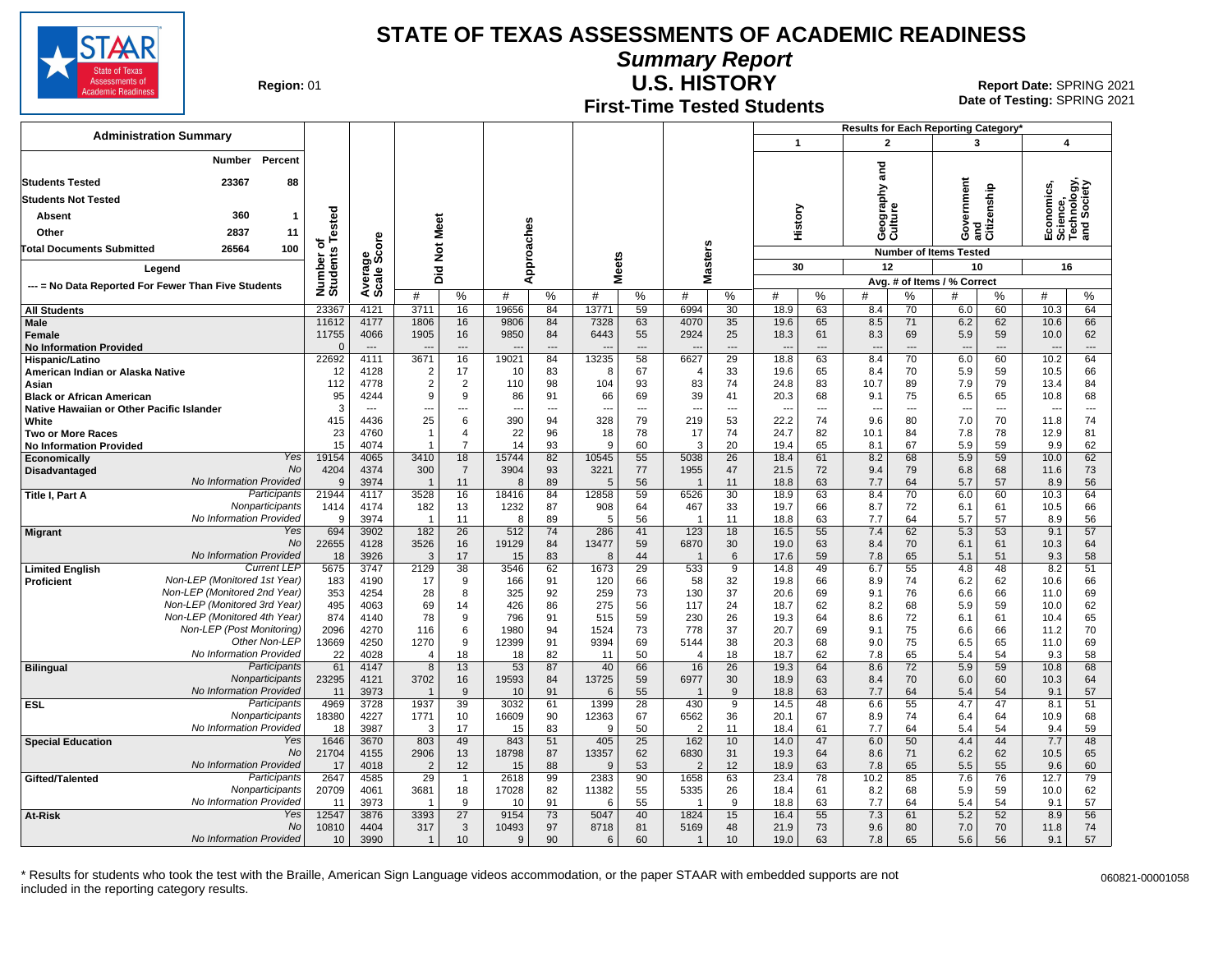# STATE OF TEXAS ASSESSMENTS OF ACADEMIC READINESS

## Summary Report

## U.S. HISTORY

### First-Time Tested Students

**Region:** 01

**Report Date:** SPRING 2021
**Date of Testing:** SPRING 2021

**Administration Summary**

| | Number | Percent |
|---|---|---|
| Students Tested | 23367 | 88 |
| Students Not Tested | | |
| Absent | 360 | 1 |
| Other | 2837 | 11 |
| Total Documents Submitted | 26564 | 100 |

Legend

--- = No Data Reported For Fewer Than Five Students

Results for Each Reporting Category*: 1 = History (30 items tested); 2 = Geography and Culture (12 items tested); 3 = Government and Citizenship (10 items tested); 4 = Economics, Science, Technology, and Society (16 items tested). Values for reporting categories are Avg. # of Items / % Correct.

| Group | | Number of Students Tested | Average Scale Score | Did Not Meet # | Did Not Meet % | Approaches # | Approaches % | Meets # | Meets % | Masters # | Masters % | 1 History # | 1 History % | 2 Geography and Culture # | 2 Geography and Culture % | 3 Government and Citizenship # | 3 Government and Citizenship % | 4 Economics, Science, Technology, and Society # | 4 Economics, Science, Technology, and Society % |
|---|---|---|---|---|---|---|---|---|---|---|---|---|---|---|---|---|---|---|---|
| All Students | | 23367 | 4121 | 3711 | 16 | 19656 | 84 | 13771 | 59 | 6994 | 30 | 18.9 | 63 | 8.4 | 70 | 6.0 | 60 | 10.3 | 64 |
| Male | | 11612 | 4177 | 1806 | 16 | 9806 | 84 | 7328 | 63 | 4070 | 35 | 19.6 | 65 | 8.5 | 71 | 6.2 | 62 | 10.6 | 66 |
| Female | | 11755 | 4066 | 1905 | 16 | 9850 | 84 | 6443 | 55 | 2924 | 25 | 18.3 | 61 | 8.3 | 69 | 5.9 | 59 | 10.0 | 62 |
| No Information Provided | | 0 | --- | --- | --- | --- | --- | --- | --- | --- | --- | --- | --- | --- | --- | --- | --- | --- | --- |
| Hispanic/Latino | | 22692 | 4111 | 3671 | 16 | 19021 | 84 | 13235 | 58 | 6627 | 29 | 18.8 | 63 | 8.4 | 70 | 6.0 | 60 | 10.2 | 64 |
| American Indian or Alaska Native | | 12 | 4128 | 2 | 17 | 10 | 83 | 8 | 67 | 4 | 33 | 19.6 | 65 | 8.4 | 70 | 5.9 | 59 | 10.5 | 66 |
| Asian | | 112 | 4778 | 2 | 2 | 110 | 98 | 104 | 93 | 83 | 74 | 24.8 | 83 | 10.7 | 89 | 7.9 | 79 | 13.4 | 84 |
| Black or African American | | 95 | 4244 | 9 | 9 | 86 | 91 | 66 | 69 | 39 | 41 | 20.3 | 68 | 9.1 | 75 | 6.5 | 65 | 10.8 | 68 |
| Native Hawaiian or Other Pacific Islander | | 3 | --- | --- | --- | --- | --- | --- | --- | --- | --- | --- | --- | --- | --- | --- | --- | --- | --- |
| White | | 415 | 4436 | 25 | 6 | 390 | 94 | 328 | 79 | 219 | 53 | 22.2 | 74 | 9.6 | 80 | 7.0 | 70 | 11.8 | 74 |
| Two or More Races | | 23 | 4760 | 1 | 4 | 22 | 96 | 18 | 78 | 17 | 74 | 24.7 | 82 | 10.1 | 84 | 7.8 | 78 | 12.9 | 81 |
| No Information Provided | | 15 | 4074 | 1 | 7 | 14 | 93 | 9 | 60 | 3 | 20 | 19.4 | 65 | 8.1 | 67 | 5.9 | 59 | 9.9 | 62 |
| Economically Disadvantaged | Yes | 19154 | 4065 | 3410 | 18 | 15744 | 82 | 10545 | 55 | 5038 | 26 | 18.4 | 61 | 8.2 | 68 | 5.9 | 59 | 10.0 | 62 |
| | No | 4204 | 4374 | 300 | 7 | 3904 | 93 | 3221 | 77 | 1955 | 47 | 21.5 | 72 | 9.4 | 79 | 6.8 | 68 | 11.6 | 73 |
| | No Information Provided | 9 | 3974 | 1 | 11 | 8 | 89 | 5 | 56 | 1 | 11 | 18.8 | 63 | 7.7 | 64 | 5.7 | 57 | 8.9 | 56 |
| Title I, Part A | Participants | 21944 | 4117 | 3528 | 16 | 18416 | 84 | 12858 | 59 | 6526 | 30 | 18.9 | 63 | 8.4 | 70 | 6.0 | 60 | 10.3 | 64 |
| | Nonparticipants | 1414 | 4174 | 182 | 13 | 1232 | 87 | 908 | 64 | 467 | 33 | 19.7 | 66 | 8.7 | 72 | 6.1 | 61 | 10.5 | 66 |
| | No Information Provided | 9 | 3974 | 1 | 11 | 8 | 89 | 5 | 56 | 1 | 11 | 18.8 | 63 | 7.7 | 64 | 5.7 | 57 | 8.9 | 56 |
| Migrant | Yes | 694 | 3902 | 182 | 26 | 512 | 74 | 286 | 41 | 123 | 18 | 16.5 | 55 | 7.4 | 62 | 5.3 | 53 | 9.1 | 57 |
| | No | 22655 | 4128 | 3526 | 16 | 19129 | 84 | 13477 | 59 | 6870 | 30 | 19.0 | 63 | 8.4 | 70 | 6.1 | 61 | 10.3 | 64 |
| | No Information Provided | 18 | 3926 | 3 | 17 | 15 | 83 | 8 | 44 | 1 | 6 | 17.6 | 59 | 7.8 | 65 | 5.1 | 51 | 9.3 | 58 |
| Limited English Proficient | Current LEP | 5675 | 3747 | 2129 | 38 | 3546 | 62 | 1673 | 29 | 533 | 9 | 14.8 | 49 | 6.7 | 55 | 4.8 | 48 | 8.2 | 51 |
| | Non-LEP (Monitored 1st Year) | 183 | 4190 | 17 | 9 | 166 | 91 | 120 | 66 | 58 | 32 | 19.8 | 66 | 8.9 | 74 | 6.2 | 62 | 10.6 | 66 |
| | Non-LEP (Monitored 2nd Year) | 353 | 4254 | 28 | 8 | 325 | 92 | 259 | 73 | 130 | 37 | 20.6 | 69 | 9.1 | 76 | 6.6 | 66 | 11.0 | 69 |
| | Non-LEP (Monitored 3rd Year) | 495 | 4063 | 69 | 14 | 426 | 86 | 275 | 56 | 117 | 24 | 18.7 | 62 | 8.2 | 68 | 5.9 | 59 | 10.0 | 62 |
| | Non-LEP (Monitored 4th Year) | 874 | 4140 | 78 | 9 | 796 | 91 | 515 | 59 | 230 | 26 | 19.3 | 64 | 8.6 | 72 | 6.1 | 61 | 10.4 | 65 |
| | Non-LEP (Post Monitoring) | 2096 | 4270 | 116 | 6 | 1980 | 94 | 1524 | 73 | 778 | 37 | 20.7 | 69 | 9.1 | 75 | 6.6 | 66 | 11.2 | 70 |
| | Other Non-LEP | 13669 | 4250 | 1270 | 9 | 12399 | 91 | 9394 | 69 | 5144 | 38 | 20.3 | 68 | 9.0 | 75 | 6.5 | 65 | 11.0 | 69 |
| | No Information Provided | 22 | 4028 | 4 | 18 | 18 | 82 | 11 | 50 | 4 | 18 | 18.7 | 62 | 7.8 | 65 | 5.4 | 54 | 9.3 | 58 |
| Bilingual | Participants | 61 | 4147 | 8 | 13 | 53 | 87 | 40 | 66 | 16 | 26 | 19.3 | 64 | 8.6 | 72 | 5.9 | 59 | 10.8 | 68 |
| | Nonparticipants | 23295 | 4121 | 3702 | 16 | 19593 | 84 | 13725 | 59 | 6977 | 30 | 18.9 | 63 | 8.4 | 70 | 6.0 | 60 | 10.3 | 64 |
| | No Information Provided | 11 | 3973 | 1 | 9 | 10 | 91 | 6 | 55 | 1 | 9 | 18.8 | 63 | 7.7 | 64 | 5.4 | 54 | 9.1 | 57 |
| ESL | Participants | 4969 | 3728 | 1937 | 39 | 3032 | 61 | 1399 | 28 | 430 | 9 | 14.5 | 48 | 6.6 | 55 | 4.7 | 47 | 8.1 | 51 |
| | Nonparticipants | 18380 | 4227 | 1771 | 10 | 16609 | 90 | 12363 | 67 | 6562 | 36 | 20.1 | 67 | 8.9 | 74 | 6.4 | 64 | 10.9 | 68 |
| | No Information Provided | 18 | 3987 | 3 | 17 | 15 | 83 | 9 | 50 | 2 | 11 | 18.4 | 61 | 7.7 | 64 | 5.4 | 54 | 9.4 | 59 |
| Special Education | Yes | 1646 | 3670 | 803 | 49 | 843 | 51 | 405 | 25 | 162 | 10 | 14.0 | 47 | 6.0 | 50 | 4.4 | 44 | 7.7 | 48 |
| | No | 21704 | 4155 | 2906 | 13 | 18798 | 87 | 13357 | 62 | 6830 | 31 | 19.3 | 64 | 8.6 | 71 | 6.2 | 62 | 10.5 | 65 |
| | No Information Provided | 17 | 4018 | 2 | 12 | 15 | 88 | 9 | 53 | 2 | 12 | 18.9 | 63 | 7.8 | 65 | 5.5 | 55 | 9.6 | 60 |
| Gifted/Talented | Participants | 2647 | 4585 | 29 | 1 | 2618 | 99 | 2383 | 90 | 1658 | 63 | 23.4 | 78 | 10.2 | 85 | 7.6 | 76 | 12.7 | 79 |
| | Nonparticipants | 20709 | 4061 | 3681 | 18 | 17028 | 82 | 11382 | 55 | 5335 | 26 | 18.4 | 61 | 8.2 | 68 | 5.9 | 59 | 10.0 | 62 |
| | No Information Provided | 11 | 3973 | 1 | 9 | 10 | 91 | 6 | 55 | 1 | 9 | 18.8 | 63 | 7.7 | 64 | 5.4 | 54 | 9.1 | 57 |
| At-Risk | Yes | 12547 | 3876 | 3393 | 27 | 9154 | 73 | 5047 | 40 | 1824 | 15 | 16.4 | 55 | 7.3 | 61 | 5.2 | 52 | 8.9 | 56 |
| | No | 10810 | 4404 | 317 | 3 | 10493 | 97 | 8718 | 81 | 5169 | 48 | 21.9 | 73 | 9.6 | 80 | 7.0 | 70 | 11.8 | 74 |
| | No Information Provided | 10 | 3990 | 1 | 10 | 9 | 90 | 6 | 60 | 1 | 10 | 19.0 | 63 | 7.8 | 65 | 5.6 | 56 | 9.1 | 57 |

\* Results for students who took the test with the Braille, American Sign Language videos accommodation, or the paper STAAR with embedded supports are not included in the reporting category results.

060821-00001058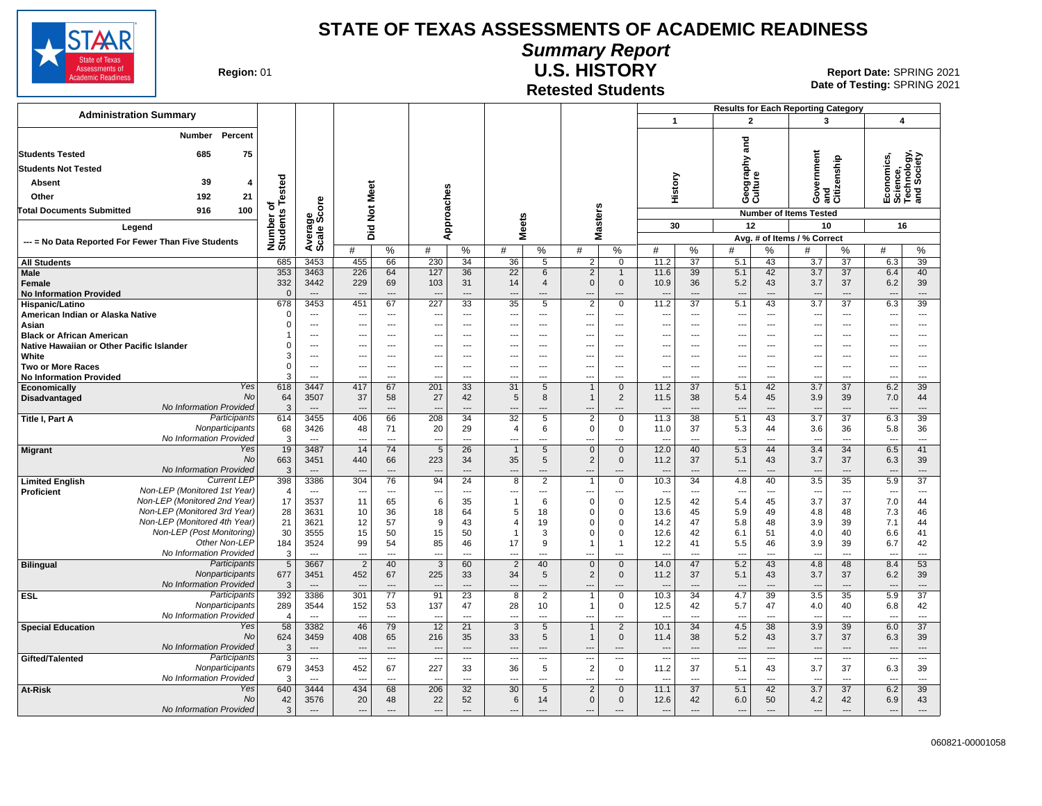# STATE OF TEXAS ASSESSMENTS OF ACADEMIC READINESS

## Summary Report

## U.S. HISTORY

### Retested Students

**Region:** 01

**Report Date:** SPRING 2021
**Date of Testing:** SPRING 2021

| Administration Summary | Number | Percent |
|---|---|---|
| Students Tested | 685 | 75 |
| Students Not Tested | | |
| Absent | 39 | 4 |
| Other | 192 | 21 |
| Total Documents Submitted | 916 | 100 |

Legend

--- = No Data Reported For Fewer Than Five Students

Results for Each Reporting Category: 1 History (Number of Items Tested: 30); 2 Geography and Culture (12); 3 Government and Citizenship (10); 4 Economics, Science, Technology, and Society (16). Avg. # of Items / % Correct.

| Group | Subgroup | Number of Students Tested | Average Scale Score | Did Not Meet # | Did Not Meet % | Approaches # | Approaches % | Meets # | Meets % | Masters # | Masters % | 1 History # | 1 History % | 2 Geography and Culture # | 2 Geography and Culture % | 3 Government and Citizenship # | 3 Government and Citizenship % | 4 Economics, Science, Technology, and Society # | 4 Economics, Science, Technology, and Society % |
|---|---|---|---|---|---|---|---|---|---|---|---|---|---|---|---|---|---|---|---|
| All Students | | 685 | 3453 | 455 | 66 | 230 | 34 | 36 | 5 | 2 | 0 | 11.2 | 37 | 5.1 | 43 | 3.7 | 37 | 6.3 | 39 |
| Male | | 353 | 3463 | 226 | 64 | 127 | 36 | 22 | 6 | 2 | 1 | 11.6 | 39 | 5.1 | 42 | 3.7 | 37 | 6.4 | 40 |
| Female | | 332 | 3442 | 229 | 69 | 103 | 31 | 14 | 4 | 0 | 0 | 10.9 | 36 | 5.2 | 43 | 3.7 | 37 | 6.2 | 39 |
| No Information Provided | | 0 | --- | --- | --- | --- | --- | --- | --- | --- | --- | --- | --- | --- | --- | --- | --- | --- | --- |
| Hispanic/Latino | | 678 | 3453 | 451 | 67 | 227 | 33 | 35 | 5 | 2 | 0 | 11.2 | 37 | 5.1 | 43 | 3.7 | 37 | 6.3 | 39 |
| American Indian or Alaska Native | | 0 | --- | --- | --- | --- | --- | --- | --- | --- | --- | --- | --- | --- | --- | --- | --- | --- | --- |
| Asian | | 0 | --- | --- | --- | --- | --- | --- | --- | --- | --- | --- | --- | --- | --- | --- | --- | --- | --- |
| Black or African American | | 1 | --- | --- | --- | --- | --- | --- | --- | --- | --- | --- | --- | --- | --- | --- | --- | --- | --- |
| Native Hawaiian or Other Pacific Islander | | 0 | --- | --- | --- | --- | --- | --- | --- | --- | --- | --- | --- | --- | --- | --- | --- | --- | --- |
| White | | 3 | --- | --- | --- | --- | --- | --- | --- | --- | --- | --- | --- | --- | --- | --- | --- | --- | --- |
| Two or More Races | | 0 | --- | --- | --- | --- | --- | --- | --- | --- | --- | --- | --- | --- | --- | --- | --- | --- | --- |
| No Information Provided | | 3 | --- | --- | --- | --- | --- | --- | --- | --- | --- | --- | --- | --- | --- | --- | --- | --- | --- |
| Economically Disadvantaged | Yes | 618 | 3447 | 417 | 67 | 201 | 33 | 31 | 5 | 1 | 0 | 11.2 | 37 | 5.1 | 42 | 3.7 | 37 | 6.2 | 39 |
| | No | 64 | 3507 | 37 | 58 | 27 | 42 | 5 | 8 | 1 | 2 | 11.5 | 38 | 5.4 | 45 | 3.9 | 39 | 7.0 | 44 |
| | No Information Provided | 3 | --- | --- | --- | --- | --- | --- | --- | --- | --- | --- | --- | --- | --- | --- | --- | --- | --- |
| Title I, Part A | Participants | 614 | 3455 | 406 | 66 | 208 | 34 | 32 | 5 | 2 | 0 | 11.3 | 38 | 5.1 | 43 | 3.7 | 37 | 6.3 | 39 |
| | Nonparticipants | 68 | 3426 | 48 | 71 | 20 | 29 | 4 | 6 | 0 | 0 | 11.0 | 37 | 5.3 | 44 | 3.6 | 36 | 5.8 | 36 |
| | No Information Provided | 3 | --- | --- | --- | --- | --- | --- | --- | --- | --- | --- | --- | --- | --- | --- | --- | --- | --- |
| Migrant | Yes | 19 | 3487 | 14 | 74 | 5 | 26 | 1 | 5 | 0 | 0 | 12.0 | 40 | 5.3 | 44 | 3.4 | 34 | 6.5 | 41 |
| | No | 663 | 3451 | 440 | 66 | 223 | 34 | 35 | 5 | 2 | 0 | 11.2 | 37 | 5.1 | 43 | 3.7 | 37 | 6.3 | 39 |
| | No Information Provided | 3 | --- | --- | --- | --- | --- | --- | --- | --- | --- | --- | --- | --- | --- | --- | --- | --- | --- |
| Limited English Proficient | Current LEP | 398 | 3386 | 304 | 76 | 94 | 24 | 8 | 2 | 1 | 0 | 10.3 | 34 | 4.8 | 40 | 3.5 | 35 | 5.9 | 37 |
| | Non-LEP (Monitored 1st Year) | 4 | --- | --- | --- | --- | --- | --- | --- | --- | --- | --- | --- | --- | --- | --- | --- | --- | --- |
| | Non-LEP (Monitored 2nd Year) | 17 | 3537 | 11 | 65 | 6 | 35 | 1 | 6 | 0 | 0 | 12.5 | 42 | 5.4 | 45 | 3.7 | 37 | 7.0 | 44 |
| | Non-LEP (Monitored 3rd Year) | 28 | 3631 | 10 | 36 | 18 | 64 | 5 | 18 | 0 | 0 | 13.6 | 45 | 5.9 | 49 | 4.8 | 48 | 7.3 | 46 |
| | Non-LEP (Monitored 4th Year) | 21 | 3621 | 12 | 57 | 9 | 43 | 4 | 19 | 0 | 0 | 14.2 | 47 | 5.8 | 48 | 3.9 | 39 | 7.1 | 44 |
| | Non-LEP (Post Monitoring) | 30 | 3555 | 15 | 50 | 15 | 50 | 1 | 3 | 0 | 0 | 12.6 | 42 | 6.1 | 51 | 4.0 | 40 | 6.6 | 41 |
| | Other Non-LEP | 184 | 3524 | 99 | 54 | 85 | 46 | 17 | 9 | 1 | 1 | 12.2 | 41 | 5.5 | 46 | 3.9 | 39 | 6.7 | 42 |
| | No Information Provided | 3 | --- | --- | --- | --- | --- | --- | --- | --- | --- | --- | --- | --- | --- | --- | --- | --- | --- |
| Bilingual | Participants | 5 | 3667 | 2 | 40 | 3 | 60 | 2 | 40 | 0 | 0 | 14.0 | 47 | 5.2 | 43 | 4.8 | 48 | 8.4 | 53 |
| | Nonparticipants | 677 | 3451 | 452 | 67 | 225 | 33 | 34 | 5 | 2 | 0 | 11.2 | 37 | 5.1 | 43 | 3.7 | 37 | 6.2 | 39 |
| | No Information Provided | 3 | --- | --- | --- | --- | --- | --- | --- | --- | --- | --- | --- | --- | --- | --- | --- | --- | --- |
| ESL | Participants | 392 | 3386 | 301 | 77 | 91 | 23 | 8 | 2 | 1 | 0 | 10.3 | 34 | 4.7 | 39 | 3.5 | 35 | 5.9 | 37 |
| | Nonparticipants | 289 | 3544 | 152 | 53 | 137 | 47 | 28 | 10 | 1 | 0 | 12.5 | 42 | 5.7 | 47 | 4.0 | 40 | 6.8 | 42 |
| | No Information Provided | 4 | --- | --- | --- | --- | --- | --- | --- | --- | --- | --- | --- | --- | --- | --- | --- | --- | --- |
| Special Education | Yes | 58 | 3382 | 46 | 79 | 12 | 21 | 3 | 5 | 1 | 2 | 10.1 | 34 | 4.5 | 38 | 3.9 | 39 | 6.0 | 37 |
| | No | 624 | 3459 | 408 | 65 | 216 | 35 | 33 | 5 | 1 | 0 | 11.4 | 38 | 5.2 | 43 | 3.7 | 37 | 6.3 | 39 |
| | No Information Provided | 3 | --- | --- | --- | --- | --- | --- | --- | --- | --- | --- | --- | --- | --- | --- | --- | --- | --- |
| Gifted/Talented | Participants | 3 | --- | --- | --- | --- | --- | --- | --- | --- | --- | --- | --- | --- | --- | --- | --- | --- | --- |
| | Nonparticipants | 679 | 3453 | 452 | 67 | 227 | 33 | 36 | 5 | 2 | 0 | 11.2 | 37 | 5.1 | 43 | 3.7 | 37 | 6.3 | 39 |
| | No Information Provided | 3 | --- | --- | --- | --- | --- | --- | --- | --- | --- | --- | --- | --- | --- | --- | --- | --- | --- |
| At-Risk | Yes | 640 | 3444 | 434 | 68 | 206 | 32 | 30 | 5 | 2 | 0 | 11.1 | 37 | 5.1 | 42 | 3.7 | 37 | 6.2 | 39 |
| | No | 42 | 3576 | 20 | 48 | 22 | 52 | 6 | 14 | 0 | 0 | 12.6 | 42 | 6.0 | 50 | 4.2 | 42 | 6.9 | 43 |
| | No Information Provided | 3 | --- | --- | --- | --- | --- | --- | --- | --- | --- | --- | --- | --- | --- | --- | --- | --- | --- |

060821-00001058